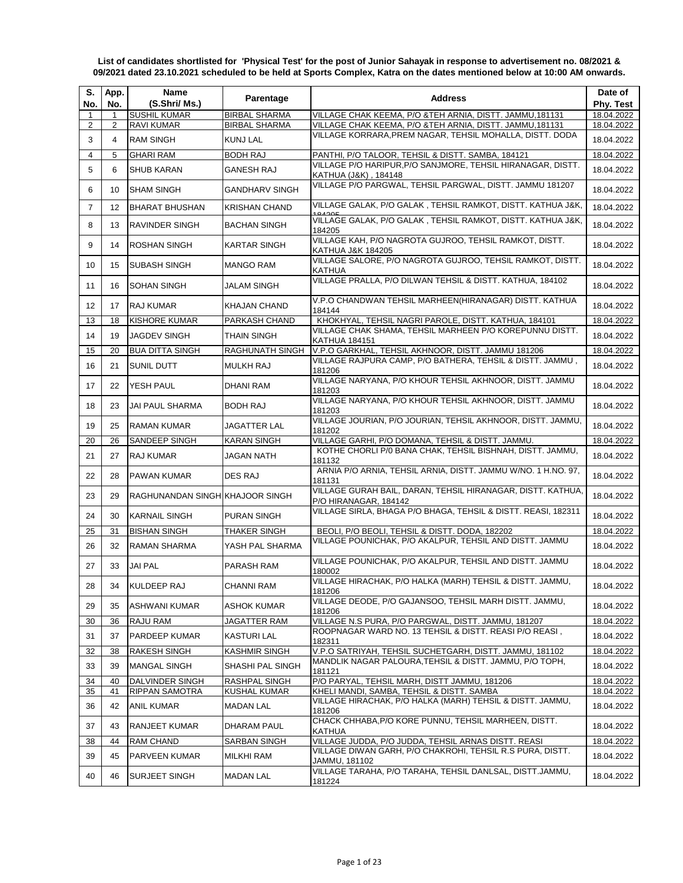**List of candidates shortlisted for 'Physical Test' for the post of Junior Sahayak in response to advertisement no. 08/2021 & 09/2021 dated 23.10.2021 scheduled to be held at Sports Complex, Katra on the dates mentioned below at 10:00 AM onwards.**

| S. No. | App. No. | Name (S.Shri/ Ms.) | Parentage | Address | Date of Phy. Test |
|---|---|---|---|---|---|
| 1 | 1 | SUSHIL KUMAR | BIRBAL SHARMA | VILLAGE CHAK KEEMA, P/O &TEH ARNIA, DISTT. JAMMU,181131 | 18.04.2022 |
| 2 | 2 | RAVI KUMAR | BIRBAL SHARMA | VILLAGE CHAK KEEMA, P/O &TEH ARNIA, DISTT. JAMMU,181131 | 18.04.2022 |
| 3 | 4 | RAM SINGH | KUNJ LAL | VILLAGE KORRARA,PREM NAGAR, TEHSIL MOHALLA, DISTT. DODA | 18.04.2022 |
| 4 | 5 | GHARI RAM | BODH RAJ | PANTHI, P/O TALOOR, TEHSIL & DISTT. SAMBA, 184121 | 18.04.2022 |
| 5 | 6 | SHUB KARAN | GANESH RAJ | VILLAGE P/O HARIPUR,P/O SANJMORE, TEHSIL HIRANAGAR, DISTT. KATHUA (J&K) , 184148 | 18.04.2022 |
| 6 | 10 | SHAM SINGH | GANDHARV SINGH | VILLAGE P/O PARGWAL, TEHSIL PARGWAL, DISTT. JAMMU 181207 | 18.04.2022 |
| 7 | 12 | BHARAT BHUSHAN | KRISHAN CHAND | VILLAGE GALAK, P/O GALAK , TEHSIL RAMKOT, DISTT. KATHUA J&K, 184205 | 18.04.2022 |
| 8 | 13 | RAVINDER SINGH | BACHAN SINGH | VILLAGE GALAK, P/O GALAK , TEHSIL RAMKOT, DISTT. KATHUA J&K, 184205 | 18.04.2022 |
| 9 | 14 | ROSHAN SINGH | KARTAR SINGH | VILLAGE KAH, P/O NAGROTA GUJROO, TEHSIL RAMKOT, DISTT. KATHUA J&K 184205 | 18.04.2022 |
| 10 | 15 | SUBASH SINGH | MANGO RAM | VILLAGE SALORE, P/O NAGROTA GUJROO, TEHSIL RAMKOT, DISTT. KATHUA | 18.04.2022 |
| 11 | 16 | SOHAN SINGH | JALAM SINGH | VILLAGE PRALLA, P/O DILWAN TEHSIL & DISTT. KATHUA, 184102 | 18.04.2022 |
| 12 | 17 | RAJ KUMAR | KHAJAN CHAND | V.P.O CHANDWAN TEHSIL MARHEEN(HIRANAGAR) DISTT. KATHUA 184144 | 18.04.2022 |
| 13 | 18 | KISHORE KUMAR | PARKASH CHAND | KHOKHYAL, TEHSIL NAGRI PAROLE, DISTT. KATHUA, 184101 | 18.04.2022 |
| 14 | 19 | JAGDEV SINGH | THAIN SINGH | VILLAGE CHAK SHAMA, TEHSIL MARHEEN P/O KOREPUNNU DISTT. KATHUA 184151 | 18.04.2022 |
| 15 | 20 | BUA DITTA SINGH | RAGHUNATH SINGH | V.P.O GARKHAL, TEHSIL AKHNOOR, DISTT. JAMMU 181206 | 18.04.2022 |
| 16 | 21 | SUNIL DUTT | MULKH RAJ | VILLAGE RAJPURA CAMP, P/O BATHERA, TEHSIL & DISTT. JAMMU , 181206 | 18.04.2022 |
| 17 | 22 | YESH PAUL | DHANI RAM | VILLAGE NARYANA, P/O KHOUR TEHSIL AKHNOOR, DISTT. JAMMU 181203 | 18.04.2022 |
| 18 | 23 | JAI PAUL SHARMA | BODH RAJ | VILLAGE NARYANA, P/O KHOUR TEHSIL AKHNOOR, DISTT. JAMMU 181203 | 18.04.2022 |
| 19 | 25 | RAMAN KUMAR | JAGATTER LAL | VILLAGE JOURIAN, P/O JOURIAN, TEHSIL AKHNOOR, DISTT. JAMMU, 181202 | 18.04.2022 |
| 20 | 26 | SANDEEP SINGH | KARAN SINGH | VILLAGE GARHI, P/O DOMANA, TEHSIL & DISTT. JAMMU. | 18.04.2022 |
| 21 | 27 | RAJ KUMAR | JAGAN NATH | KOTHE CHORLI P/0 BANA CHAK, TEHSIL BISHNAH, DISTT. JAMMU, 181132 | 18.04.2022 |
| 22 | 28 | PAWAN KUMAR | DES RAJ | ARNIA P/O ARNIA, TEHSIL ARNIA, DISTT. JAMMU W/NO. 1 H.NO. 97, 181131 | 18.04.2022 |
| 23 | 29 | RAGHUNANDAN SINGH | KHAJOOR SINGH | VILLAGE GURAH BAIL, DARAN, TEHSIL HIRANAGAR, DISTT. KATHUA, P/O HIRANAGAR, 184142 | 18.04.2022 |
| 24 | 30 | KARNAIL SINGH | PURAN SINGH | VILLAGE SIRLA, BHAGA P/O BHAGA, TEHSIL & DISTT. REASI, 182311 | 18.04.2022 |
| 25 | 31 | BISHAN SINGH | THAKER SINGH | BEOLI, P/O BEOLI, TEHSIL & DISTT. DODA, 182202 | 18.04.2022 |
| 26 | 32 | RAMAN SHARMA | YASH PAL SHARMA | VILLAGE POUNICHAK, P/O AKALPUR, TEHSIL AND DISTT. JAMMU | 18.04.2022 |
| 27 | 33 | JAI PAL | PARASH RAM | VILLAGE POUNICHAK, P/O AKALPUR, TEHSIL AND DISTT. JAMMU 180002 | 18.04.2022 |
| 28 | 34 | KULDEEP RAJ | CHANNI RAM | VILLAGE HIRACHAK, P/O HALKA (MARH) TEHSIL & DISTT. JAMMU, 181206 | 18.04.2022 |
| 29 | 35 | ASHWANI KUMAR | ASHOK KUMAR | VILLAGE DEODE, P/O GAJANSOO, TEHSIL MARH DISTT. JAMMU, 181206 | 18.04.2022 |
| 30 | 36 | RAJU RAM | JAGATTER RAM | VILLAGE N.S PURA, P/O PARGWAL, DISTT. JAMMU, 181207 | 18.04.2022 |
| 31 | 37 | PARDEEP KUMAR | KASTURI LAL | ROOPNAGAR WARD NO. 13 TEHSIL & DISTT. REASI P/O REASI , 182311 | 18.04.2022 |
| 32 | 38 | RAKESH SINGH | KASHMIR SINGH | V.P.O SATRIYAH, TEHSIL SUCHETGARH, DISTT. JAMMU, 181102 | 18.04.2022 |
| 33 | 39 | MANGAL SINGH | SHASHI PAL SINGH | MANDLIK NAGAR PALOURA,TEHSIL & DISTT. JAMMU, P/O TOPH, 181121 | 18.04.2022 |
| 34 | 40 | DALVINDER SINGH | RASHPAL SINGH | P/O PARYAL, TEHSIL MARH, DISTT JAMMU, 181206 | 18.04.2022 |
| 35 | 41 | RIPPAN SAMOTRA | KUSHAL KUMAR | KHELI MANDI, SAMBA, TEHSIL & DISTT. SAMBA | 18.04.2022 |
| 36 | 42 | ANIL KUMAR | MADAN LAL | VILLAGE HIRACHAK, P/O HALKA (MARH) TEHSIL & DISTT. JAMMU, 181206 | 18.04.2022 |
| 37 | 43 | RANJEET KUMAR | DHARAM PAUL | CHACK CHHABA,P/O KORE PUNNU, TEHSIL MARHEEN, DISTT. KATHUA | 18.04.2022 |
| 38 | 44 | RAM CHAND | SARBAN SINGH | VILLAGE JUDDA, P/O JUDDA, TEHSIL ARNAS DISTT. REASI | 18.04.2022 |
| 39 | 45 | PARVEEN KUMAR | MILKHI RAM | VILLAGE DIWAN GARH, P/O CHAKROHI, TEHSIL R.S PURA, DISTT. JAMMU, 181102 | 18.04.2022 |
| 40 | 46 | SURJEET SINGH | MADAN LAL | VILLAGE TARAHA, P/O TARAHA, TEHSIL DANLSAL, DISTT.JAMMU, 181224 | 18.04.2022 |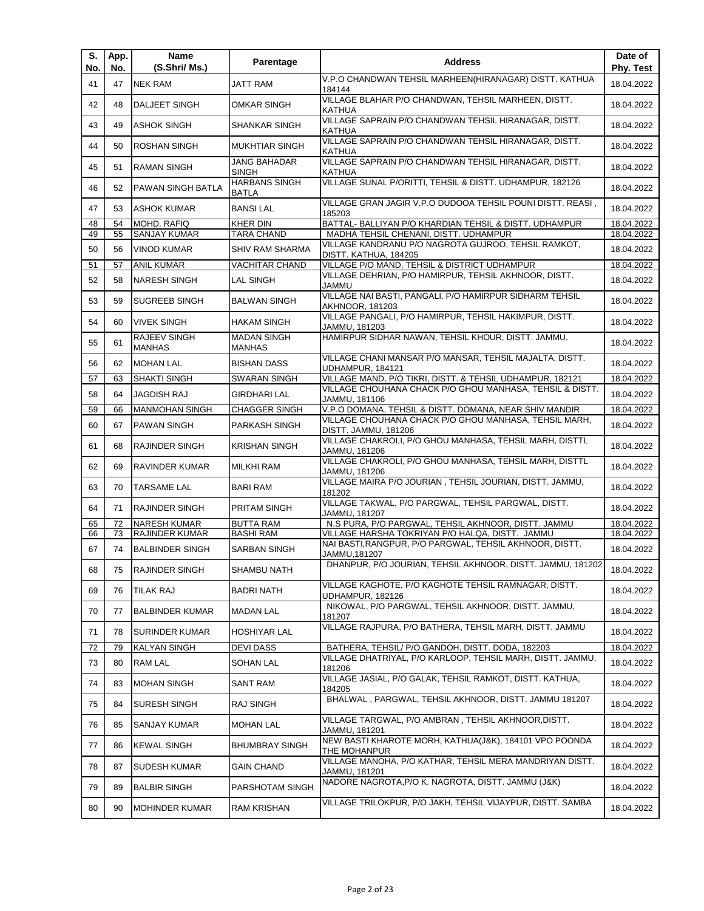| S. No. | App. No. | Name (S.Shri/ Ms.) | Parentage | Address | Date of Phy. Test |
|---|---|---|---|---|---|
| 41 | 47 | NEK RAM | JATT RAM | V.P.O CHANDWAN TEHSIL MARHEEN(HIRANAGAR) DISTT. KATHUA 184144 | 18.04.2022 |
| 42 | 48 | DALJEET SINGH | OMKAR SINGH | VILLAGE BLAHAR P/O CHANDWAN, TEHSIL MARHEEN, DISTT. KATHUA | 18.04.2022 |
| 43 | 49 | ASHOK SINGH | SHANKAR SINGH | VILLAGE SAPRAIN P/O CHANDWAN TEHSIL HIRANAGAR, DISTT. KATHUA | 18.04.2022 |
| 44 | 50 | ROSHAN SINGH | MUKHTIAR SINGH | VILLAGE SAPRAIN P/O CHANDWAN TEHSIL HIRANAGAR, DISTT. KATHUA | 18.04.2022 |
| 45 | 51 | RAMAN SINGH | JANG BAHADAR SINGH | VILLAGE SAPRAIN P/O CHANDWAN TEHSIL HIRANAGAR, DISTT. KATHUA | 18.04.2022 |
| 46 | 52 | PAWAN SINGH BATLA | HARBANS SINGH BATLA | VILLAGE SUNAL P/ORITTI, TEHSIL & DISTT. UDHAMPUR, 182126 | 18.04.2022 |
| 47 | 53 | ASHOK KUMAR | BANSI LAL | VILLAGE GRAN JAGIR V.P.O DUDOOA TEHSIL POUNI DISTT. REASI , 185203 | 18.04.2022 |
| 48 | 54 | MOHD. RAFIQ | KHER DIN | BATTAL- BALLIYAN P/O KHARDIAN TEHSIL & DISTT. UDHAMPUR | 18.04.2022 |
| 49 | 55 | SANJAY KUMAR | TARA CHAND | MADHA TEHSIL CHENANI, DISTT. UDHAMPUR | 18.04.2022 |
| 50 | 56 | VINOD KUMAR | SHIV RAM SHARMA | VILLAGE KANDRANU P/O NAGROTA GUJROO, TEHSIL RAMKOT, DISTT. KATHUA, 184205 | 18.04.2022 |
| 51 | 57 | ANIL KUMAR | VACHITAR CHAND | VILLAGE P/O MAND, TEHSIL & DISTRICT UDHAMPUR | 18.04.2022 |
| 52 | 58 | NARESH SINGH | LAL SINGH | VILLAGE DEHRIAN, P/O HAMIRPUR, TEHSIL AKHNOOR, DISTT. JAMMU | 18.04.2022 |
| 53 | 59 | SUGREEB SINGH | BALWAN SINGH | VILLAGE NAI BASTI, PANGALI, P/O HAMIRPUR SIDHARM TEHSIL AKHNOOR, 181203 | 18.04.2022 |
| 54 | 60 | VIVEK SINGH | HAKAM SINGH | VILLAGE PANGALI, P/O HAMIRPUR, TEHSIL HAKIMPUR, DISTT. JAMMU, 181203 | 18.04.2022 |
| 55 | 61 | RAJEEV SINGH MANHAS | MADAN SINGH MANHAS | HAMIRPUR SIDHAR NAWAN, TEHSIL KHOUR, DISTT. JAMMU. | 18.04.2022 |
| 56 | 62 | MOHAN LAL | BISHAN DASS | VILLAGE CHANI MANSAR P/O MANSAR, TEHSIL MAJALTA, DISTT. UDHAMPUR, 184121 | 18.04.2022 |
| 57 | 63 | SHAKTI SINGH | SWARAN SINGH | VILLAGE MAND, P/O TIKRI, DISTT. & TEHSIL UDHAMPUR, 182121 | 18.04.2022 |
| 58 | 64 | JAGDISH RAJ | GIRDHARI LAL | VILLAGE CHOUHANA CHACK P/O GHOU MANHASA, TEHSIL & DISTT. JAMMU, 181106 | 18.04.2022 |
| 59 | 66 | MANMOHAN SINGH | CHAGGER SINGH | V.P.O DOMANA, TEHSIL & DISTT. DOMANA, NEAR SHIV MANDIR | 18.04.2022 |
| 60 | 67 | PAWAN SINGH | PARKASH SINGH | VILLAGE CHOUHANA CHACK P/O GHOU MANHASA, TEHSIL MARH, DISTT. JAMMU, 181206 | 18.04.2022 |
| 61 | 68 | RAJINDER SINGH | KRISHAN SINGH | VILLAGE CHAKROLI, P/O GHOU MANHASA, TEHSIL MARH, DISTTL JAMMU, 181206 | 18.04.2022 |
| 62 | 69 | RAVINDER KUMAR | MILKHI RAM | VILLAGE CHAKROLI, P/O GHOU MANHASA, TEHSIL MARH, DISTTL JAMMU, 181206 | 18.04.2022 |
| 63 | 70 | TARSAME LAL | BARI RAM | VILLAGE MAIRA P/O JOURIAN , TEHSIL JOURIAN, DISTT. JAMMU, 181202 | 18.04.2022 |
| 64 | 71 | RAJINDER SINGH | PRITAM SINGH | VILLAGE TAKWAL, P/O PARGWAL, TEHSIL PARGWAL, DISTT. JAMMU, 181207 | 18.04.2022 |
| 65 | 72 | NARESH KUMAR | BUTTA RAM | N.S PURA, P/O PARGWAL, TEHSIL AKHNOOR, DISTT. JAMMU | 18.04.2022 |
| 66 | 73 | RAJINDER KUMAR | BASHI RAM | VILLAGE HARSHA TOKRIYAN P/O HALQA, DISTT. JAMMU | 18.04.2022 |
| 67 | 74 | BALBINDER SINGH | SARBAN SINGH | NAI BASTI,RANGPUR, P/O PARGWAL, TEHSIL AKHNOOR, DISTT. JAMMU,181207 | 18.04.2022 |
| 68 | 75 | RAJINDER SINGH | SHAMBU NATH | DHANPUR, P/O JOURIAN, TEHSIL AKHNOOR, DISTT. JAMMU, 181202 | 18.04.2022 |
| 69 | 76 | TILAK RAJ | BADRI NATH | VILLAGE KAGHOTE, P/O KAGHOTE TEHSIL RAMNAGAR, DISTT. UDHAMPUR, 182126 | 18.04.2022 |
| 70 | 77 | BALBINDER KUMAR | MADAN LAL | NIKOWAL, P/O PARGWAL, TEHSIL AKHNOOR, DISTT. JAMMU, 181207 | 18.04.2022 |
| 71 | 78 | SURINDER KUMAR | HOSHIYAR LAL | VILLAGE RAJPURA, P/O BATHERA, TEHSIL MARH, DISTT. JAMMU | 18.04.2022 |
| 72 | 79 | KALYAN SINGH | DEVI DASS | BATHERA, TEHSIL/ P/O GANDOH, DISTT. DODA, 182203 | 18.04.2022 |
| 73 | 80 | RAM LAL | SOHAN LAL | VILLAGE DHATRIYAL, P/O KARLOOP, TEHSIL MARH, DISTT. JAMMU, 181206 | 18.04.2022 |
| 74 | 83 | MOHAN SINGH | SANT RAM | VILLAGE JASIAL, P/O GALAK, TEHSIL RAMKOT, DISTT. KATHUA, 184205 | 18.04.2022 |
| 75 | 84 | SURESH SINGH | RAJ SINGH | BHALWAL , PARGWAL, TEHSIL AKHNOOR, DISTT. JAMMU 181207 | 18.04.2022 |
| 76 | 85 | SANJAY KUMAR | MOHAN LAL | VILLAGE TARGWAL, P/O AMBRAN , TEHSIL AKHNOOR,DISTT. JAMMU, 181201 | 18.04.2022 |
| 77 | 86 | KEWAL SINGH | BHUMBRAY SINGH | NEW BASTI KHAROTE MORH, KATHUA(J&K), 184101 VPO POONDA THE MOHANPUR | 18.04.2022 |
| 78 | 87 | SUDESH KUMAR | GAIN CHAND | VILLAGE MANOHA, P/O KATHAR, TEHSIL MERA MANDRIYAN DISTT. JAMMU, 181201 | 18.04.2022 |
| 79 | 89 | BALBIR SINGH | PARSHOTAM SINGH | NADORE NAGROTA,P/O K. NAGROTA, DISTT. JAMMU (J&K) | 18.04.2022 |
| 80 | 90 | MOHINDER KUMAR | RAM KRISHAN | VILLAGE TRILOKPUR, P/O JAKH, TEHSIL VIJAYPUR, DISTT. SAMBA | 18.04.2022 |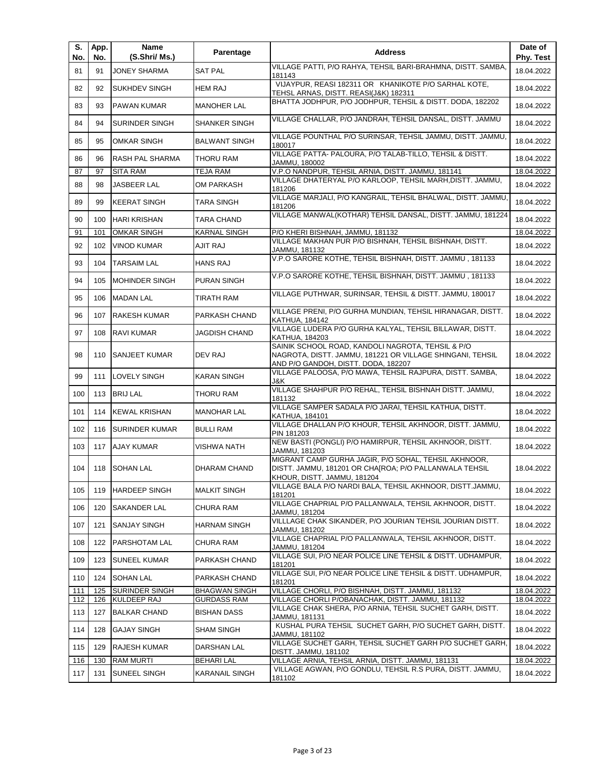| S. No. | App. No. | Name (S.Shri/ Ms.) | Parentage | Address | Date of Phy. Test |
|---|---|---|---|---|---|
| 81 | 91 | JONEY SHARMA | SAT PAL | VILLAGE PATTI, P/O RAHYA, TEHSIL BARI-BRAHMNA, DISTT. SAMBA, 181143 | 18.04.2022 |
| 82 | 92 | SUKHDEV SINGH | HEM RAJ | VIJAYPUR, REASI 182311 OR KHANIKOTE P/O SARHAL KOTE, TEHSL ARNAS, DISTT. REASI(J&K) 182311 | 18.04.2022 |
| 83 | 93 | PAWAN KUMAR | MANOHER LAL | BHATTA JODHPUR, P/O JODHPUR, TEHSIL & DISTT. DODA, 182202 | 18.04.2022 |
| 84 | 94 | SURINDER SINGH | SHANKER SINGH | VILLAGE CHALLAR, P/O JANDRAH, TEHSIL DANSAL, DISTT. JAMMU | 18.04.2022 |
| 85 | 95 | OMKAR SINGH | BALWANT SINGH | VILLAGE POUNTHAL P/O SURINSAR, TEHSIL JAMMU, DISTT. JAMMU, 180017 | 18.04.2022 |
| 86 | 96 | RASH PAL SHARMA | THORU RAM | VILLAGE PATTA- PALOURA, P/O TALAB-TILLO, TEHSIL & DISTT. JAMMU, 180002 | 18.04.2022 |
| 87 | 97 | SITA RAM | TEJA RAM | V.P.O NANDPUR, TEHSIL ARNIA, DISTT. JAMMU, 181141 | 18.04.2022 |
| 88 | 98 | JASBEER LAL | OM PARKASH | VILLAGE DHATERYAL P/O KARLOOP, TEHSIL MARH,DISTT. JAMMU, 181206 | 18.04.2022 |
| 89 | 99 | KEERAT SINGH | TARA SINGH | VILLAGE MARJALI, P/O KANGRAIL, TEHSIL BHALWAL, DISTT. JAMMU, 181206 | 18.04.2022 |
| 90 | 100 | HARI KRISHAN | TARA CHAND | VILLAGE MANWAL(KOTHAR) TEHSIL DANSAL, DISTT. JAMMU, 181224 | 18.04.2022 |
| 91 | 101 | OMKAR SINGH | KARNAL SINGH | P/O KHERI BISHNAH, JAMMU, 181132 | 18.04.2022 |
| 92 | 102 | VINOD KUMAR | AJIT RAJ | VILLAGE MAKHAN PUR P/O BISHNAH, TEHSIL BISHNAH, DISTT. JAMMU, 181132 | 18.04.2022 |
| 93 | 104 | TARSAIM LAL | HANS RAJ | V.P.O SARORE KOTHE, TEHSIL BISHNAH, DISTT. JAMMU , 181133 | 18.04.2022 |
| 94 | 105 | MOHINDER SINGH | PURAN SINGH | V.P.O SARORE KOTHE, TEHSIL BISHNAH, DISTT. JAMMU , 181133 | 18.04.2022 |
| 95 | 106 | MADAN LAL | TIRATH RAM | VILLAGE PUTHWAR, SURINSAR, TEHSIL & DISTT. JAMMU, 180017 | 18.04.2022 |
| 96 | 107 | RAKESH KUMAR | PARKASH CHAND | VILLAGE PRENI, P/O GURHA MUNDIAN, TEHSIL HIRANAGAR, DISTT. KATHUA, 184142 | 18.04.2022 |
| 97 | 108 | RAVI KUMAR | JAGDISH CHAND | VILLAGE LUDERA P/O GURHA KALYAL, TEHSIL BILLAWAR, DISTT. KATHUA, 184203 | 18.04.2022 |
| 98 | 110 | SANJEET KUMAR | DEV RAJ | SAINIK SCHOOL ROAD, KANDOLI NAGROTA, TEHSIL & P/O NAGROTA, DISTT. JAMMU, 181221 OR VILLAGE SHINGANI, TEHSIL AND P/O GANDOH, DISTT. DODA, 182207 | 18.04.2022 |
| 99 | 111 | LOVELY SINGH | KARAN SINGH | VILLAGE PALOOSA, P/O MAWA, TEHSIL RAJPURA, DISTT. SAMBA, J&K | 18.04.2022 |
| 100 | 113 | BRIJ LAL | THORU RAM | VILLAGE SHAHPUR P/O REHAL, TEHSIL BISHNAH DISTT. JAMMU, 181132 | 18.04.2022 |
| 101 | 114 | KEWAL KRISHAN | MANOHAR LAL | VILLAGE SAMPER SADALA P/O JARAI, TEHSIL KATHUA, DISTT. KATHUA, 184101 | 18.04.2022 |
| 102 | 116 | SURINDER KUMAR | BULLI RAM | VILLAGE DHALLAN P/O KHOUR, TEHSIL AKHNOOR, DISTT. JAMMU, PIN 181203 | 18.04.2022 |
| 103 | 117 | AJAY KUMAR | VISHWA NATH | NEW BASTI (PONGLI) P/O HAMIRPUR, TEHSIL AKHNOOR, DISTT. JAMMU, 181203 | 18.04.2022 |
| 104 | 118 | SOHAN LAL | DHARAM CHAND | MIGRANT CAMP GURHA JAGIR, P/O SOHAL, TEHSIL AKHNOOR, DISTT. JAMMU, 181201 OR CHA[ROA; P/O PALLANWALA TEHSIL KHOUR, DISTT. JAMMU, 181204 | 18.04.2022 |
| 105 | 119 | HARDEEP SINGH | MALKIT SINGH | VILLAGE BALA P/O NARDI BALA, TEHSIL AKHNOOR, DISTT.JAMMU, 181201 | 18.04.2022 |
| 106 | 120 | SAKANDER LAL | CHURA RAM | VILLAGE CHAPRIAL P/O PALLANWALA, TEHSIL AKHNOOR, DISTT. JAMMU, 181204 | 18.04.2022 |
| 107 | 121 | SANJAY SINGH | HARNAM SINGH | VILLLAGE CHAK SIKANDER, P/O JOURIAN TEHSIL JOURIAN DISTT. JAMMU, 181202 | 18.04.2022 |
| 108 | 122 | PARSHOTAM LAL | CHURA RAM | VILLAGE CHAPRIAL P/O PALLANWALA, TEHSIL AKHNOOR, DISTT. JAMMU, 181204 | 18.04.2022 |
| 109 | 123 | SUNEEL KUMAR | PARKASH CHAND | VILLAGE SUI, P/O NEAR POLICE LINE TEHSIL & DISTT. UDHAMPUR, 181201 | 18.04.2022 |
| 110 | 124 | SOHAN LAL | PARKASH CHAND | VILLAGE SUI, P/O NEAR POLICE LINE TEHSIL & DISTT. UDHAMPUR, 181201 | 18.04.2022 |
| 111 | 125 | SURINDER SINGH | BHAGWAN SINGH | VILLAGE CHORLI, P/O BISHNAH, DISTT. JAMMU, 181132 | 18.04.2022 |
| 112 | 126 | KULDEEP RAJ | GURDASS RAM | VILLAGE CHORLI P/OBANACHAK, DISTT. JAMMU, 181132 | 18.04.2022 |
| 113 | 127 | BALKAR CHAND | BISHAN DASS | VILLAGE CHAK SHERA, P/O ARNIA, TEHSIL SUCHET GARH, DISTT. JAMMU, 181131 | 18.04.2022 |
| 114 | 128 | GAJAY SINGH | SHAM SINGH | KUSHAL PURA TEHSIL SUCHET GARH, P/O SUCHET GARH, DISTT. JAMMU, 181102 | 18.04.2022 |
| 115 | 129 | RAJESH KUMAR | DARSHAN LAL | VILLAGE SUCHET GARH, TEHSIL SUCHET GARH P/O SUCHET GARH, DISTT. JAMMU, 181102 | 18.04.2022 |
| 116 | 130 | RAM MURTI | BEHARI LAL | VILLAGE ARNIA, TEHSIL ARNIA, DISTT. JAMMU, 181131 | 18.04.2022 |
| 117 | 131 | SUNEEL SINGH | KARANAIL SINGH | VILLAGE AGWAN, P/O GONDLU, TEHSIL R.S PURA, DISTT. JAMMU, 181102 | 18.04.2022 |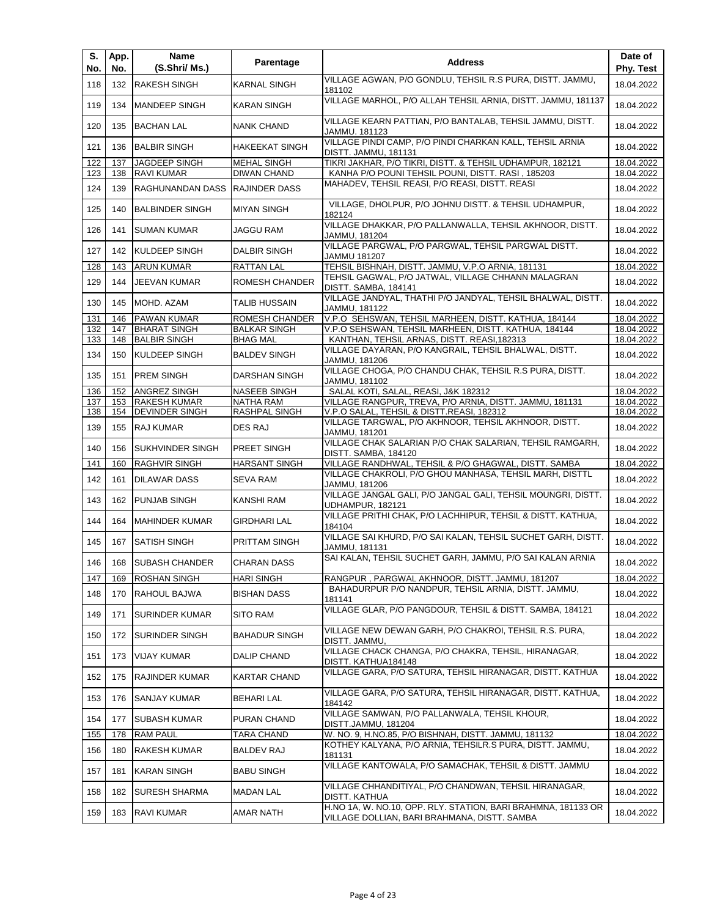| S. No. | App. No. | Name (S.Shri/ Ms.) | Parentage | Address | Date of Phy. Test |
|---|---|---|---|---|---|
| 118 | 132 | RAKESH SINGH | KARNAL SINGH | VILLAGE AGWAN, P/O GONDLU, TEHSIL R.S PURA, DISTT. JAMMU, 181102 | 18.04.2022 |
| 119 | 134 | MANDEEP SINGH | KARAN SINGH | VILLAGE MARHOL, P/O ALLAH TEHSIL ARNIA, DISTT. JAMMU, 181137 | 18.04.2022 |
| 120 | 135 | BACHAN LAL | NANK CHAND | VILLAGE KEARN PATTIAN, P/O BANTALAB, TEHSIL JAMMU, DISTT. JAMMU. 181123 | 18.04.2022 |
| 121 | 136 | BALBIR SINGH | HAKEEKAT SINGH | VILLAGE PINDI CAMP, P/O PINDI CHARKAN KALL, TEHSIL ARNIA DISTT. JAMMU, 181131 | 18.04.2022 |
| 122 | 137 | JAGDEEP SINGH | MEHAL SINGH | TIKRI JAKHAR, P/O TIKRI, DISTT. & TEHSIL UDHAMPUR, 182121 | 18.04.2022 |
| 123 | 138 | RAVI KUMAR | DIWAN CHAND | KANHA P/O POUNI TEHSIL POUNI, DISTT. RASI , 185203 | 18.04.2022 |
| 124 | 139 | RAGHUNANDAN DASS | RAJINDER DASS | MAHADEV, TEHSIL REASI, P/O REASI, DISTT. REASI | 18.04.2022 |
| 125 | 140 | BALBINDER SINGH | MIYAN SINGH | VILLAGE, DHOLPUR, P/O JOHNU DISTT. & TEHSIL UDHAMPUR, 182124 | 18.04.2022 |
| 126 | 141 | SUMAN KUMAR | JAGGU RAM | VILLAGE DHAKKAR, P/O PALLANWALLA, TEHSIL AKHNOOR, DISTT. JAMMU, 181204 | 18.04.2022 |
| 127 | 142 | KULDEEP SINGH | DALBIR SINGH | VILLAGE PARGWAL, P/O PARGWAL, TEHSIL PARGWAL DISTT. JAMMU 181207 | 18.04.2022 |
| 128 | 143 | ARUN KUMAR | RATTAN LAL | TEHSIL BISHNAH, DISTT. JAMMU, V.P.O ARNIA, 181131 | 18.04.2022 |
| 129 | 144 | JEEVAN KUMAR | ROMESH CHANDER | TEHSIL GAGWAL, P/O JATWAL, VILLAGE CHHANN MALAGRAN DISTT. SAMBA, 184141 | 18.04.2022 |
| 130 | 145 | MOHD. AZAM | TALIB HUSSAIN | VILLAGE JANDYAL, THATHI P/O JANDYAL, TEHSIL BHALWAL, DISTT. JAMMU, 181122 | 18.04.2022 |
| 131 | 146 | PAWAN KUMAR | ROMESH CHANDER | V.P.O SEHSWAN, TEHSIL MARHEEN, DISTT. KATHUA, 184144 | 18.04.2022 |
| 132 | 147 | BHARAT SINGH | BALKAR SINGH | V.P.O SEHSWAN, TEHSIL MARHEEN, DISTT. KATHUA, 184144 | 18.04.2022 |
| 133 | 148 | BALBIR SINGH | BHAG MAL | KANTHAN, TEHSIL ARNAS, DISTT. REASI,182313 | 18.04.2022 |
| 134 | 150 | KULDEEP SINGH | BALDEV SINGH | VILLAGE DAYARAN, P/O KANGRAIL, TEHSIL BHALWAL, DISTT. JAMMU, 181206 | 18.04.2022 |
| 135 | 151 | PREM SINGH | DARSHAN SINGH | VILLAGE CHOGA, P/O CHANDU CHAK, TEHSIL R.S PURA, DISTT. JAMMU, 181102 | 18.04.2022 |
| 136 | 152 | ANGREZ SINGH | NASEEB SINGH | SALAL KOTI, SALAL, REASI, J&K 182312 | 18.04.2022 |
| 137 | 153 | RAKESH KUMAR | NATHA RAM | VILLAGE RANGPUR, TREVA, P/O ARNIA, DISTT. JAMMU, 181131 | 18.04.2022 |
| 138 | 154 | DEVINDER SINGH | RASHPAL SINGH | V.P.O SALAL, TEHSIL & DISTT.REASI, 182312 | 18.04.2022 |
| 139 | 155 | RAJ KUMAR | DES RAJ | VILLAGE TARGWAL, P/O AKHNOOR, TEHSIL AKHNOOR, DISTT. JAMMU, 181201 | 18.04.2022 |
| 140 | 156 | SUKHVINDER SINGH | PREET SINGH | VILLAGE CHAK SALARIAN P/O CHAK SALARIAN, TEHSIL RAMGARH, DISTT. SAMBA, 184120 | 18.04.2022 |
| 141 | 160 | RAGHVIR SINGH | HARSANT SINGH | VILLAGE RANDHWAL, TEHSIL & P/O GHAGWAL, DISTT. SAMBA | 18.04.2022 |
| 142 | 161 | DILAWAR DASS | SEVA RAM | VILLAGE CHAKROLI, P/O GHOU MANHASA, TEHSIL MARH, DISTTL JAMMU, 181206 | 18.04.2022 |
| 143 | 162 | PUNJAB SINGH | KANSHI RAM | VILLAGE JANGAL GALI, P/O JANGAL GALI, TEHSIL MOUNGRI, DISTT. UDHAMPUR, 182121 | 18.04.2022 |
| 144 | 164 | MAHINDER KUMAR | GIRDHARI LAL | VILLAGE PRITHI CHAK, P/O LACHHIPUR, TEHSIL & DISTT. KATHUA, 184104 | 18.04.2022 |
| 145 | 167 | SATISH SINGH | PRITTAM SINGH | VILLAGE SAI KHURD, P/O SAI KALAN, TEHSIL SUCHET GARH, DISTT. JAMMU, 181131 | 18.04.2022 |
| 146 | 168 | SUBASH CHANDER | CHARAN DASS | SAI KALAN, TEHSIL SUCHET GARH, JAMMU, P/O SAI KALAN ARNIA | 18.04.2022 |
| 147 | 169 | ROSHAN SINGH | HARI SINGH | RANGPUR , PARGWAL AKHNOOR, DISTT. JAMMU, 181207 | 18.04.2022 |
| 148 | 170 | RAHOUL BAJWA | BISHAN DASS | BAHADURPUR P/O NANDPUR, TEHSIL ARNIA, DISTT. JAMMU, 181141 | 18.04.2022 |
| 149 | 171 | SURINDER KUMAR | SITO RAM | VILLAGE GLAR, P/O PANGDOUR, TEHSIL & DISTT. SAMBA, 184121 | 18.04.2022 |
| 150 | 172 | SURINDER SINGH | BAHADUR SINGH | VILLAGE NEW DEWAN GARH, P/O CHAKROI, TEHSIL R.S. PURA, DISTT. JAMMU, | 18.04.2022 |
| 151 | 173 | VIJAY KUMAR | DALIP CHAND | VILLAGE CHACK CHANGA, P/O CHAKRA, TEHSIL, HIRANAGAR, DISTT. KATHUA184148 | 18.04.2022 |
| 152 | 175 | RAJINDER KUMAR | KARTAR CHAND | VILLAGE GARA, P/O SATURA, TEHSIL HIRANAGAR, DISTT. KATHUA | 18.04.2022 |
| 153 | 176 | SANJAY KUMAR | BEHARI LAL | VILLAGE GARA, P/O SATURA, TEHSIL HIRANAGAR, DISTT. KATHUA, 184142 | 18.04.2022 |
| 154 | 177 | SUBASH KUMAR | PURAN CHAND | VILLAGE SAMWAN, P/O PALLANWALA, TEHSIL KHOUR, DISTT.JAMMU, 181204 | 18.04.2022 |
| 155 | 178 | RAM PAUL | TARA CHAND | W. NO. 9, H.NO.85, P/O BISHNAH, DISTT. JAMMU, 181132 | 18.04.2022 |
| 156 | 180 | RAKESH KUMAR | BALDEV RAJ | KOTHEY KALYANA, P/O ARNIA, TEHSILR.S PURA, DISTT. JAMMU, 181131 | 18.04.2022 |
| 157 | 181 | KARAN SINGH | BABU SINGH | VILLAGE KANTOWALA, P/O SAMACHAK, TEHSIL & DISTT. JAMMU | 18.04.2022 |
| 158 | 182 | SURESH SHARMA | MADAN LAL | VILLAGE CHHANDITIYAL, P/O CHANDWAN, TEHSIL HIRANAGAR, DISTT. KATHUA | 18.04.2022 |
| 159 | 183 | RAVI KUMAR | AMAR NATH | H.NO 1A, W. NO.10, OPP. RLY. STATION, BARI BRAHMNA, 181133 OR VILLAGE DOLLIAN, BARI BRAHMANA, DISTT. SAMBA | 18.04.2022 |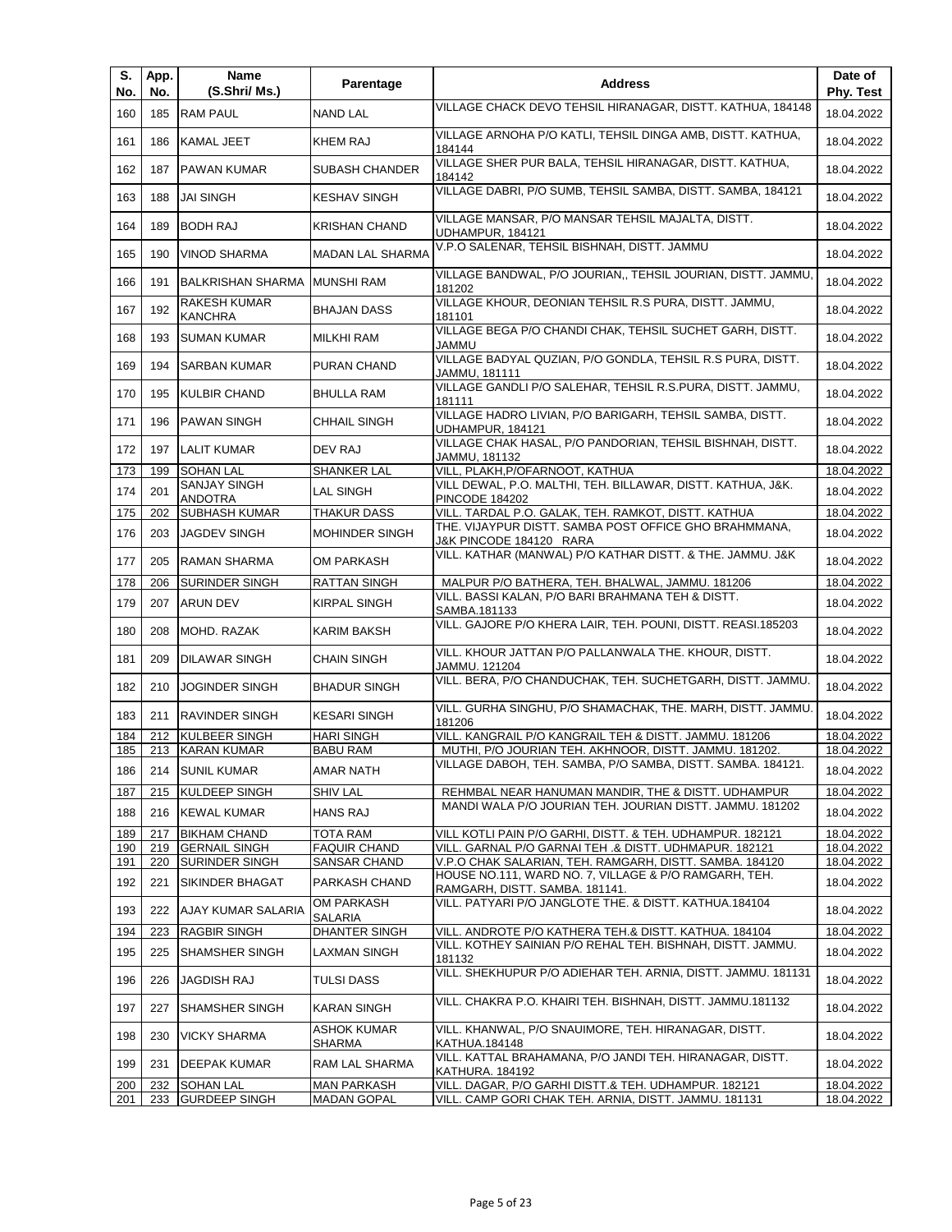| S. No. | App. No. | Name (S.Shri/ Ms.) | Parentage | Address | Date of Phy. Test |
|---|---|---|---|---|---|
| 160 | 185 | RAM PAUL | NAND LAL | VILLAGE CHACK DEVO TEHSIL HIRANAGAR, DISTT. KATHUA, 184148 | 18.04.2022 |
| 161 | 186 | KAMAL JEET | KHEM RAJ | VILLAGE ARNOHA P/O KATLI, TEHSIL DINGA AMB, DISTT. KATHUA, 184144 | 18.04.2022 |
| 162 | 187 | PAWAN KUMAR | SUBASH CHANDER | VILLAGE SHER PUR BALA, TEHSIL HIRANAGAR, DISTT. KATHUA, 184142 | 18.04.2022 |
| 163 | 188 | JAI SINGH | KESHAV SINGH | VILLAGE DABRI, P/O SUMB, TEHSIL SAMBA, DISTT. SAMBA, 184121 | 18.04.2022 |
| 164 | 189 | BODH RAJ | KRISHAN CHAND | VILLAGE MANSAR, P/O MANSAR TEHSIL MAJALTA, DISTT. UDHAMPUR, 184121 | 18.04.2022 |
| 165 | 190 | VINOD SHARMA | MADAN LAL SHARMA | V.P.O SALENAR, TEHSIL BISHNAH, DISTT. JAMMU | 18.04.2022 |
| 166 | 191 | BALKRISHAN SHARMA | MUNSHI RAM | VILLAGE BANDWAL, P/O JOURIAN,, TEHSIL JOURIAN, DISTT. JAMMU, 181202 | 18.04.2022 |
| 167 | 192 | RAKESH KUMAR KANCHRA | BHAJAN DASS | VILLAGE KHOUR, DEONIAN TEHSIL R.S PURA, DISTT. JAMMU, 181101 | 18.04.2022 |
| 168 | 193 | SUMAN KUMAR | MILKHI RAM | VILLAGE BEGA P/O CHANDI CHAK, TEHSIL SUCHET GARH, DISTT. JAMMU | 18.04.2022 |
| 169 | 194 | SARBAN KUMAR | PURAN CHAND | VILLAGE BADYAL QUZIAN, P/O GONDLA, TEHSIL R.S PURA, DISTT. JAMMU, 181111 | 18.04.2022 |
| 170 | 195 | KULBIR CHAND | BHULLA RAM | VILLAGE GANDLI P/O SALEHAR, TEHSIL R.S.PURA, DISTT. JAMMU, 181111 | 18.04.2022 |
| 171 | 196 | PAWAN SINGH | CHHAIL SINGH | VILLAGE HADRO LIVIAN, P/O BARIGARH, TEHSIL SAMBA, DISTT. UDHAMPUR, 184121 | 18.04.2022 |
| 172 | 197 | LALIT KUMAR | DEV RAJ | VILLAGE CHAK HASAL, P/O PANDORIAN, TEHSIL BISHNAH, DISTT. JAMMU, 181132 | 18.04.2022 |
| 173 | 199 | SOHAN LAL | SHANKER LAL | VILL, PLAKH,P/OFARNOOT, KATHUA | 18.04.2022 |
| 174 | 201 | SANJAY SINGH ANDOTRA | LAL SINGH | VILL DEWAL, P.O. MALTHI, TEH. BILLAWAR, DISTT. KATHUA, J&K. PINCODE 184202 | 18.04.2022 |
| 175 | 202 | SUBHASH KUMAR | THAKUR DASS | VILL. TARDAL P.O. GALAK, TEH. RAMKOT, DISTT. KATHUA | 18.04.2022 |
| 176 | 203 | JAGDEV SINGH | MOHINDER SINGH | THE. VIJAYPUR DISTT. SAMBA POST OFFICE GHO BRAHMMANA, J&K PINCODE 184120 RARA | 18.04.2022 |
| 177 | 205 | RAMAN SHARMA | OM PARKASH | VILL. KATHAR (MANWAL) P/O KATHAR DISTT. & THE. JAMMU. J&K | 18.04.2022 |
| 178 | 206 | SURINDER SINGH | RATTAN SINGH | MALPUR P/O BATHERA, TEH. BHALWAL, JAMMU. 181206 | 18.04.2022 |
| 179 | 207 | ARUN DEV | KIRPAL SINGH | VILL. BASSI KALAN, P/O BARI BRAHMANA TEH & DISTT. SAMBA.181133 | 18.04.2022 |
| 180 | 208 | MOHD. RAZAK | KARIM BAKSH | VILL. GAJORE P/O KHERA LAIR, TEH. POUNI, DISTT. REASI.185203 | 18.04.2022 |
| 181 | 209 | DILAWAR SINGH | CHAIN SINGH | VILL. KHOUR JATTAN P/O PALLANWALA THE. KHOUR, DISTT. JAMMU. 121204 | 18.04.2022 |
| 182 | 210 | JOGINDER SINGH | BHADUR SINGH | VILL. BERA, P/O CHANDUCHAK, TEH. SUCHETGARH, DISTT. JAMMU. | 18.04.2022 |
| 183 | 211 | RAVINDER SINGH | KESARI SINGH | VILL. GURHA SINGHU, P/O SHAMACHAK, THE. MARH, DISTT. JAMMU. 181206 | 18.04.2022 |
| 184 | 212 | KULBEER SINGH | HARI SINGH | VILL. KANGRAIL P/O KANGRAIL TEH & DISTT. JAMMU. 181206 | 18.04.2022 |
| 185 | 213 | KARAN KUMAR | BABU RAM | MUTHI, P/O JOURIAN TEH. AKHNOOR, DISTT. JAMMU. 181202. | 18.04.2022 |
| 186 | 214 | SUNIL KUMAR | AMAR NATH | VILLAGE DABOH, TEH. SAMBA, P/O SAMBA, DISTT. SAMBA. 184121. | 18.04.2022 |
| 187 | 215 | KULDEEP SINGH | SHIV LAL | REHMBAL NEAR HANUMAN MANDIR, THE & DISTT. UDHAMPUR | 18.04.2022 |
| 188 | 216 | KEWAL KUMAR | HANS RAJ | MANDI WALA P/O JOURIAN TEH. JOURIAN DISTT. JAMMU. 181202 | 18.04.2022 |
| 189 | 217 | BIKHAM CHAND | TOTA RAM | VILL KOTLI PAIN P/O GARHI, DISTT. & TEH. UDHAMPUR. 182121 | 18.04.2022 |
| 190 | 219 | GERNAIL SINGH | FAQUIR CHAND | VILL. GARNAL P/O GARNAI TEH .& DISTT. UDHMAPUR. 182121 | 18.04.2022 |
| 191 | 220 | SURINDER SINGH | SANSAR CHAND | V.P.O CHAK SALARIAN, TEH. RAMGARH, DISTT. SAMBA. 184120 | 18.04.2022 |
| 192 | 221 | SIKINDER BHAGAT | PARKASH CHAND | HOUSE NO.111, WARD NO. 7, VILLAGE & P/O RAMGARH, TEH. RAMGARH, DISTT. SAMBA. 181141. | 18.04.2022 |
| 193 | 222 | AJAY KUMAR SALARIA | OM PARKASH SALARIA | VILL. PATYARI P/O JANGLOTE THE. & DISTT. KATHUA.184104 | 18.04.2022 |
| 194 | 223 | RAGBIR SINGH | DHANTER SINGH | VILL. ANDROTE P/O KATHERA TEH.& DISTT. KATHUA. 184104 | 18.04.2022 |
| 195 | 225 | SHAMSHER SINGH | LAXMAN SINGH | VILL. KOTHEY SAINIAN P/O REHAL TEH. BISHNAH, DISTT. JAMMU. 181132 | 18.04.2022 |
| 196 | 226 | JAGDISH RAJ | TULSI DASS | VILL. SHEKHUPUR P/O ADIEHAR TEH. ARNIA, DISTT. JAMMU. 181131 | 18.04.2022 |
| 197 | 227 | SHAMSHER SINGH | KARAN SINGH | VILL. CHAKRA P.O. KHAIRI TEH. BISHNAH, DISTT. JAMMU.181132 | 18.04.2022 |
| 198 | 230 | VICKY SHARMA | ASHOK KUMAR SHARMA | VILL. KHANWAL, P/O SNAUIMORE, TEH. HIRANAGAR, DISTT. KATHUA.184148 | 18.04.2022 |
| 199 | 231 | DEEPAK KUMAR | RAM LAL SHARMA | VILL. KATTAL BRAHAMANA, P/O JANDI TEH. HIRANAGAR, DISTT. KATHURA. 184192 | 18.04.2022 |
| 200 | 232 | SOHAN LAL | MAN PARKASH | VILL. DAGAR, P/O GARHI DISTT.& TEH. UDHAMPUR. 182121 | 18.04.2022 |
| 201 | 233 | GURDEEP SINGH | MADAN GOPAL | VILL. CAMP GORI CHAK TEH. ARNIA, DISTT. JAMMU. 181131 | 18.04.2022 |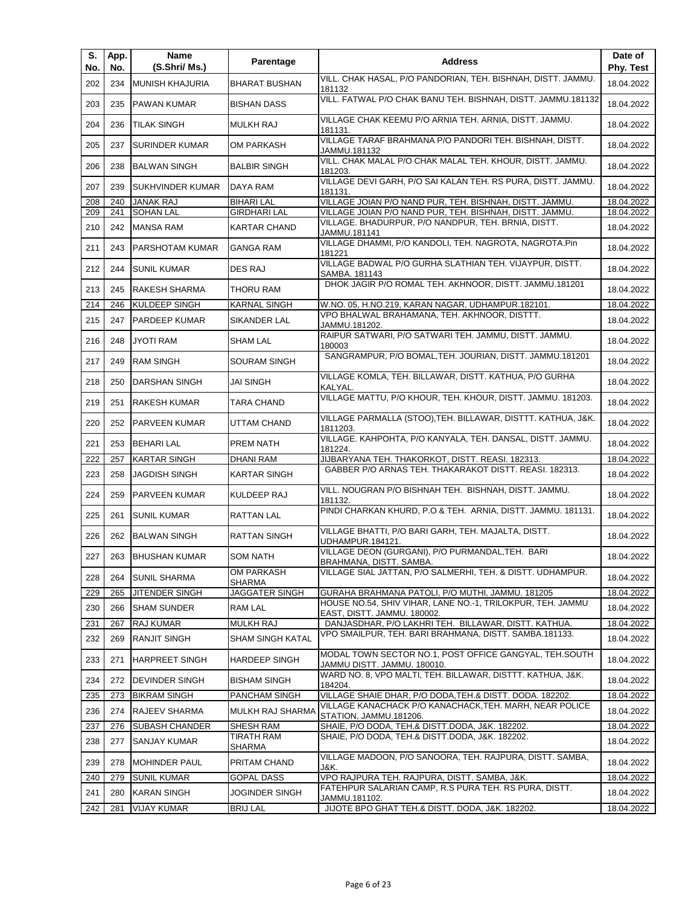| S. No. | App. No. | Name (S.Shri/ Ms.) | Parentage | Address | Date of Phy. Test |
|---|---|---|---|---|---|
| 202 | 234 | MUNISH KHAJURIA | BHARAT BUSHAN | VILL. CHAK HASAL, P/O PANDORIAN, TEH. BISHNAH, DISTT. JAMMU. 181132 | 18.04.2022 |
| 203 | 235 | PAWAN KUMAR | BISHAN DASS | VILL. FATWAL P/O CHAK BANU TEH. BISHNAH, DISTT. JAMMU.181132 | 18.04.2022 |
| 204 | 236 | TILAK SINGH | MULKH RAJ | VILLAGE CHAK KEEMU P/O ARNIA TEH. ARNIA, DISTT. JAMMU. 181131. | 18.04.2022 |
| 205 | 237 | SURINDER KUMAR | OM PARKASH | VILLAGE TARAF BRAHMANA P/O PANDORI TEH. BISHNAH, DISTT. JAMMU.181132 | 18.04.2022 |
| 206 | 238 | BALWAN SINGH | BALBIR SINGH | VILL. CHAK MALAL P/O CHAK MALAL TEH. KHOUR, DISTT. JAMMU. 181203. | 18.04.2022 |
| 207 | 239 | SUKHVINDER KUMAR | DAYA RAM | VILLAGE DEVI GARH, P/O SAI KALAN TEH. RS PURA, DISTT. JAMMU. 181131. | 18.04.2022 |
| 208 | 240 | JANAK RAJ | BIHARI LAL | VILLAGE JOIAN P/O NAND PUR, TEH. BISHNAH, DISTT. JAMMU. | 18.04.2022 |
| 209 | 241 | SOHAN LAL | GIRDHARI LAL | VILLAGE JOIAN P/O NAND PUR, TEH. BISHNAH, DISTT. JAMMU. | 18.04.2022 |
| 210 | 242 | MANSA RAM | KARTAR CHAND | VILLAGE. BHADURPUR, P/O NANDPUR, TEH. BRNIA, DISTT. JAMMU.181141 | 18.04.2022 |
| 211 | 243 | PARSHOTAM KUMAR | GANGA RAM | VILLAGE DHAMMI, P/O KANDOLI, TEH. NAGROTA, NAGROTA.Pin 181221 | 18.04.2022 |
| 212 | 244 | SUNIL KUMAR | DES RAJ | VILLAGE BADWAL P/O GURHA SLATHIAN TEH. VIJAYPUR, DISTT. SAMBA. 181143 | 18.04.2022 |
| 213 | 245 | RAKESH SHARMA | THORU RAM | DHOK JAGIR P/O ROMAL TEH. AKHNOOR, DISTT. JAMMU.181201 | 18.04.2022 |
| 214 | 246 | KULDEEP SINGH | KARNAL SINGH | W.NO. 05, H.NO.219, KARAN NAGAR, UDHAMPUR.182101. | 18.04.2022 |
| 215 | 247 | PARDEEP KUMAR | SIKANDER LAL | VPO BHALWAL BRAHAMANA, TEH. AKHNOOR, DISTTT. JAMMU.181202. | 18.04.2022 |
| 216 | 248 | JYOTI RAM | SHAM LAL | RAIPUR SATWARI, P/O SATWARI TEH. JAMMU, DISTT. JAMMU. 180003 | 18.04.2022 |
| 217 | 249 | RAM SINGH | SOURAM SINGH | SANGRAMPUR, P/O BOMAL,TEH. JOURIAN, DISTT. JAMMU.181201 | 18.04.2022 |
| 218 | 250 | DARSHAN SINGH | JAI SINGH | VILLAGE KOMLA, TEH. BILLAWAR, DISTT. KATHUA, P/O GURHA KALYAL. | 18.04.2022 |
| 219 | 251 | RAKESH KUMAR | TARA CHAND | VILLAGE MATTU, P/O KHOUR, TEH. KHOUR, DISTT. JAMMU. 181203. | 18.04.2022 |
| 220 | 252 | PARVEEN KUMAR | UTTAM CHAND | VILLAGE PARMALLA (STOO),TEH. BILLAWAR, DISTTT. KATHUA, J&K. 1811203. | 18.04.2022 |
| 221 | 253 | BEHARI LAL | PREM NATH | VILLAGE. KAHPOHTA, P/O KANYALA, TEH. DANSAL, DISTT. JAMMU. 181224. | 18.04.2022 |
| 222 | 257 | KARTAR SINGH | DHANI RAM | JIJBARYANA TEH. THAKORKOT, DISTT. REASI. 182313. | 18.04.2022 |
| 223 | 258 | JAGDISH SINGH | KARTAR SINGH | GABBER P/O ARNAS TEH. THAKARAKOT DISTT. REASI. 182313. | 18.04.2022 |
| 224 | 259 | PARVEEN KUMAR | KULDEEP RAJ | VILL. NOUGRAN P/O BISHNAH TEH. BISHNAH, DISTT. JAMMU. 181132. | 18.04.2022 |
| 225 | 261 | SUNIL KUMAR | RATTAN LAL | PINDI CHARKAN KHURD, P.O & TEH. ARNIA, DISTT. JAMMU. 181131. | 18.04.2022 |
| 226 | 262 | BALWAN SINGH | RATTAN SINGH | VILLAGE BHATTI, P/O BARI GARH, TEH. MAJALTA, DISTT. UDHAMPUR.184121. | 18.04.2022 |
| 227 | 263 | BHUSHAN KUMAR | SOM NATH | VILLAGE DEON (GURGANI), P/O PURMANDAL,TEH. BARI BRAHMANA, DISTT. SAMBA. | 18.04.2022 |
| 228 | 264 | SUNIL SHARMA | OM PARKASH SHARMA | VILLAGE SIAL JATTAN, P/O SALMERHI, TEH. & DISTT. UDHAMPUR. | 18.04.2022 |
| 229 | 265 | JITENDER SINGH | JAGGATER SINGH | GURAHA BRAHMANA PATOLI, P/O MUTHI, JAMMU. 181205 | 18.04.2022 |
| 230 | 266 | SHAM SUNDER | RAM LAL | HOUSE NO.54, SHIV VIHAR, LANE NO.-1, TRILOKPUR, TEH. JAMMU EAST, DISTT. JAMMU. 180002. | 18.04.2022 |
| 231 | 267 | RAJ KUMAR | MULKH RAJ | DANJASDHAR, P/O LAKHRI TEH. BILLAWAR, DISTT. KATHUA. | 18.04.2022 |
| 232 | 269 | RANJIT SINGH | SHAM SINGH KATAL | VPO SMAILPUR, TEH. BARI BRAHMANA, DISTT. SAMBA.181133. | 18.04.2022 |
| 233 | 271 | HARPREET SINGH | HARDEEP SINGH | MODAL TOWN SECTOR NO.1, POST OFFICE GANGYAL, TEH.SOUTH JAMMU DISTT. JAMMU. 180010. | 18.04.2022 |
| 234 | 272 | DEVINDER SINGH | BISHAM SINGH | WARD NO. 8, VPO MALTI, TEH. BILLAWAR, DISTTT. KATHUA, J&K. 184204. | 18.04.2022 |
| 235 | 273 | BIKRAM SINGH | PANCHAM SINGH | VILLAGE SHAIE DHAR, P/O DODA,TEH.& DISTT. DODA. 182202. | 18.04.2022 |
| 236 | 274 | RAJEEV SHARMA | MULKH RAJ SHARMA | VILLAGE KANACHACK P/O KANACHACK,TEH. MARH, NEAR POLICE STATION, JAMMU.181206. | 18.04.2022 |
| 237 | 276 | SUBASH CHANDER | SHESH RAM | SHAIE, P/O DODA, TEH.& DISTT.DODA, J&K. 182202. | 18.04.2022 |
| 238 | 277 | SANJAY KUMAR | TIRATH RAM SHARMA | SHAIE, P/O DODA, TEH.& DISTT.DODA, J&K. 182202. | 18.04.2022 |
| 239 | 278 | MOHINDER PAUL | PRITAM CHAND | VILLAGE MADOON, P/O SANOORA, TEH. RAJPURA, DISTT. SAMBA, J&K. | 18.04.2022 |
| 240 | 279 | SUNIL KUMAR | GOPAL DASS | VPO RAJPURA TEH. RAJPURA, DISTT. SAMBA, J&K. | 18.04.2022 |
| 241 | 280 | KARAN SINGH | JOGINDER SINGH | FATEHPUR SALARIAN CAMP, R.S PURA TEH. RS PURA, DISTT. JAMMU.181102. | 18.04.2022 |
| 242 | 281 | VIJAY KUMAR | BRIJ LAL | JIJOTE BPO GHAT TEH.& DISTT. DODA, J&K. 182202. | 18.04.2022 |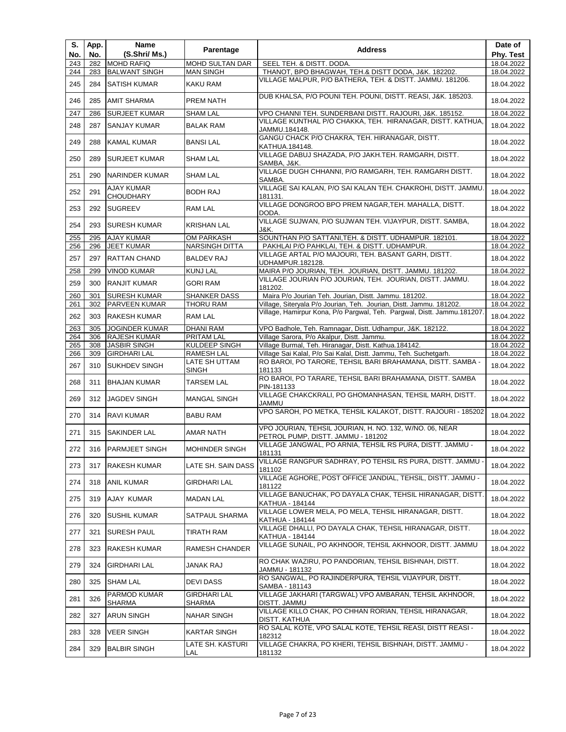| S. No. | App. No. | Name (S.Shri/ Ms.) | Parentage | Address | Date of Phy. Test |
|---|---|---|---|---|---|
| 243 | 282 | MOHD RAFIQ | MOHD SULTAN DAR | SEEL TEH. & DISTT. DODA. | 18.04.2022 |
| 244 | 283 | BALWANT SINGH | MAN SINGH | THANOT, BPO BHAGWAH, TEH.& DISTT DODA, J&K. 182202. | 18.04.2022 |
| 245 | 284 | SATISH KUMAR | KAKU RAM | VILLAGE MALPUR, P/O BATHERA, TEH. & DISTT. JAMMU. 181206. | 18.04.2022 |
| 246 | 285 | AMIT SHARMA | PREM NATH | DUB KHALSA, P/O POUNI TEH. POUNI, DISTT. REASI, J&K. 185203. | 18.04.2022 |
| 247 | 286 | SURJEET KUMAR | SHAM LAL | VPO CHANNI TEH. SUNDERBANI DISTT. RAJOURI, J&K. 185152. | 18.04.2022 |
| 248 | 287 | SANJAY KUMAR | BALAK RAM | VILLAGE KUNTHAL P/O CHAKKA, TEH. HIRANAGAR, DISTT. KATHUA, JAMMU.184148. | 18.04.2022 |
| 249 | 288 | KAMAL KUMAR | BANSI LAL | GANGU CHACK P/O CHAKRA, TEH. HIRANAGAR, DISTT. KATHUA.184148. | 18.04.2022 |
| 250 | 289 | SURJEET KUMAR | SHAM LAL | VILLAGE DABUJ SHAZADA, P/O JAKH.TEH. RAMGARH, DISTT. SAMBA, J&K. | 18.04.2022 |
| 251 | 290 | NARINDER KUMAR | SHAM LAL | VILLAGE DUGH CHHANNI, P/O RAMGARH, TEH. RAMGARH DISTT. SAMBA. | 18.04.2022 |
| 252 | 291 | AJAY KUMAR CHOUDHARY | BODH RAJ | VILLAGE SAI KALAN, P/O SAI KALAN TEH. CHAKROHI, DISTT. JAMMU. 181131. | 18.04.2022 |
| 253 | 292 | SUGREEV | RAM LAL | VILLAGE DONGROO BPO PREM NAGAR,TEH. MAHALLA, DISTT. DODA. | 18.04.2022 |
| 254 | 293 | SURESH KUMAR | KRISHAN LAL | VILLAGE SUJWAN, P/O SUJWAN TEH. VIJAYPUR, DISTT. SAMBA, J&K. | 18.04.2022 |
| 255 | 295 | AJAY KUMAR | OM PARKASH | SOUNTHAN P/O SATTANI,TEH. & DISTT. UDHAMPUR. 182101. | 18.04.2022 |
| 256 | 296 | JEET KUMAR | NARSINGH DITTA | PAKHLAI P/O PAHKLAI, TEH. & DISTT. UDHAMPUR. | 18.04.2022 |
| 257 | 297 | RATTAN CHAND | BALDEV RAJ | VILLAGE ARTAL P/O MAJOURI, TEH. BASANT GARH, DISTT. UDHAMPUR.182128. | 18.04.2022 |
| 258 | 299 | VINOD KUMAR | KUNJ LAL | MAIRA P/O JOURIAN, TEH. JOURIAN, DISTT. JAMMU. 181202. | 18.04.2022 |
| 259 | 300 | RANJIT KUMAR | GORI RAM | VILLAGE JOURIAN P/O JOURIAN, TEH. JOURIAN, DISTT. JAMMU. 181202. | 18.04.2022 |
| 260 | 301 | SURESH KUMAR | SHANKER DASS | Maira P/o Jourian Teh. Jourian, Distt. Jammu. 181202. | 18.04.2022 |
| 261 | 302 | PARVEEN KUMAR | THORU RAM | Village, Siteryala P/o Jourian, Teh. Jourian, Distt. Jammu. 181202. | 18.04.2022 |
| 262 | 303 | RAKESH KUMAR | RAM LAL | Village, Hamirpur Kona, P/o Pargwal, Teh. Pargwal, Distt. Jammu.181207. | 18.04.2022 |
| 263 | 305 | JOGINDER KUMAR | DHANI RAM | VPO Badhole, Teh. Ramnagar, Distt. Udhampur, J&K. 182122. | 18.04.2022 |
| 264 | 306 | RAJESH KUMAR | PRITAM LAL | Village Sarora, P/o Akalpur, Distt. Jammu. | 18.04.2022 |
| 265 | 308 | JASBIR SINGH | KULDEEP SINGH | Village Burmal, Teh. Hiranagar, Distt. Kathua.184142. | 18.04.2022 |
| 266 | 309 | GIRDHARI LAL | RAMESH LAL | Village Sai Kalal, P/o Sai Kalal, Distt. Jammu, Teh. Suchetgarh. | 18.04.2022 |
| 267 | 310 | SUKHDEV SINGH | LATE SH UTTAM SINGH | RO BAROI, PO TARORE, TEHSIL BARI BRAHAMANA, DISTT. SAMBA - 181133 | 18.04.2022 |
| 268 | 311 | BHAJAN KUMAR | TARSEM LAL | RO BAROI, PO TARARE, TEHSIL BARI BRAHAMANA, DISTT. SAMBA PIN-181133 | 18.04.2022 |
| 269 | 312 | JAGDEV SINGH | MANGAL SINGH | VILLAGE CHAKCKRALI, PO GHOMANHASAN, TEHSIL MARH, DISTT. JAMMU | 18.04.2022 |
| 270 | 314 | RAVI KUMAR | BABU RAM | VPO SAROH, PO METKA, TEHSIL KALAKOT, DISTT. RAJOURI - 185202 | 18.04.2022 |
| 271 | 315 | SAKINDER LAL | AMAR NATH | VPO JOURIAN, TEHSIL JOURIAN, H. NO. 132, W/NO. 06, NEAR PETROL PUMP, DISTT. JAMMU - 181202 | 18.04.2022 |
| 272 | 316 | PARMJEET SINGH | MOHINDER SINGH | VILLAGE JANGWAL, PO ARNIA, TEHSIL RS PURA, DISTT. JAMMU - 181131 | 18.04.2022 |
| 273 | 317 | RAKESH KUMAR | LATE SH. SAIN DASS | VILLAGE RANGPUR SADHRAY, PO TEHSIL RS PURA, DISTT. JAMMU - 181102 | 18.04.2022 |
| 274 | 318 | ANIL KUMAR | GIRDHARI LAL | VILLAGE AGHORE, POST OFFICE JANDIAL, TEHSIL, DISTT. JAMMU - 181122 | 18.04.2022 |
| 275 | 319 | AJAY KUMAR | MADAN LAL | VILLAGE BANUCHAK, PO DAYALA CHAK, TEHSIL HIRANAGAR, DISTT. KATHUA - 184144 | 18.04.2022 |
| 276 | 320 | SUSHIL KUMAR | SATPAUL SHARMA | VILLAGE LOWER MELA, PO MELA, TEHSIL HIRANAGAR, DISTT. KATHUA - 184144 | 18.04.2022 |
| 277 | 321 | SURESH PAUL | TIRATH RAM | VILLAGE DHALLI, PO DAYALA CHAK, TEHSIL HIRANAGAR, DISTT. KATHUA - 184144 | 18.04.2022 |
| 278 | 323 | RAKESH KUMAR | RAMESH CHANDER | VILLAGE SUNAIL, PO AKHNOOR, TEHSIL AKHNOOR, DISTT. JAMMU | 18.04.2022 |
| 279 | 324 | GIRDHARI LAL | JANAK RAJ | RO CHAK WAZIRU, PO PANDORIAN, TEHSIL BISHNAH, DISTT. JAMMU - 181132 | 18.04.2022 |
| 280 | 325 | SHAM LAL | DEVI DASS | RO SANGWAL, PO RAJINDERPURA, TEHSIL VIJAYPUR, DISTT. SAMBA - 181143 | 18.04.2022 |
| 281 | 326 | PARMOD KUMAR SHARMA | GIRDHARI LAL SHARMA | VILLAGE JAKHARI (TARGWAL) VPO AMBARAN, TEHSIL AKHNOOR, DISTT. JAMMU | 18.04.2022 |
| 282 | 327 | ARUN SINGH | NAHAR SINGH | VILLAGE KILLO CHAK, PO CHHAN RORIAN, TEHSIL HIRANAGAR, DISTT. KATHUA | 18.04.2022 |
| 283 | 328 | VEER SINGH | KARTAR SINGH | RO SALAL KOTE, VPO SALAL KOTE, TEHSIL REASI, DISTT REASI - 182312 | 18.04.2022 |
| 284 | 329 | BALBIR SINGH | LATE SH. KASTURI LAL | VILLAGE CHAKRA, PO KHERI, TEHSIL BISHNAH, DISTT. JAMMU - 181132 | 18.04.2022 |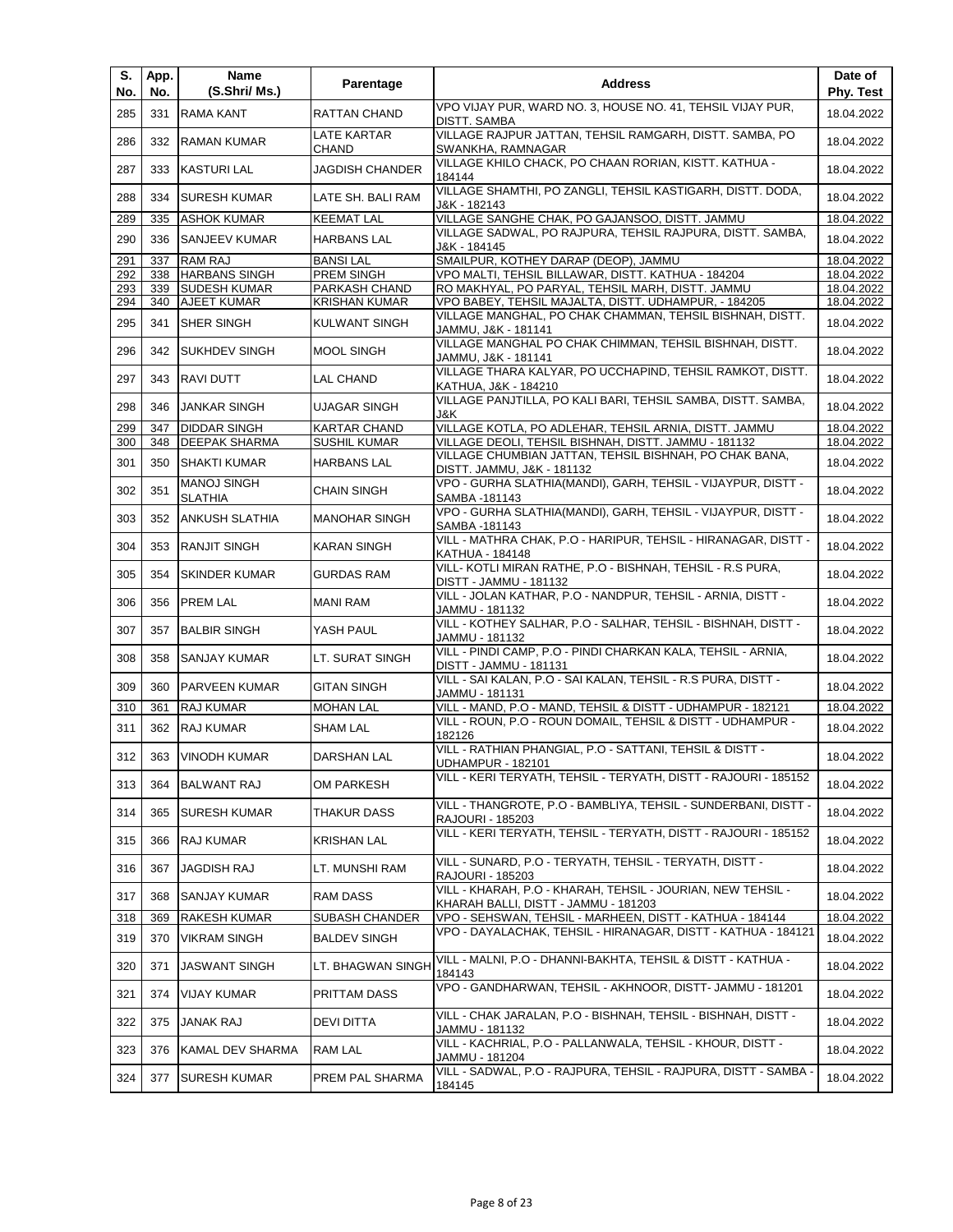| S. No. | App. No. | Name (S.Shri/ Ms.) | Parentage | Address | Date of Phy. Test |
|---|---|---|---|---|---|
| 285 | 331 | RAMA KANT | RATTAN CHAND | VPO VIJAY PUR, WARD NO. 3, HOUSE NO. 41, TEHSIL VIJAY PUR, DISTT. SAMBA | 18.04.2022 |
| 286 | 332 | RAMAN KUMAR | LATE KARTAR CHAND | VILLAGE RAJPUR JATTAN, TEHSIL RAMGARH, DISTT. SAMBA, PO SWANKHA, RAMNAGAR | 18.04.2022 |
| 287 | 333 | KASTURI LAL | JAGDISH CHANDER | VILLAGE KHILO CHACK, PO CHAAN RORIAN, KISTT. KATHUA - 184144 | 18.04.2022 |
| 288 | 334 | SURESH KUMAR | LATE SH. BALI RAM | VILLAGE SHAMTHI, PO ZANGLI, TEHSIL KASTIGARH, DISTT. DODA, J&K - 182143 | 18.04.2022 |
| 289 | 335 | ASHOK KUMAR | KEEMAT LAL | VILLAGE SANGHE CHAK, PO GAJANSOO, DISTT. JAMMU | 18.04.2022 |
| 290 | 336 | SANJEEV KUMAR | HARBANS LAL | VILLAGE SADWAL, PO RAJPURA, TEHSIL RAJPURA, DISTT. SAMBA, J&K - 184145 | 18.04.2022 |
| 291 | 337 | RAM RAJ | BANSI LAL | SMAILPUR, KOTHEY DARAP (DEOP), JAMMU | 18.04.2022 |
| 292 | 338 | HARBANS SINGH | PREM SINGH | VPO MALTI, TEHSIL BILLAWAR, DISTT. KATHUA - 184204 | 18.04.2022 |
| 293 | 339 | SUDESH KUMAR | PARKASH CHAND | RO MAKHYAL, PO PARYAL, TEHSIL MARH, DISTT. JAMMU | 18.04.2022 |
| 294 | 340 | AJEET KUMAR | KRISHAN KUMAR | VPO BABEY, TEHSIL MAJALTA, DISTT. UDHAMPUR, - 184205 | 18.04.2022 |
| 295 | 341 | SHER SINGH | KULWANT SINGH | VILLAGE MANGHAL, PO CHAK CHAMMAN, TEHSIL BISHNAH, DISTT. JAMMU, J&K - 181141 | 18.04.2022 |
| 296 | 342 | SUKHDEV SINGH | MOOL SINGH | VILLAGE MANGHAL PO CHAK CHIMMAN, TEHSIL BISHNAH, DISTT. JAMMU, J&K - 181141 | 18.04.2022 |
| 297 | 343 | RAVI DUTT | LAL CHAND | VILLAGE THARA KALYAR, PO UCCHAPIND, TEHSIL RAMKOT, DISTT. KATHUA, J&K - 184210 | 18.04.2022 |
| 298 | 346 | JANKAR SINGH | UJAGAR SINGH | VILLAGE PANJTILLA, PO KALI BARI, TEHSIL SAMBA, DISTT. SAMBA, J&K | 18.04.2022 |
| 299 | 347 | DIDDAR SINGH | KARTAR CHAND | VILLAGE KOTLA, PO ADLEHAR, TEHSIL ARNIA, DISTT. JAMMU | 18.04.2022 |
| 300 | 348 | DEEPAK SHARMA | SUSHIL KUMAR | VILLAGE DEOLI, TEHSIL BISHNAH, DISTT. JAMMU - 181132 | 18.04.2022 |
| 301 | 350 | SHAKTI KUMAR | HARBANS LAL | VILLAGE CHUMBIAN JATTAN, TEHSIL BISHNAH, PO CHAK BANA, DISTT. JAMMU, J&K - 181132 | 18.04.2022 |
| 302 | 351 | MANOJ SINGH SLATHIA | CHAIN SINGH | VPO - GURHA SLATHIA(MANDI), GARH, TEHSIL - VIJAYPUR, DISTT - SAMBA -181143 | 18.04.2022 |
| 303 | 352 | ANKUSH SLATHIA | MANOHAR SINGH | VPO - GURHA SLATHIA(MANDI), GARH, TEHSIL - VIJAYPUR, DISTT - SAMBA -181143 | 18.04.2022 |
| 304 | 353 | RANJIT SINGH | KARAN SINGH | VILL - MATHRA CHAK, P.O - HARIPUR, TEHSIL - HIRANAGAR, DISTT - KATHUA - 184148 | 18.04.2022 |
| 305 | 354 | SKINDER KUMAR | GURDAS RAM | VILL- KOTLI MIRAN RATHE, P.O - BISHNAH, TEHSIL - R.S PURA, DISTT - JAMMU - 181132 | 18.04.2022 |
| 306 | 356 | PREM LAL | MANI RAM | VILL - JOLAN KATHAR, P.O - NANDPUR, TEHSIL - ARNIA, DISTT - JAMMU - 181132 | 18.04.2022 |
| 307 | 357 | BALBIR SINGH | YASH PAUL | VILL - KOTHEY SALHAR, P.O - SALHAR, TEHSIL - BISHNAH, DISTT - JAMMU - 181132 | 18.04.2022 |
| 308 | 358 | SANJAY KUMAR | LT. SURAT SINGH | VILL - PINDI CAMP, P.O - PINDI CHARKAN KALA, TEHSIL - ARNIA, DISTT - JAMMU - 181131 | 18.04.2022 |
| 309 | 360 | PARVEEN KUMAR | GITAN SINGH | VILL - SAI KALAN, P.O - SAI KALAN, TEHSIL - R.S PURA, DISTT - JAMMU - 181131 | 18.04.2022 |
| 310 | 361 | RAJ KUMAR | MOHAN LAL | VILL - MAND, P.O - MAND, TEHSIL & DISTT - UDHAMPUR - 182121 | 18.04.2022 |
| 311 | 362 | RAJ KUMAR | SHAM LAL | VILL - ROUN, P.O - ROUN DOMAIL, TEHSIL & DISTT - UDHAMPUR - 182126 | 18.04.2022 |
| 312 | 363 | VINODH KUMAR | DARSHAN LAL | VILL - RATHIAN PHANGIAL, P.O - SATTANI, TEHSIL & DISTT - UDHAMPUR - 182101 | 18.04.2022 |
| 313 | 364 | BALWANT RAJ | OM PARKESH | VILL - KERI TERYATH, TEHSIL - TERYATH, DISTT - RAJOURI - 185152 | 18.04.2022 |
| 314 | 365 | SURESH KUMAR | THAKUR DASS | VILL - THANGROTE, P.O - BAMBLIYA, TEHSIL - SUNDERBANI, DISTT - RAJOURI - 185203 | 18.04.2022 |
| 315 | 366 | RAJ KUMAR | KRISHAN LAL | VILL - KERI TERYATH, TEHSIL - TERYATH, DISTT - RAJOURI - 185152 | 18.04.2022 |
| 316 | 367 | JAGDISH RAJ | LT. MUNSHI RAM | VILL - SUNARD, P.O - TERYATH, TEHSIL - TERYATH, DISTT - RAJOURI - 185203 | 18.04.2022 |
| 317 | 368 | SANJAY KUMAR | RAM DASS | VILL - KHARAH, P.O - KHARAH, TEHSIL - JOURIAN, NEW TEHSIL - KHARAH BALLI, DISTT - JAMMU - 181203 | 18.04.2022 |
| 318 | 369 | RAKESH KUMAR | SUBASH CHANDER | VPO - SEHSWAN, TEHSIL - MARHEEN, DISTT - KATHUA - 184144 | 18.04.2022 |
| 319 | 370 | VIKRAM SINGH | BALDEV SINGH | VPO - DAYALACHAK, TEHSIL - HIRANAGAR, DISTT - KATHUA - 184121 | 18.04.2022 |
| 320 | 371 | JASWANT SINGH | LT. BHAGWAN SINGH | VILL - MALNI, P.O - DHANNI-BAKHTA, TEHSIL & DISTT - KATHUA - 184143 | 18.04.2022 |
| 321 | 374 | VIJAY KUMAR | PRITTAM DASS | VPO - GANDHARWAN, TEHSIL - AKHNOOR, DISTT- JAMMU - 181201 | 18.04.2022 |
| 322 | 375 | JANAK RAJ | DEVI DITTA | VILL - CHAK JARALAN, P.O - BISHNAH, TEHSIL - BISHNAH, DISTT - JAMMU - 181132 | 18.04.2022 |
| 323 | 376 | KAMAL DEV SHARMA | RAM LAL | VILL - KACHRIAL, P.O - PALLANWALA, TEHSIL - KHOUR, DISTT - JAMMU - 181204 | 18.04.2022 |
| 324 | 377 | SURESH KUMAR | PREM PAL SHARMA | VILL - SADWAL, P.O - RAJPURA, TEHSIL - RAJPURA, DISTT - SAMBA - 184145 | 18.04.2022 |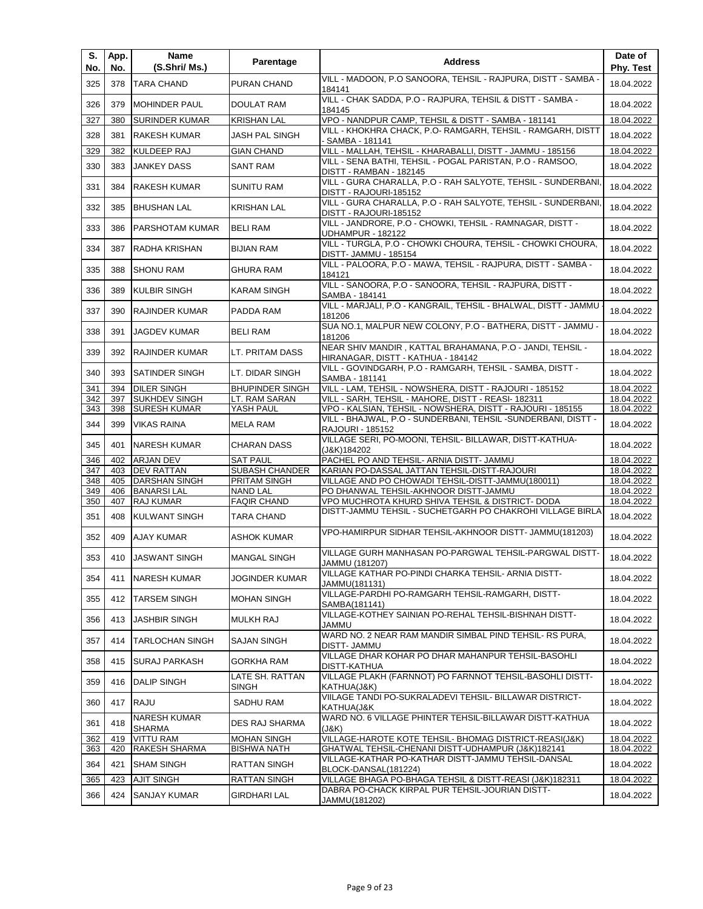| S. No. | App. No. | Name (S.Shri/ Ms.) | Parentage | Address | Date of Phy. Test |
|---|---|---|---|---|---|
| 325 | 378 | TARA CHAND | PURAN CHAND | VILL - MADOON, P.O SANOORA, TEHSIL - RAJPURA, DISTT - SAMBA - 184141 | 18.04.2022 |
| 326 | 379 | MOHINDER PAUL | DOULAT RAM | VILL - CHAK SADDA, P.O - RAJPURA, TEHSIL & DISTT - SAMBA - 184145 | 18.04.2022 |
| 327 | 380 | SURINDER KUMAR | KRISHAN LAL | VPO - NANDPUR CAMP, TEHSIL & DISTT - SAMBA - 181141 | 18.04.2022 |
| 328 | 381 | RAKESH KUMAR | JASH PAL SINGH | VILL - KHOKHRA CHACK, P.O- RAMGARH, TEHSIL - RAMGARH, DISTT - SAMBA - 181141 | 18.04.2022 |
| 329 | 382 | KULDEEP RAJ | GIAN CHAND | VILL - MALLAH, TEHSIL - KHARABALLI, DISTT - JAMMU - 185156 | 18.04.2022 |
| 330 | 383 | JANKEY DASS | SANT RAM | VILL - SENA BATHI, TEHSIL - POGAL PARISTAN, P.O - RAMSOO, DISTT - RAMBAN - 182145 | 18.04.2022 |
| 331 | 384 | RAKESH KUMAR | SUNITU RAM | VILL - GURA CHARALLA, P.O - RAH SALYOTE, TEHSIL - SUNDERBANI, DISTT - RAJOURI-185152 | 18.04.2022 |
| 332 | 385 | BHUSHAN LAL | KRISHAN LAL | VILL - GURA CHARALLA, P.O - RAH SALYOTE, TEHSIL - SUNDERBANI, DISTT - RAJOURI-185152 | 18.04.2022 |
| 333 | 386 | PARSHOTAM KUMAR | BELI RAM | VILL - JANDRORE, P.O - CHOWKI, TEHSIL - RAMNAGAR, DISTT - UDHAMPUR - 182122 | 18.04.2022 |
| 334 | 387 | RADHA KRISHAN | BIJIAN RAM | VILL - TURGLA, P.O - CHOWKI CHOURA, TEHSIL - CHOWKI CHOURA, DISTT- JAMMU - 185154 | 18.04.2022 |
| 335 | 388 | SHONU RAM | GHURA RAM | VILL - PALOORA, P.O - MAWA, TEHSIL - RAJPURA, DISTT - SAMBA - 184121 | 18.04.2022 |
| 336 | 389 | KULBIR SINGH | KARAM SINGH | VILL - SANOORA, P.O - SANOORA, TEHSIL - RAJPURA, DISTT - SAMBA - 184141 | 18.04.2022 |
| 337 | 390 | RAJINDER KUMAR | PADDA RAM | VILL - MARJALI, P.O - KANGRAIL, TEHSIL - BHALWAL, DISTT - JAMMU - 181206 | 18.04.2022 |
| 338 | 391 | JAGDEV KUMAR | BELI RAM | SUA NO.1, MALPUR NEW COLONY, P.O - BATHERA, DISTT - JAMMU - 181206 | 18.04.2022 |
| 339 | 392 | RAJINDER KUMAR | LT. PRITAM DASS | NEAR SHIV MANDIR , KATTAL BRAHAMANA, P.O - JANDI, TEHSIL - HIRANAGAR, DISTT - KATHUA - 184142 | 18.04.2022 |
| 340 | 393 | SATINDER SINGH | LT. DIDAR SINGH | VILL - GOVINDGARH, P.O - RAMGARH, TEHSIL - SAMBA, DISTT - SAMBA - 181141 | 18.04.2022 |
| 341 | 394 | DILER SINGH | BHUPINDER SINGH | VILL - LAM, TEHSIL - NOWSHERA, DISTT - RAJOURI - 185152 | 18.04.2022 |
| 342 | 397 | SUKHDEV SINGH | LT. RAM SARAN | VILL - SARH, TEHSIL - MAHORE, DISTT - REASI- 182311 | 18.04.2022 |
| 343 | 398 | SURESH KUMAR | YASH PAUL | VPO - KALSIAN, TEHSIL - NOWSHERA, DISTT - RAJOURI - 185155 | 18.04.2022 |
| 344 | 399 | VIKAS RAINA | MELA RAM | VILL - BHAJWAL, P.O - SUNDERBANI, TEHSIL -SUNDERBANI, DISTT - RAJOURI - 185152 | 18.04.2022 |
| 345 | 401 | NARESH KUMAR | CHARAN DASS | VILLAGE SERI, PO-MOONI, TEHSIL- BILLAWAR, DISTT-KATHUA-(J&K)184202 | 18.04.2022 |
| 346 | 402 | ARJAN DEV | SAT PAUL | PACHEL PO AND TEHSIL- ARNIA DISTT- JAMMU | 18.04.2022 |
| 347 | 403 | DEV RATTAN | SUBASH CHANDER | KARIAN PO-DASSAL JATTAN TEHSIL-DISTT-RAJOURI | 18.04.2022 |
| 348 | 405 | DARSHAN SINGH | PRITAM SINGH | VILLAGE AND PO CHOWADI TEHSIL-DISTT-JAMMU(180011) | 18.04.2022 |
| 349 | 406 | BANARSI LAL | NAND LAL | PO DHANWAL TEHSIL-AKHNOOR DISTT-JAMMU | 18.04.2022 |
| 350 | 407 | RAJ KUMAR | FAQIR CHAND | VPO MUCHROTA KHURD SHIVA TEHSIL & DISTRICT- DODA | 18.04.2022 |
| 351 | 408 | KULWANT SINGH | TARA CHAND | DISTT-JAMMU TEHSIL - SUCHETGARH PO CHAKROHI VILLAGE BIRLA | 18.04.2022 |
| 352 | 409 | AJAY KUMAR | ASHOK KUMAR | VPO-HAMIRPUR SIDHAR TEHSIL-AKHNOOR DISTT- JAMMU(181203) | 18.04.2022 |
| 353 | 410 | JASWANT SINGH | MANGAL SINGH | VILLAGE GURH MANHASAN PO-PARGWAL TEHSIL-PARGWAL DISTT-JAMMU (181207) | 18.04.2022 |
| 354 | 411 | NARESH KUMAR | JOGINDER KUMAR | VILLAGE KATHAR PO-PINDI CHARKA TEHSIL- ARNIA DISTT-JAMMU(181131) | 18.04.2022 |
| 355 | 412 | TARSEM SINGH | MOHAN SINGH | VILLAGE-PARDHI PO-RAMGARH TEHSIL-RAMGARH, DISTT-SAMBA(181141) | 18.04.2022 |
| 356 | 413 | JASHBIR SINGH | MULKH RAJ | VILLAGE-KOTHEY SAINIAN PO-REHAL TEHSIL-BISHNAH DISTT-JAMMU | 18.04.2022 |
| 357 | 414 | TARLOCHAN SINGH | SAJAN SINGH | WARD NO. 2 NEAR RAM MANDIR SIMBAL PIND TEHSIL- RS PURA, DISTT- JAMMU | 18.04.2022 |
| 358 | 415 | SURAJ PARKASH | GORKHA RAM | VILLAGE DHAR KOHAR PO DHAR MAHANPUR TEHSIL-BASOHLI DISTT-KATHUA | 18.04.2022 |
| 359 | 416 | DALIP SINGH | LATE SH. RATTAN SINGH | VILLAGE PLAKH (FARNNOT) PO FARNNOT TEHSIL-BASOHLI DISTT-KATHUA(J&K) | 18.04.2022 |
| 360 | 417 | RAJU | SADHU RAM | VIILAGE TANDI PO-SUKRALADEVI TEHSIL- BILLAWAR DISTRICT-KATHUA(J&K | 18.04.2022 |
| 361 | 418 | NARESH KUMAR SHARMA | DES RAJ SHARMA | WARD NO. 6 VILLAGE PHINTER TEHSIL-BILLAWAR DISTT-KATHUA (J&K) | 18.04.2022 |
| 362 | 419 | VITTU RAM | MOHAN SINGH | VILLAGE-HAROTE KOTE TEHSIL- BHOMAG DISTRICT-REASI(J&K) | 18.04.2022 |
| 363 | 420 | RAKESH SHARMA | BISHWA NATH | GHATWAL TEHSIL-CHENANI DISTT-UDHAMPUR (J&K)182141 | 18.04.2022 |
| 364 | 421 | SHAM SINGH | RATTAN SINGH | VILLAGE-KATHAR PO-KATHAR DISTT-JAMMU TEHSIL-DANSAL BLOCK-DANSAL(181224) | 18.04.2022 |
| 365 | 423 | AJIT SINGH | RATTAN SINGH | VILLAGE BHAGA PO-BHAGA TEHSIL & DISTT-REASI (J&K)182311 | 18.04.2022 |
| 366 | 424 | SANJAY KUMAR | GIRDHARI LAL | DABRA PO-CHACK KIRPAL PUR TEHSIL-JOURIAN DISTT-JAMMU(181202) | 18.04.2022 |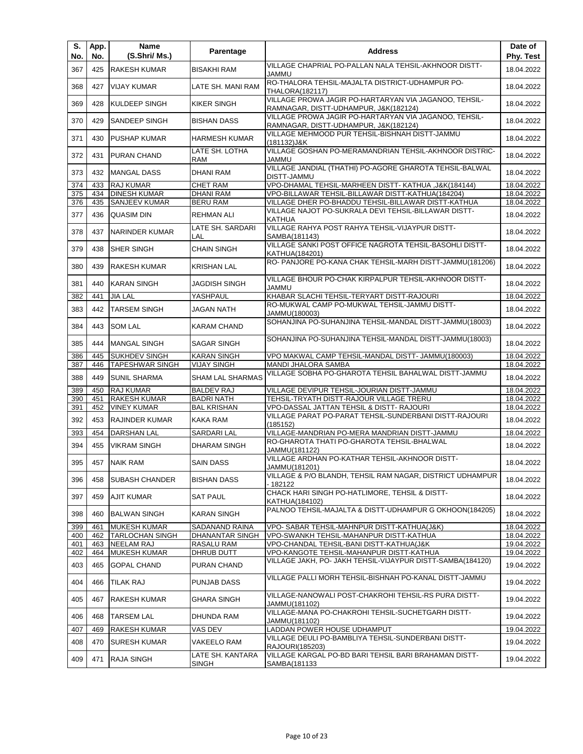| S. No. | App. No. | Name (S.Shri/ Ms.) | Parentage | Address | Date of Phy. Test |
|---|---|---|---|---|---|
| 367 | 425 | RAKESH KUMAR | BISAKHI RAM | VILLAGE CHAPRIAL PO-PALLAN NALA TEHSIL-AKHNOOR DISTT-JAMMU | 18.04.2022 |
| 368 | 427 | VIJAY KUMAR | LATE SH. MANI RAM | RO-THALORA TEHSIL-MAJALTA DISTRICT-UDHAMPUR PO-THALORA(182117) | 18.04.2022 |
| 369 | 428 | KULDEEP SINGH | KIKER SINGH | VILLAGE PROWA JAGIR PO-HARTARYAN VIA JAGANOO, TEHSIL-RAMNAGAR, DISTT-UDHAMPUR, J&K(182124) | 18.04.2022 |
| 370 | 429 | SANDEEP SINGH | BISHAN DASS | VILLAGE PROWA JAGIR PO-HARTARYAN VIA JAGANOO, TEHSIL-RAMNAGAR, DISTT-UDHAMPUR, J&K(182124) | 18.04.2022 |
| 371 | 430 | PUSHAP KUMAR | HARMESH KUMAR | VILLAGE MEHMOOD PUR TEHSIL-BISHNAH DISTT-JAMMU (181132)J&K | 18.04.2022 |
| 372 | 431 | PURAN CHAND | LATE SH. LOTHA RAM | VILLAGE GOSHAN PO-MERAMANDRIAN TEHSIL-AKHNOOR DISTRIC-JAMMU | 18.04.2022 |
| 373 | 432 | MANGAL DASS | DHANI RAM | VILLAGE JANDIAL (THATHI) PO-AGORE GHAROTA TEHSIL-BALWAL DISTT-JAMMU | 18.04.2022 |
| 374 | 433 | RAJ KUMAR | CHET RAM | VPO-DHAMAL TEHSIL-MARHEEN DISTT- KATHUA ,J&K(184144) | 18.04.2022 |
| 375 | 434 | DINESH KUMAR | DHANI RAM | VPO-BILLAWAR TEHSIL-BILLAWAR DISTT-KATHUA(184204) | 18.04.2022 |
| 376 | 435 | SANJEEV KUMAR | BERU RAM | VILLAGE DHER PO-BHADDU TEHSIL-BILLAWAR DISTT-KATHUA | 18.04.2022 |
| 377 | 436 | QUASIM DIN | REHMAN ALI | VILLAGE NAJOT PO-SUKRALA DEVI TEHSIL-BILLAWAR DISTT-KATHUA | 18.04.2022 |
| 378 | 437 | NARINDER KUMAR | LATE SH. SARDARI LAL | VILLAGE RAHYA POST RAHYA TEHSIL-VIJAYPUR DISTT-SAMBA(181143) | 18.04.2022 |
| 379 | 438 | SHER SINGH | CHAIN SINGH | VILLAGE SANKI POST OFFICE NAGROTA TEHSIL-BASOHLI DISTT-KATHUA(184201) | 18.04.2022 |
| 380 | 439 | RAKESH KUMAR | KRISHAN LAL | RO- PANJORE PO-KANA CHAK TEHSIL-MARH DISTT-JAMMU(181206) | 18.04.2022 |
| 381 | 440 | KARAN SINGH | JAGDISH SINGH | VILLAGE BHOUR PO-CHAK KIRPALPUR TEHSIL-AKHNOOR DISTT-JAMMU | 18.04.2022 |
| 382 | 441 | JIA LAL | YASHPAUL | KHABAR SLACHI TEHSIL-TERYART DISTT-RAJOURI | 18.04.2022 |
| 383 | 442 | TARSEM SINGH | JAGAN NATH | RO-MUKWAL CAMP PO-MUKWAL TEHSIL-JAMMU DISTT-JAMMU(180003) | 18.04.2022 |
| 384 | 443 | SOM LAL | KARAM CHAND | SOHANJINA PO-SUHANJINA TEHSIL-MANDAL DISTT-JAMMU(18003) | 18.04.2022 |
| 385 | 444 | MANGAL SINGH | SAGAR SINGH | SOHANJINA PO-SUHANJINA TEHSIL-MANDAL DISTT-JAMMU(18003) | 18.04.2022 |
| 386 | 445 | SUKHDEV SINGH | KARAN SINGH | VPO MAKWAL CAMP TEHSIL-MANDAL DISTT- JAMMU(180003) | 18.04.2022 |
| 387 | 446 | TAPESHWAR SINGH | VIJAY SINGH | MANDI JHALORA SAMBA | 18.04.2022 |
| 388 | 449 | SUNIL SHARMA | SHAM LAL SHARMAS | VILLAGE SOBHA PO-GHAROTA TEHSIL BAHALWAL DISTT-JAMMU | 18.04.2022 |
| 389 | 450 | RAJ KUMAR | BALDEV RAJ | VILLAGE DEVIPUR TEHSIL-JOURIAN DISTT-JAMMU | 18.04.2022 |
| 390 | 451 | RAKESH KUMAR | BADRI NATH | TEHSIL-TRYATH DISTT-RAJOUR VILLAGE TRERU | 18.04.2022 |
| 391 | 452 | VINEY KUMAR | BAL KRISHAN | VPO-DASSAL JATTAN TEHSIL & DISTT- RAJOURI | 18.04.2022 |
| 392 | 453 | RAJINDER KUMAR | KAKA RAM | VILLAGE PARAT PO-PARAT TEHSIL-SUNDERBANI DISTT-RAJOURI (185152) | 18.04.2022 |
| 393 | 454 | DARSHAN LAL | SARDARI LAL | VILLAGE-MANDRIAN PO-MERA MANDRIAN DISTT-JAMMU | 18.04.2022 |
| 394 | 455 | VIKRAM SINGH | DHARAM SINGH | RO-GHAROTA THATI PO-GHAROTA TEHSIL-BHALWAL JAMMU(181122) | 18.04.2022 |
| 395 | 457 | NAIK RAM | SAIN DASS | VILLAGE ARDHAN PO-KATHAR TEHSIL-AKHNOOR DISTT-JAMMU(181201) | 18.04.2022 |
| 396 | 458 | SUBASH CHANDER | BISHAN DASS | VILLAGE & P/O BLANDH, TEHSIL RAM NAGAR, DISTRICT UDHAMPUR - 182122 | 18.04.2022 |
| 397 | 459 | AJIT KUMAR | SAT PAUL | CHACK HARI SINGH PO-HATLIMORE, TEHSIL & DISTT-KATHUA(184102) | 18.04.2022 |
| 398 | 460 | BALWAN SINGH | KARAN SINGH | PALNOO TEHSIL-MAJALTA & DISTT-UDHAMPUR G OKHOON(184205) | 18.04.2022 |
| 399 | 461 | MUKESH KUMAR | SADANAND RAINA | VPO- SABAR TEHSIL-MAHNPUR DISTT-KATHUA(J&K) | 18.04.2022 |
| 400 | 462 | TARLOCHAN SINGH | DHANANTAR SINGH | VPO-SWANKH TEHSIL-MAHANPUR DISTT-KATHUA | 18.04.2022 |
| 401 | 463 | NEELAM RAJ | RASALU RAM | VPO-CHANDAL TEHSIL-BANI DISTT-KATHUA(J&K | 19.04.2022 |
| 402 | 464 | MUKESH KUMAR | DHRUB DUTT | VPO-KANGOTE TEHSIL-MAHANPUR DISTT-KATHUA | 19.04.2022 |
| 403 | 465 | GOPAL CHAND | PURAN CHAND | VILLAGE JAKH, PO- JAKH TEHSIL-VIJAYPUR DISTT-SAMBA(184120) | 19.04.2022 |
| 404 | 466 | TILAK RAJ | PUNJAB DASS | VILLAGE PALLI MORH TEHSIL-BISHNAH PO-KANAL DISTT-JAMMU | 19.04.2022 |
| 405 | 467 | RAKESH KUMAR | GHARA SINGH | VILLAGE-NANOWALI POST-CHAKROHI TEHSIL-RS PURA DISTT-JAMMU(181102) | 19.04.2022 |
| 406 | 468 | TARSEM LAL | DHUNDA RAM | VILLAGE-MANA PO-CHAKROHI TEHSIL-SUCHETGARH DISTT-JAMMU(181102) | 19.04.2022 |
| 407 | 469 | RAKESH KUMAR | VAS DEV | LADDAN POWER HOUSE UDHAMPUT | 19.04.2022 |
| 408 | 470 | SURESH KUMAR | VAKEELO RAM | VILLAGE DEULI PO-BAMBLIYA TEHSIL-SUNDERBANI DISTT-RAJOURI(185203) | 19.04.2022 |
| 409 | 471 | RAJA SINGH | LATE SH. KANTARA SINGH | VILLAGE KARGAL PO-BD BARI TEHSIL BARI BRAHAMAN DISTT-SAMBA(181133 | 19.04.2022 |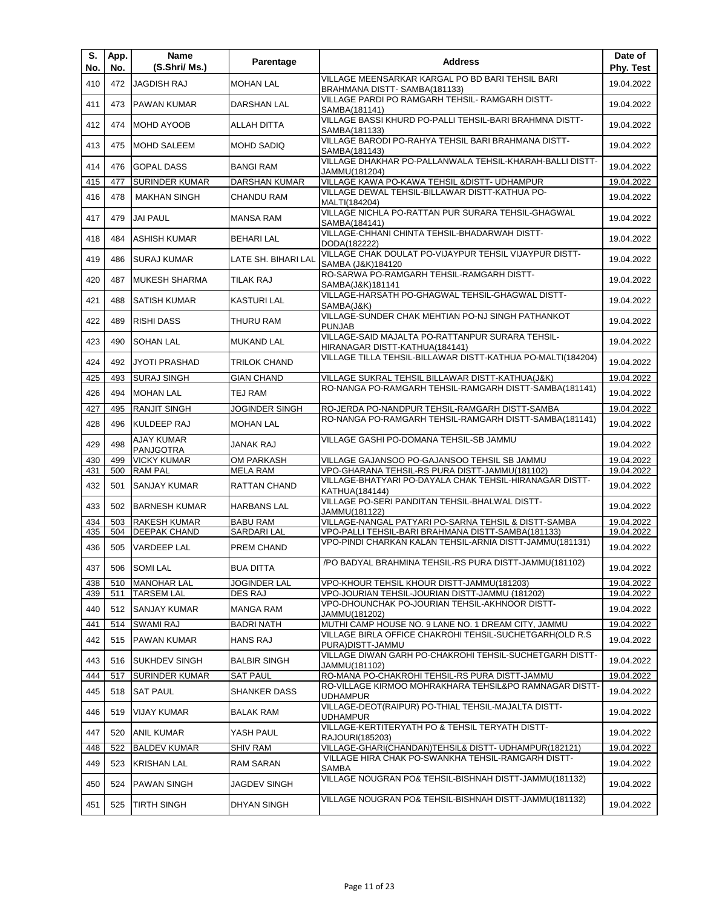| S. No. | App. No. | Name (S.Shri/ Ms.) | Parentage | Address | Date of Phy. Test |
|---|---|---|---|---|---|
| 410 | 472 | JAGDISH RAJ | MOHAN LAL | VILLAGE MEENSARKAR KARGAL PO BD BARI TEHSIL BARI BRAHMANA DISTT- SAMBA(181133) | 19.04.2022 |
| 411 | 473 | PAWAN KUMAR | DARSHAN LAL | VILLAGE PARDI PO RAMGARH TEHSIL- RAMGARH DISTT-SAMBA(181141) | 19.04.2022 |
| 412 | 474 | MOHD AYOOB | ALLAH DITTA | VILLAGE BASSI KHURD PO-PALLI TEHSIL-BARI BRAHMNA DISTT-SAMBA(181133) | 19.04.2022 |
| 413 | 475 | MOHD SALEEM | MOHD SADIQ | VILLAGE BARODI PO-RAHYA TEHSIL BARI BRAHMANA DISTT-SAMBA(181143) | 19.04.2022 |
| 414 | 476 | GOPAL DASS | BANGI RAM | VILLAGE DHAKHAR PO-PALLANWALA TEHSIL-KHARAH-BALLI DISTT-JAMMU(181204) | 19.04.2022 |
| 415 | 477 | SURINDER KUMAR | DARSHAN KUMAR | VILLAGE KAWA PO-KAWA TEHSIL &DISTT- UDHAMPUR | 19.04.2022 |
| 416 | 478 | MAKHAN SINGH | CHANDU RAM | VILLAGE DEWAL TEHSIL-BILLAWAR DISTT-KATHUA PO-MALTI(184204) | 19.04.2022 |
| 417 | 479 | JAI PAUL | MANSA RAM | VILLAGE NICHLA PO-RATTAN PUR SURARA TEHSIL-GHAGWAL SAMBA(184141) | 19.04.2022 |
| 418 | 484 | ASHISH KUMAR | BEHARI LAL | VILLAGE-CHHANI CHINTA TEHSIL-BHADARWAH DISTT-DODA(182222) | 19.04.2022 |
| 419 | 486 | SURAJ KUMAR | LATE SH. BIHARI LAL | VILLAGE CHAK DOULAT PO-VIJAYPUR TEHSIL VIJAYPUR DISTT-SAMBA (J&K)184120 | 19.04.2022 |
| 420 | 487 | MUKESH SHARMA | TILAK RAJ | RO-SARWA PO-RAMGARH TEHSIL-RAMGARH DISTT-SAMBA(J&K)181141 | 19.04.2022 |
| 421 | 488 | SATISH KUMAR | KASTURI LAL | VILLAGE-HARSATH PO-GHAGWAL TEHSIL-GHAGWAL DISTT-SAMBA(J&K) | 19.04.2022 |
| 422 | 489 | RISHI DASS | THURU RAM | VILLAGE-SUNDER CHAK MEHTIAN PO-NJ SINGH PATHANKOT PUNJAB | 19.04.2022 |
| 423 | 490 | SOHAN LAL | MUKAND LAL | VILLAGE-SAID MAJALTA PO-RATTANPUR SURARA TEHSIL-HIRANAGAR DISTT-KATHUA(184141) | 19.04.2022 |
| 424 | 492 | JYOTI PRASHAD | TRILOK CHAND | VILLAGE TILLA TEHSIL-BILLAWAR DISTT-KATHUA PO-MALTI(184204) | 19.04.2022 |
| 425 | 493 | SURAJ SINGH | GIAN CHAND | VILLAGE SUKRAL TEHSIL BILLAWAR DISTT-KATHUA(J&K) | 19.04.2022 |
| 426 | 494 | MOHAN LAL | TEJ RAM | RO-NANGA PO-RAMGARH TEHSIL-RAMGARH DISTT-SAMBA(181141) | 19.04.2022 |
| 427 | 495 | RANJIT SINGH | JOGINDER SINGH | RO-JERDA PO-NANDPUR TEHSIL-RAMGARH DISTT-SAMBA | 19.04.2022 |
| 428 | 496 | KULDEEP RAJ | MOHAN LAL | RO-NANGA PO-RAMGARH TEHSIL-RAMGARH DISTT-SAMBA(181141) | 19.04.2022 |
| 429 | 498 | AJAY KUMAR PANJGOTRA | JANAK RAJ | VILLAGE GASHI PO-DOMANA TEHSIL-SB JAMMU | 19.04.2022 |
| 430 | 499 | VICKY KUMAR | OM PARKASH | VILLAGE GAJANSOO PO-GAJANSOO TEHSIL SB JAMMU | 19.04.2022 |
| 431 | 500 | RAM PAL | MELA RAM | VPO-GHARANA TEHSIL-RS PURA DISTT-JAMMU(181102) | 19.04.2022 |
| 432 | 501 | SANJAY KUMAR | RATTAN CHAND | VILLAGE-BHATYARI PO-DAYALA CHAK TEHSIL-HIRANAGAR DISTT-KATHUA(184144) | 19.04.2022 |
| 433 | 502 | BARNESH KUMAR | HARBANS LAL | VILLAGE PO-SERI PANDITAN TEHSIL-BHALWAL DISTT-JAMMU(181122) | 19.04.2022 |
| 434 | 503 | RAKESH KUMAR | BABU RAM | VILLAGE-NANGAL PATYARI PO-SARNA TEHSIL & DISTT-SAMBA | 19.04.2022 |
| 435 | 504 | DEEPAK CHAND | SARDARI LAL | VPO-PALLI TEHSIL-BARI BRAHMANA DISTT-SAMBA(181133) | 19.04.2022 |
| 436 | 505 | VARDEEP LAL | PREM CHAND | VPO-PINDI CHARKAN KALAN TEHSIL-ARNIA DISTT-JAMMU(181131) | 19.04.2022 |
| 437 | 506 | SOMI LAL | BUA DITTA | /PO BADYAL BRAHMINA TEHSIL-RS PURA DISTT-JAMMU(181102) | 19.04.2022 |
| 438 | 510 | MANOHAR LAL | JOGINDER LAL | VPO-KHOUR TEHSIL KHOUR DISTT-JAMMU(181203) | 19.04.2022 |
| 439 | 511 | TARSEM LAL | DES RAJ | VPO-JOURIAN TEHSIL-JOURIAN DISTT-JAMMU (181202) | 19.04.2022 |
| 440 | 512 | SANJAY KUMAR | MANGA RAM | VPO-DHOUNCHAK PO-JOURIAN TEHSIL-AKHNOOR DISTT-JAMMU(181202) | 19.04.2022 |
| 441 | 514 | SWAMI RAJ | BADRI NATH | MUTHI CAMP HOUSE NO. 9 LANE NO. 1 DREAM CITY, JAMMU | 19.04.2022 |
| 442 | 515 | PAWAN KUMAR | HANS RAJ | VILLAGE BIRLA OFFICE CHAKROHI TEHSIL-SUCHETGARH(OLD R.S PURA)DISTT-JAMMU | 19.04.2022 |
| 443 | 516 | SUKHDEV SINGH | BALBIR SINGH | VILLAGE DIWAN GARH PO-CHAKROHI TEHSIL-SUCHETGARH DISTT-JAMMU(181102) | 19.04.2022 |
| 444 | 517 | SURINDER KUMAR | SAT PAUL | RO-MANA PO-CHAKROHI TEHSIL-RS PURA DISTT-JAMMU | 19.04.2022 |
| 445 | 518 | SAT PAUL | SHANKER DASS | RO-VILLAGE KIRMOO MOHRAKHARA TEHSIL&PO RAMNAGAR DISTT-UDHAMPUR | 19.04.2022 |
| 446 | 519 | VIJAY KUMAR | BALAK RAM | VILLAGE-DEOT(RAIPUR) PO-THIAL TEHSIL-MAJALTA DISTT-UDHAMPUR | 19.04.2022 |
| 447 | 520 | ANIL KUMAR | YASH PAUL | VILLAGE-KERTITERYATH PO & TEHSIL TERYATH DISTT-RAJOURI(185203) | 19.04.2022 |
| 448 | 522 | BALDEV KUMAR | SHIV RAM | VILLAGE-GHARI(CHANDAN)TEHSIL& DISTT- UDHAMPUR(182121) | 19.04.2022 |
| 449 | 523 | KRISHAN LAL | RAM SARAN | VILLAGE HIRA CHAK PO-SWANKHA TEHSIL-RAMGARH DISTT-SAMBA | 19.04.2022 |
| 450 | 524 | PAWAN SINGH | JAGDEV SINGH | VILLAGE NOUGRAN PO& TEHSIL-BISHNAH DISTT-JAMMU(181132) | 19.04.2022 |
| 451 | 525 | TIRTH SINGH | DHYAN SINGH | VILLAGE NOUGRAN PO& TEHSIL-BISHNAH DISTT-JAMMU(181132) | 19.04.2022 |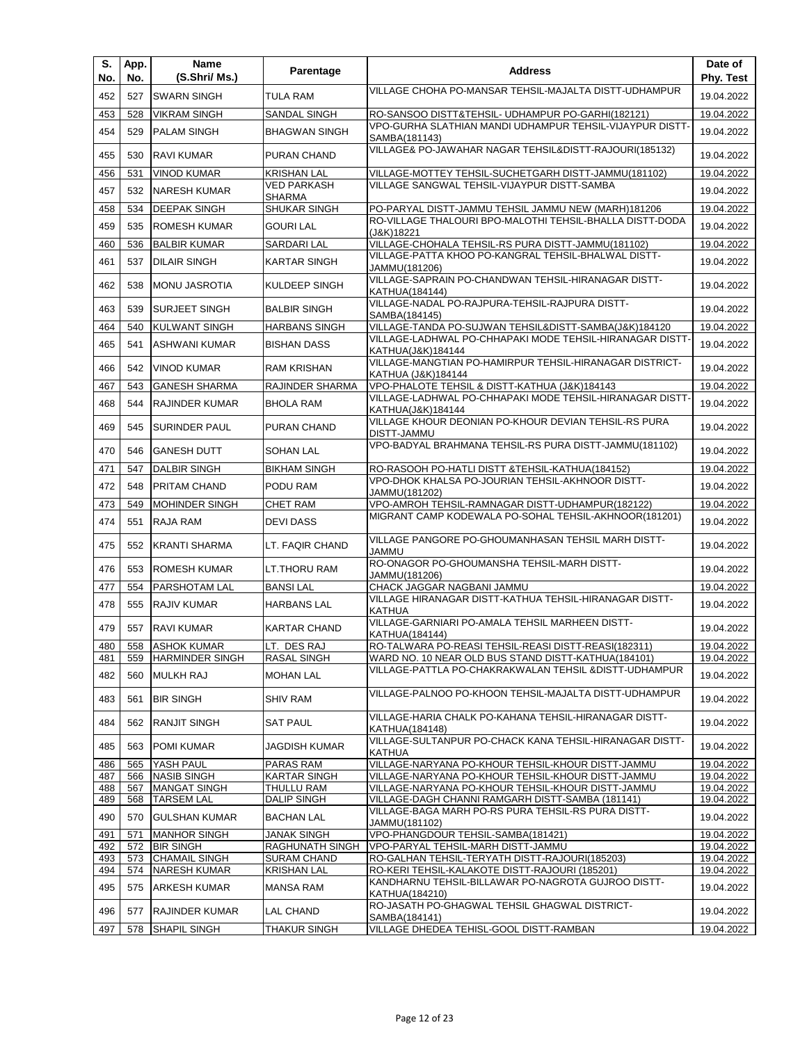| S. No. | App. No. | Name (S.Shri/ Ms.) | Parentage | Address | Date of Phy. Test |
|---|---|---|---|---|---|
| 452 | 527 | SWARN SINGH | TULA RAM | VILLAGE CHOHA PO-MANSAR TEHSIL-MAJALTA DISTT-UDHAMPUR | 19.04.2022 |
| 453 | 528 | VIKRAM SINGH | SANDAL SINGH | RO-SANSOO DISTT&TEHSIL- UDHAMPUR PO-GARHI(182121) | 19.04.2022 |
| 454 | 529 | PALAM SINGH | BHAGWAN SINGH | VPO-GURHA SLATHIAN MANDI UDHAMPUR TEHSIL-VIJAYPUR DISTT-SAMBA(181143) | 19.04.2022 |
| 455 | 530 | RAVI KUMAR | PURAN CHAND | VILLAGE& PO-JAWAHAR NAGAR TEHSIL&DISTT-RAJOURI(185132) | 19.04.2022 |
| 456 | 531 | VINOD KUMAR | KRISHAN LAL | VILLAGE-MOTTEY TEHSIL-SUCHETGARH DISTT-JAMMU(181102) | 19.04.2022 |
| 457 | 532 | NARESH KUMAR | VED PARKASH SHARMA | VILLAGE SANGWAL TEHSIL-VIJAYPUR DISTT-SAMBA | 19.04.2022 |
| 458 | 534 | DEEPAK SINGH | SHUKAR SINGH | PO-PARYAL DISTT-JAMMU TEHSIL JAMMU NEW (MARH)181206 | 19.04.2022 |
| 459 | 535 | ROMESH KUMAR | GOURI LAL | RO-VILLAGE THALOURI BPO-MALOTHI TEHSIL-BHALLA DISTT-DODA (J&K)18221 | 19.04.2022 |
| 460 | 536 | BALBIR KUMAR | SARDARI LAL | VILLAGE-CHOHALA TEHSIL-RS PURA DISTT-JAMMU(181102) | 19.04.2022 |
| 461 | 537 | DILAIR SINGH | KARTAR SINGH | VILLAGE-PATTA KHOO PO-KANGRAL TEHSIL-BHALWAL DISTT-JAMMU(181206) | 19.04.2022 |
| 462 | 538 | MONU JASROTIA | KULDEEP SINGH | VILLAGE-SAPRAIN PO-CHANDWAN TEHSIL-HIRANAGAR DISTT-KATHUA(184144) | 19.04.2022 |
| 463 | 539 | SURJEET SINGH | BALBIR SINGH | VILLAGE-NADAL PO-RAJPURA-TEHSIL-RAJPURA DISTT-SAMBA(184145) | 19.04.2022 |
| 464 | 540 | KULWANT SINGH | HARBANS SINGH | VILLAGE-TANDA PO-SUJWAN TEHSIL&DISTT-SAMBA(J&K)184120 | 19.04.2022 |
| 465 | 541 | ASHWANI KUMAR | BISHAN DASS | VILLAGE-LADHWAL PO-CHHAPAKI MODE TEHSIL-HIRANAGAR DISTT-KATHUA(J&K)184144 | 19.04.2022 |
| 466 | 542 | VINOD KUMAR | RAM KRISHAN | VILLAGE-MANGTIAN PO-HAMIRPUR TEHSIL-HIRANAGAR DISTRICT-KATHUA (J&K)184144 | 19.04.2022 |
| 467 | 543 | GANESH SHARMA | RAJINDER SHARMA | VPO-PHALOTE TEHSIL & DISTT-KATHUA (J&K)184143 | 19.04.2022 |
| 468 | 544 | RAJINDER KUMAR | BHOLA RAM | VILLAGE-LADHWAL PO-CHHAPAKI MODE TEHSIL-HIRANAGAR DISTT-KATHUA(J&K)184144 | 19.04.2022 |
| 469 | 545 | SURINDER PAUL | PURAN CHAND | VILLAGE KHOUR DEONIAN PO-KHOUR DEVIAN TEHSIL-RS PURA DISTT-JAMMU | 19.04.2022 |
| 470 | 546 | GANESH DUTT | SOHAN LAL | VPO-BADYAL BRAHMANA TEHSIL-RS PURA DISTT-JAMMU(181102) | 19.04.2022 |
| 471 | 547 | DALBIR SINGH | BIKHAM SINGH | RO-RASOOH PO-HATLI DISTT &TEHSIL-KATHUA(184152) | 19.04.2022 |
| 472 | 548 | PRITAM CHAND | PODU RAM | VPO-DHOK KHALSA PO-JOURIAN TEHSIL-AKHNOOR DISTT-JAMMU(181202) | 19.04.2022 |
| 473 | 549 | MOHINDER SINGH | CHET RAM | VPO-AMROH TEHSIL-RAMNAGAR DISTT-UDHAMPUR(182122) | 19.04.2022 |
| 474 | 551 | RAJA RAM | DEVI DASS | MIGRANT CAMP KODEWALA PO-SOHAL TEHSIL-AKHNOOR(181201) | 19.04.2022 |
| 475 | 552 | KRANTI SHARMA | LT. FAQIR CHAND | VILLAGE PANGORE PO-GHOUMANHASAN TEHSIL MARH DISTT-JAMMU | 19.04.2022 |
| 476 | 553 | ROMESH KUMAR | LT.THORU RAM | RO-ONAGOR PO-GHOUMANSHA TEHSIL-MARH DISTT-JAMMU(181206) | 19.04.2022 |
| 477 | 554 | PARSHOTAM LAL | BANSI LAL | CHACK JAGGAR NAGBANI JAMMU | 19.04.2022 |
| 478 | 555 | RAJIV KUMAR | HARBANS LAL | VILLAGE HIRANAGAR DISTT-KATHUA TEHSIL-HIRANAGAR DISTT-KATHUA | 19.04.2022 |
| 479 | 557 | RAVI KUMAR | KARTAR CHAND | VILLAGE-GARNIARI PO-AMALA TEHSIL MARHEEN DISTT-KATHUA(184144) | 19.04.2022 |
| 480 | 558 | ASHOK KUMAR | LT. DES RAJ | RO-TALWARA PO-REASI TEHSIL-REASI DISTT-REASI(182311) | 19.04.2022 |
| 481 | 559 | HARMINDER SINGH | RASAL SINGH | WARD NO. 10 NEAR OLD BUS STAND DISTT-KATHUA(184101) | 19.04.2022 |
| 482 | 560 | MULKH RAJ | MOHAN LAL | VILLAGE-PATTLA PO-CHAKRAKWALAN TEHSIL &DISTT-UDHAMPUR | 19.04.2022 |
| 483 | 561 | BIR SINGH | SHIV RAM | VILLAGE-PALNOO PO-KHOON TEHSIL-MAJALTA DISTT-UDHAMPUR | 19.04.2022 |
| 484 | 562 | RANJIT SINGH | SAT PAUL | VILLAGE-HARIA CHALK PO-KAHANA TEHSIL-HIRANAGAR DISTT-KATHUA(184148) | 19.04.2022 |
| 485 | 563 | POMI KUMAR | JAGDISH KUMAR | VILLAGE-SULTANPUR PO-CHACK KANA TEHSIL-HIRANAGAR DISTT-KATHUA | 19.04.2022 |
| 486 | 565 | YASH PAUL | PARAS RAM | VILLAGE-NARYANA PO-KHOUR TEHSIL-KHOUR DISTT-JAMMU | 19.04.2022 |
| 487 | 566 | NASIB SINGH | KARTAR SINGH | VILLAGE-NARYANA PO-KHOUR TEHSIL-KHOUR DISTT-JAMMU | 19.04.2022 |
| 488 | 567 | MANGAT SINGH | THULLU RAM | VILLAGE-NARYANA PO-KHOUR TEHSIL-KHOUR DISTT-JAMMU | 19.04.2022 |
| 489 | 568 | TARSEM LAL | DALIP SINGH | VILLAGE-DAGH CHANNI RAMGARH DISTT-SAMBA (181141) | 19.04.2022 |
| 490 | 570 | GULSHAN KUMAR | BACHAN LAL | VILLAGE-BAGA MARH PO-RS PURA TEHSIL-RS PURA DISTT-JAMMU(181102) | 19.04.2022 |
| 491 | 571 | MANHOR SINGH | JANAK SINGH | VPO-PHANGDOUR TEHSIL-SAMBA(181421) | 19.04.2022 |
| 492 | 572 | BIR SINGH | RAGHUNATH SINGH | VPO-PARYAL TEHSIL-MARH DISTT-JAMMU | 19.04.2022 |
| 493 | 573 | CHAMAIL SINGH | SURAM CHAND | RO-GALHAN TEHSIL-TERYATH DISTT-RAJOURI(185203) | 19.04.2022 |
| 494 | 574 | NARESH KUMAR | KRISHAN LAL | RO-KERI TEHSIL-KALAKOTE DISTT-RAJOURI (185201) | 19.04.2022 |
| 495 | 575 | ARKESH KUMAR | MANSA RAM | KANDHARNU TEHSIL-BILLAWAR PO-NAGROTA GUJROO DISTT-KATHUA(184210) | 19.04.2022 |
| 496 | 577 | RAJINDER KUMAR | LAL CHAND | RO-JASATH PO-GHAGWAL TEHSIL GHAGWAL DISTRICT-SAMBA(184141) | 19.04.2022 |
| 497 | 578 | SHAPIL SINGH | THAKUR SINGH | VILLAGE DHEDEA TEHISL-GOOL DISTT-RAMBAN | 19.04.2022 |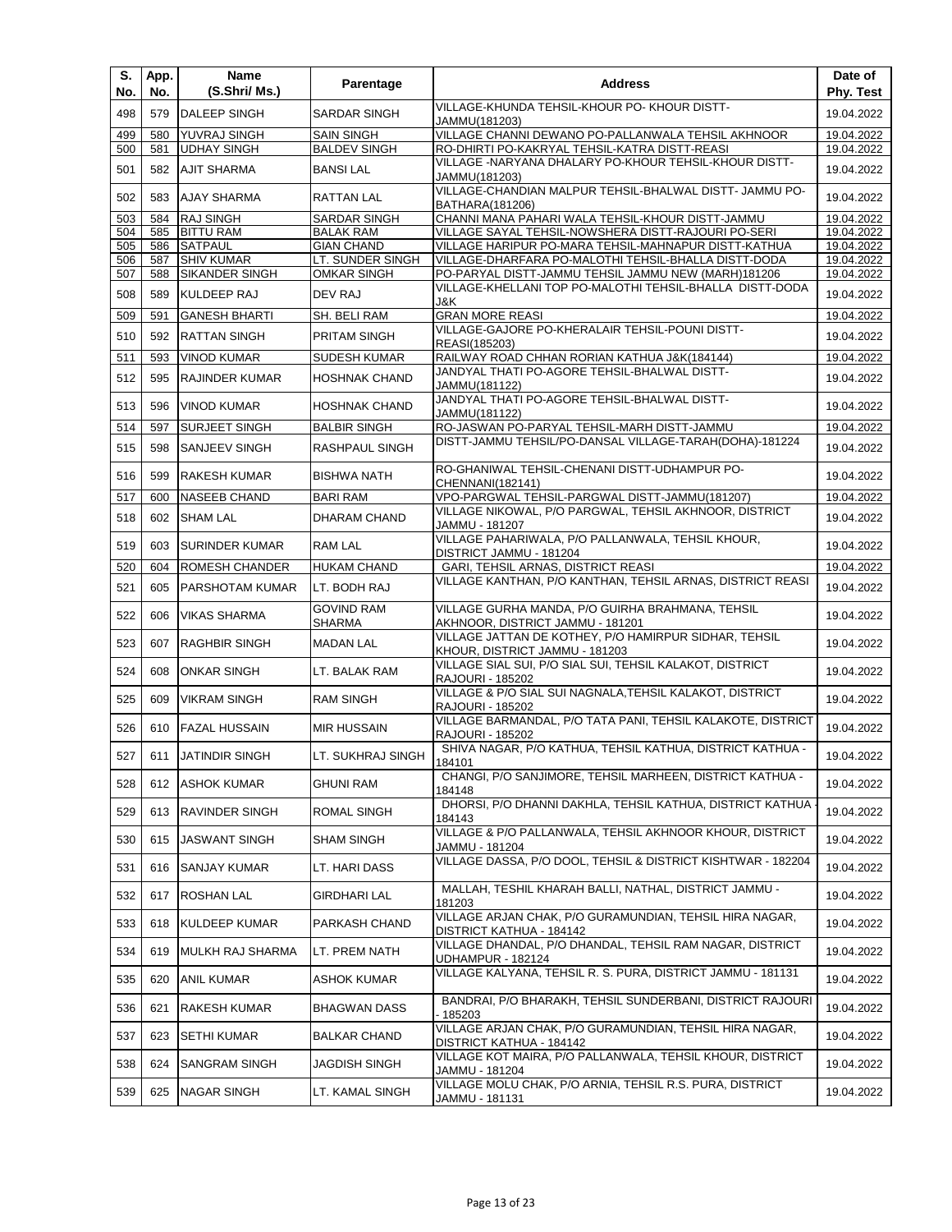| S. No. | App. No. | Name (S.Shri/ Ms.) | Parentage | Address | Date of Phy. Test |
|---|---|---|---|---|---|
| 498 | 579 | DALEEP SINGH | SARDAR SINGH | VILLAGE-KHUNDA TEHSIL-KHOUR PO- KHOUR DISTT-JAMMU(181203) | 19.04.2022 |
| 499 | 580 | YUVRAJ SINGH | SAIN SINGH | VILLAGE CHANNI DEWANO PO-PALLANWALA TEHSIL AKHNOOR | 19.04.2022 |
| 500 | 581 | UDHAY SINGH | BALDEV SINGH | RO-DHIRTI PO-KAKRYAL TEHSIL-KATRA DISTT-REASI | 19.04.2022 |
| 501 | 582 | AJIT SHARMA | BANSI LAL | VILLAGE -NARYANA DHALARY PO-KHOUR TEHSIL-KHOUR DISTT-JAMMU(181203) | 19.04.2022 |
| 502 | 583 | AJAY SHARMA | RATTAN LAL | VILLAGE-CHANDIAN MALPUR TEHSIL-BHALWAL DISTT- JAMMU PO-BATHARA(181206) | 19.04.2022 |
| 503 | 584 | RAJ SINGH | SARDAR SINGH | CHANNI MANA PAHARI WALA TEHSIL-KHOUR DISTT-JAMMU | 19.04.2022 |
| 504 | 585 | BITTU RAM | BALAK RAM | VILLAGE SAYAL TEHSIL-NOWSHERA DISTT-RAJOURI PO-SERI | 19.04.2022 |
| 505 | 586 | SATPAUL | GIAN CHAND | VILLAGE HARIPUR PO-MARA TEHSIL-MAHNAPUR DISTT-KATHUA | 19.04.2022 |
| 506 | 587 | SHIV KUMAR | LT. SUNDER SINGH | VILLAGE-DHARFARA PO-MALOTHI TEHSIL-BHALLA DISTT-DODA | 19.04.2022 |
| 507 | 588 | SIKANDER SINGH | OMKAR SINGH | PO-PARYAL DISTT-JAMMU TEHSIL JAMMU NEW (MARH)181206 | 19.04.2022 |
| 508 | 589 | KULDEEP RAJ | DEV RAJ | VILLAGE-KHELLANI TOP PO-MALOTHI TEHSIL-BHALLA DISTT-DODA J&K | 19.04.2022 |
| 509 | 591 | GANESH BHARTI | SH. BELI RAM | GRAN MORE REASI | 19.04.2022 |
| 510 | 592 | RATTAN SINGH | PRITAM SINGH | VILLAGE-GAJORE PO-KHERALAIR TEHSIL-POUNI DISTT-REASI(185203) | 19.04.2022 |
| 511 | 593 | VINOD KUMAR | SUDESH KUMAR | RAILWAY ROAD CHHAN RORIAN KATHUA J&K(184144) | 19.04.2022 |
| 512 | 595 | RAJINDER KUMAR | HOSHNAK CHAND | JANDYAL THATI PO-AGORE TEHSIL-BHALWAL DISTT-JAMMU(181122) | 19.04.2022 |
| 513 | 596 | VINOD KUMAR | HOSHNAK CHAND | JANDYAL THATI PO-AGORE TEHSIL-BHALWAL DISTT-JAMMU(181122) | 19.04.2022 |
| 514 | 597 | SURJEET SINGH | BALBIR SINGH | RO-JASWAN PO-PARYAL TEHSIL-MARH DISTT-JAMMU | 19.04.2022 |
| 515 | 598 | SANJEEV SINGH | RASHPAUL SINGH | DISTT-JAMMU TEHSIL/PO-DANSAL VILLAGE-TARAH(DOHA)-181224 | 19.04.2022 |
| 516 | 599 | RAKESH KUMAR | BISHWA NATH | RO-GHANIWAL TEHSIL-CHENANI DISTT-UDHAMPUR PO-CHENNANI(182141) | 19.04.2022 |
| 517 | 600 | NASEEB CHAND | BARI RAM | VPO-PARGWAL TEHSIL-PARGWAL DISTT-JAMMU(181207) | 19.04.2022 |
| 518 | 602 | SHAM LAL | DHARAM CHAND | VILLAGE NIKOWAL, P/O PARGWAL, TEHSIL AKHNOOR, DISTRICT JAMMU - 181207 | 19.04.2022 |
| 519 | 603 | SURINDER KUMAR | RAM LAL | VILLAGE PAHARIWALA, P/O PALLANWALA, TEHSIL KHOUR, DISTRICT JAMMU - 181204 | 19.04.2022 |
| 520 | 604 | ROMESH CHANDER | HUKAM CHAND | GARI, TEHSIL ARNAS, DISTRICT REASI | 19.04.2022 |
| 521 | 605 | PARSHOTAM KUMAR | LT. BODH RAJ | VILLAGE KANTHAN, P/O KANTHAN, TEHSIL ARNAS, DISTRICT REASI | 19.04.2022 |
| 522 | 606 | VIKAS SHARMA | GOVIND RAM SHARMA | VILLAGE GURHA MANDA, P/O GUIRHA BRAHMANA, TEHSIL AKHNOOR, DISTRICT JAMMU - 181201 | 19.04.2022 |
| 523 | 607 | RAGHBIR SINGH | MADAN LAL | VILLAGE JATTAN DE KOTHEY, P/O HAMIRPUR SIDHAR, TEHSIL KHOUR, DISTRICT JAMMU - 181203 | 19.04.2022 |
| 524 | 608 | ONKAR SINGH | LT. BALAK RAM | VILLAGE SIAL SUI, P/O SIAL SUI, TEHSIL KALAKOT, DISTRICT RAJOURI - 185202 | 19.04.2022 |
| 525 | 609 | VIKRAM SINGH | RAM SINGH | VILLAGE & P/O SIAL SUI NAGNALA,TEHSIL KALAKOT, DISTRICT RAJOURI - 185202 | 19.04.2022 |
| 526 | 610 | FAZAL HUSSAIN | MIR HUSSAIN | VILLAGE BARMANDAL, P/O TATA PANI, TEHSIL KALAKOTE, DISTRICT RAJOURI - 185202 | 19.04.2022 |
| 527 | 611 | JATINDIR SINGH | LT. SUKHRAJ SINGH | SHIVA NAGAR, P/O KATHUA, TEHSIL KATHUA, DISTRICT KATHUA - 184101 | 19.04.2022 |
| 528 | 612 | ASHOK KUMAR | GHUNI RAM | CHANGI, P/O SANJIMORE, TEHSIL MARHEEN, DISTRICT KATHUA - 184148 | 19.04.2022 |
| 529 | 613 | RAVINDER SINGH | ROMAL SINGH | DHORSI, P/O DHANNI DAKHLA, TEHSIL KATHUA, DISTRICT KATHUA - 184143 | 19.04.2022 |
| 530 | 615 | JASWANT SINGH | SHAM SINGH | VILLAGE & P/O PALLANWALA, TEHSIL AKHNOOR KHOUR, DISTRICT JAMMU - 181204 | 19.04.2022 |
| 531 | 616 | SANJAY KUMAR | LT. HARI DASS | VILLAGE DASSA, P/O DOOL, TEHSIL & DISTRICT KISHTWAR - 182204 | 19.04.2022 |
| 532 | 617 | ROSHAN LAL | GIRDHARI LAL | MALLAH, TESHIL KHARAH BALLI, NATHAL, DISTRICT JAMMU - 181203 | 19.04.2022 |
| 533 | 618 | KULDEEP KUMAR | PARKASH CHAND | VILLAGE ARJAN CHAK, P/O GURAMUNDIAN, TEHSIL HIRA NAGAR, DISTRICT KATHUA - 184142 | 19.04.2022 |
| 534 | 619 | MULKH RAJ SHARMA | LT. PREM NATH | VILLAGE DHANDAL, P/O DHANDAL, TEHSIL RAM NAGAR, DISTRICT UDHAMPUR - 182124 | 19.04.2022 |
| 535 | 620 | ANIL KUMAR | ASHOK KUMAR | VILLAGE KALYANA, TEHSIL R. S. PURA, DISTRICT JAMMU - 181131 | 19.04.2022 |
| 536 | 621 | RAKESH KUMAR | BHAGWAN DASS | BANDRAI, P/O BHARAKH, TEHSIL SUNDERBANI, DISTRICT RAJOURI - 185203 | 19.04.2022 |
| 537 | 623 | SETHI KUMAR | BALKAR CHAND | VILLAGE ARJAN CHAK, P/O GURAMUNDIAN, TEHSIL HIRA NAGAR, DISTRICT KATHUA - 184142 | 19.04.2022 |
| 538 | 624 | SANGRAM SINGH | JAGDISH SINGH | VILLAGE KOT MAIRA, P/O PALLANWALA, TEHSIL KHOUR, DISTRICT JAMMU - 181204 | 19.04.2022 |
| 539 | 625 | NAGAR SINGH | LT. KAMAL SINGH | VILLAGE MOLU CHAK, P/O ARNIA, TEHSIL R.S. PURA, DISTRICT JAMMU - 181131 | 19.04.2022 |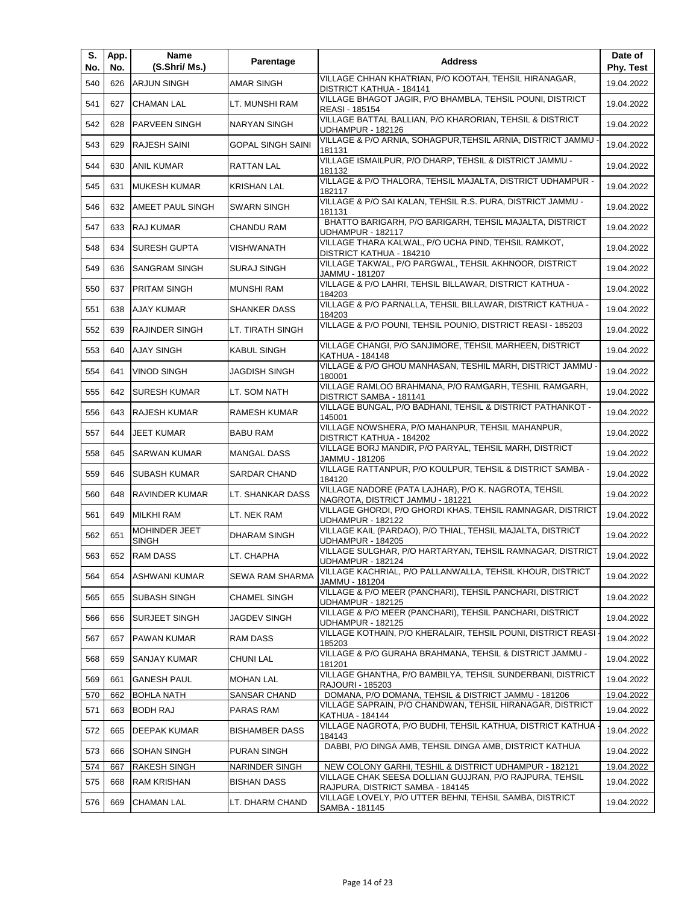| S. No. | App. No. | Name (S.Shri/ Ms.) | Parentage | Address | Date of Phy. Test |
|---|---|---|---|---|---|
| 540 | 626 | ARJUN SINGH | AMAR SINGH | VILLAGE CHHAN KHATRIAN, P/O KOOTAH, TEHSIL HIRANAGAR, DISTRICT KATHUA - 184141 | 19.04.2022 |
| 541 | 627 | CHAMAN LAL | LT. MUNSHI RAM | VILLAGE BHAGOT JAGIR, P/O BHAMBLA, TEHSIL POUNI, DISTRICT REASI - 185154 | 19.04.2022 |
| 542 | 628 | PARVEEN SINGH | NARYAN SINGH | VILLAGE BATTAL BALLIAN, P/O KHARORIAN, TEHSIL & DISTRICT UDHAMPUR - 182126 | 19.04.2022 |
| 543 | 629 | RAJESH SAINI | GOPAL SINGH SAINI | VILLAGE & P/O ARNIA, SOHAGPUR,TEHSIL ARNIA, DISTRICT JAMMU - 181131 | 19.04.2022 |
| 544 | 630 | ANIL KUMAR | RATTAN LAL | VILLAGE ISMAILPUR, P/O DHARP, TEHSIL & DISTRICT JAMMU - 181132 | 19.04.2022 |
| 545 | 631 | MUKESH KUMAR | KRISHAN LAL | VILLAGE & P/O THALORA, TEHSIL MAJALTA, DISTRICT UDHAMPUR - 182117 | 19.04.2022 |
| 546 | 632 | AMEET PAUL SINGH | SWARN SINGH | VILLAGE & P/O SAI KALAN, TEHSIL R.S. PURA, DISTRICT JAMMU - 181131 | 19.04.2022 |
| 547 | 633 | RAJ KUMAR | CHANDU RAM | BHATTO BARIGARH, P/O BARIGARH, TEHSIL MAJALTA, DISTRICT UDHAMPUR - 182117 | 19.04.2022 |
| 548 | 634 | SURESH GUPTA | VISHWANATH | VILLAGE THARA KALWAL, P/O UCHA PIND, TEHSIL RAMKOT, DISTRICT KATHUA - 184210 | 19.04.2022 |
| 549 | 636 | SANGRAM SINGH | SURAJ SINGH | VILLAGE TAKWAL, P/O PARGWAL, TEHSIL AKHNOOR, DISTRICT JAMMU - 181207 | 19.04.2022 |
| 550 | 637 | PRITAM SINGH | MUNSHI RAM | VILLAGE & P/O LAHRI, TEHSIL BILLAWAR, DISTRICT KATHUA - 184203 | 19.04.2022 |
| 551 | 638 | AJAY KUMAR | SHANKER DASS | VILLAGE & P/O PARNALLA, TEHSIL BILLAWAR, DISTRICT KATHUA - 184203 | 19.04.2022 |
| 552 | 639 | RAJINDER SINGH | LT. TIRATH SINGH | VILLAGE & P/O POUNI, TEHSIL POUNIO, DISTRICT REASI - 185203 | 19.04.2022 |
| 553 | 640 | AJAY SINGH | KABUL SINGH | VILLAGE CHANGI, P/O SANJIMORE, TEHSIL MARHEEN, DISTRICT KATHUA - 184148 | 19.04.2022 |
| 554 | 641 | VINOD SINGH | JAGDISH SINGH | VILLAGE & P/O GHOU MANHASAN, TESHIL MARH, DISTRICT JAMMU - 180001 | 19.04.2022 |
| 555 | 642 | SURESH KUMAR | LT. SOM NATH | VILLAGE RAMLOO BRAHMANA, P/O RAMGARH, TESHIL RAMGARH, DISTRICT SAMBA - 181141 | 19.04.2022 |
| 556 | 643 | RAJESH KUMAR | RAMESH KUMAR | VILLAGE BUNGAL, P/O BADHANI, TEHSIL & DISTRICT PATHANKOT - 145001 | 19.04.2022 |
| 557 | 644 | JEET KUMAR | BABU RAM | VILLAGE NOWSHERA, P/O MAHANPUR, TEHSIL MAHANPUR, DISTRICT KATHUA - 184202 | 19.04.2022 |
| 558 | 645 | SARWAN KUMAR | MANGAL DASS | VILLAGE BORJ MANDIR, P/O PARYAL, TEHSIL MARH, DISTRICT JAMMU - 181206 | 19.04.2022 |
| 559 | 646 | SUBASH KUMAR | SARDAR CHAND | VILLAGE RATTANPUR, P/O KOULPUR, TEHSIL & DISTRICT SAMBA - 184120 | 19.04.2022 |
| 560 | 648 | RAVINDER KUMAR | LT. SHANKAR DASS | VILLAGE NADORE (PATA LAJHAR), P/O K. NAGROTA, TEHSIL NAGROTA, DISTRICT JAMMU - 181221 | 19.04.2022 |
| 561 | 649 | MILKHI RAM | LT. NEK RAM | VILLAGE GHORDI, P/O GHORDI KHAS, TEHSIL RAMNAGAR, DISTRICT UDHAMPUR - 182122 | 19.04.2022 |
| 562 | 651 | MOHINDER JEET SINGH | DHARAM SINGH | VILLAGE KAIL (PARDAO), P/O THIAL, TEHSIL MAJALTA, DISTRICT UDHAMPUR - 184205 | 19.04.2022 |
| 563 | 652 | RAM DASS | LT. CHAPHA | VILLAGE SULGHAR, P/O HARTARYAN, TEHSIL RAMNAGAR, DISTRICT UDHAMPUR - 182124 | 19.04.2022 |
| 564 | 654 | ASHWANI KUMAR | SEWA RAM SHARMA | VILLAGE KACHRIAL, P/O PALLANWALLA, TEHSIL KHOUR, DISTRICT JAMMU - 181204 | 19.04.2022 |
| 565 | 655 | SUBASH SINGH | CHAMEL SINGH | VILLAGE & P/O MEER (PANCHARI), TEHSIL PANCHARI, DISTRICT UDHAMPUR - 182125 | 19.04.2022 |
| 566 | 656 | SURJEET SINGH | JAGDEV SINGH | VILLAGE & P/O MEER (PANCHARI), TEHSIL PANCHARI, DISTRICT UDHAMPUR - 182125 | 19.04.2022 |
| 567 | 657 | PAWAN KUMAR | RAM DASS | VILLAGE KOTHAIN, P/O KHERALAIR, TEHSIL POUNI, DISTRICT REASI - 185203 | 19.04.2022 |
| 568 | 659 | SANJAY KUMAR | CHUNI LAL | VILLAGE & P/O GURAHA BRAHMANA, TEHSIL & DISTRICT JAMMU - 181201 | 19.04.2022 |
| 569 | 661 | GANESH PAUL | MOHAN LAL | VILLAGE GHANTHA, P/O BAMBILYA, TEHSIL SUNDERBANI, DISTRICT RAJOURI - 185203 | 19.04.2022 |
| 570 | 662 | BOHLA NATH | SANSAR CHAND | DOMANA, P/O DOMANA, TEHSIL & DISTRICT JAMMU - 181206 | 19.04.2022 |
| 571 | 663 | BODH RAJ | PARAS RAM | VILLAGE SAPRAIN, P/O CHANDWAN, TEHSIL HIRANAGAR, DISTRICT KATHUA - 184144 | 19.04.2022 |
| 572 | 665 | DEEPAK KUMAR | BISHAMBER DASS | VILLAGE NAGROTA, P/O BUDHI, TEHSIL KATHUA, DISTRICT KATHUA - 184143 | 19.04.2022 |
| 573 | 666 | SOHAN SINGH | PURAN SINGH | DABBI, P/O DINGA AMB, TEHSIL DINGA AMB, DISTRICT KATHUA | 19.04.2022 |
| 574 | 667 | RAKESH SINGH | NARINDER SINGH | NEW COLONY GARHI, TESHIL & DISTRICT UDHAMPUR - 182121 | 19.04.2022 |
| 575 | 668 | RAM KRISHAN | BISHAN DASS | VILLAGE CHAK SEESA DOLLIAN GUJJRAN, P/O RAJPURA, TEHSIL RAJPURA, DISTRICT SAMBA - 184145 | 19.04.2022 |
| 576 | 669 | CHAMAN LAL | LT. DHARM CHAND | VILLAGE LOVELY, P/O UTTER BEHNI, TEHSIL SAMBA, DISTRICT SAMBA - 181145 | 19.04.2022 |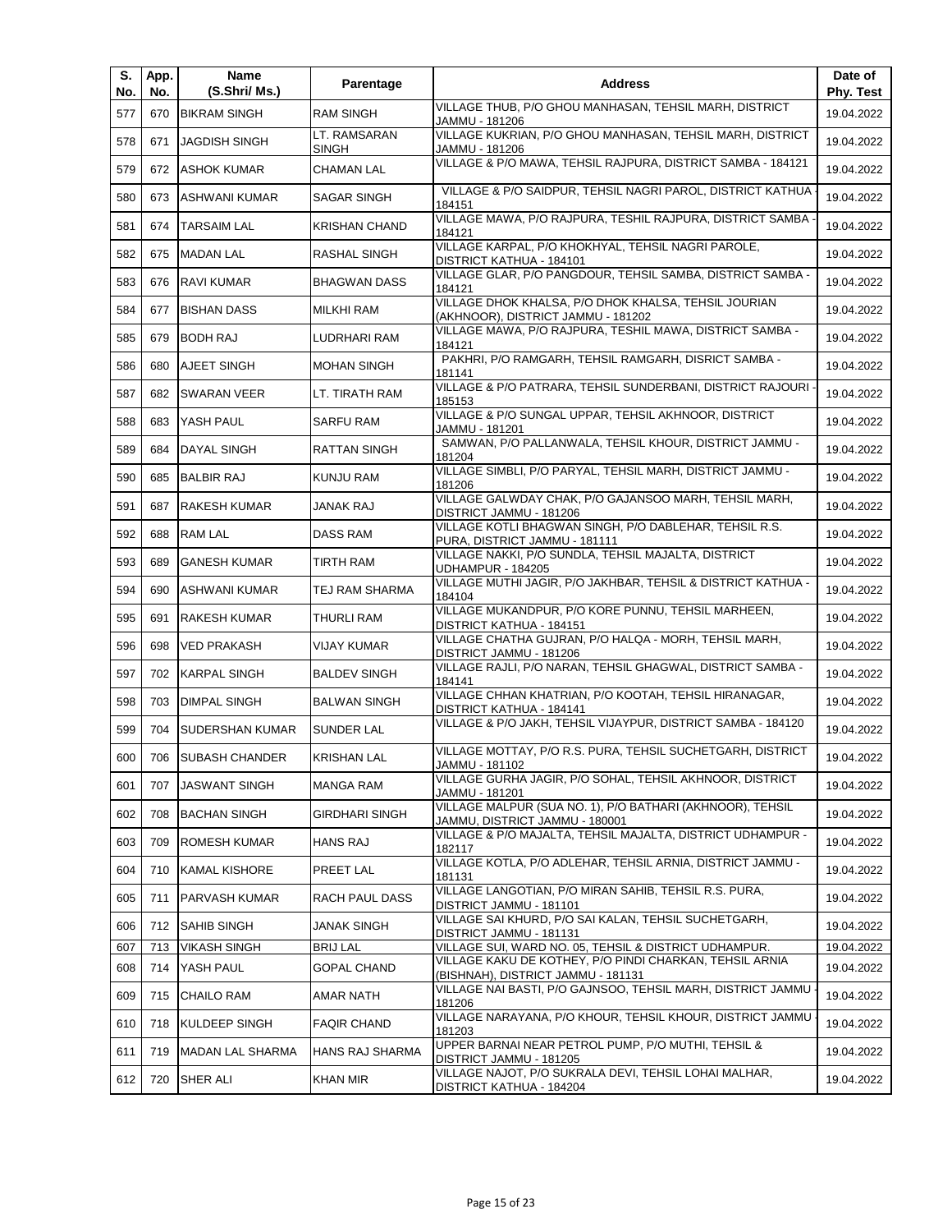| S. No. | App. No. | Name (S.Shri/ Ms.) | Parentage | Address | Date of Phy. Test |
|---|---|---|---|---|---|
| 577 | 670 | BIKRAM SINGH | RAM SINGH | VILLAGE THUB, P/O GHOU MANHASAN, TEHSIL MARH, DISTRICT JAMMU - 181206 | 19.04.2022 |
| 578 | 671 | JAGDISH SINGH | LT. RAMSARAN SINGH | VILLAGE KUKRIAN, P/O GHOU MANHASAN, TEHSIL MARH, DISTRICT JAMMU - 181206 | 19.04.2022 |
| 579 | 672 | ASHOK KUMAR | CHAMAN LAL | VILLAGE & P/O MAWA, TEHSIL RAJPURA, DISTRICT SAMBA - 184121 | 19.04.2022 |
| 580 | 673 | ASHWANI KUMAR | SAGAR SINGH | VILLAGE & P/O SAIDPUR, TEHSIL NAGRI PAROL, DISTRICT KATHUA - 184151 | 19.04.2022 |
| 581 | 674 | TARSAIM LAL | KRISHAN CHAND | VILLAGE MAWA, P/O RAJPURA, TESHIL RAJPURA, DISTRICT SAMBA - 184121 | 19.04.2022 |
| 582 | 675 | MADAN LAL | RASHAL SINGH | VILLAGE KARPAL, P/O KHOKHYAL, TEHSIL NAGRI PAROLE, DISTRICT KATHUA - 184101 | 19.04.2022 |
| 583 | 676 | RAVI KUMAR | BHAGWAN DASS | VILLAGE GLAR, P/O PANGDOUR, TEHSIL SAMBA, DISTRICT SAMBA - 184121 | 19.04.2022 |
| 584 | 677 | BISHAN DASS | MILKHI RAM | VILLAGE DHOK KHALSA, P/O DHOK KHALSA, TEHSIL JOURIAN (AKHNOOR), DISTRICT JAMMU - 181202 | 19.04.2022 |
| 585 | 679 | BODH RAJ | LUDRHARI RAM | VILLAGE MAWA, P/O RAJPURA, TESHIL MAWA, DISTRICT SAMBA - 184121 | 19.04.2022 |
| 586 | 680 | AJEET SINGH | MOHAN SINGH | PAKHRI, P/O RAMGARH, TEHSIL RAMGARH, DISRICT SAMBA - 181141 | 19.04.2022 |
| 587 | 682 | SWARAN VEER | LT. TIRATH RAM | VILLAGE & P/O PATRARA, TEHSIL SUNDERBANI, DISTRICT RAJOURI - 185153 | 19.04.2022 |
| 588 | 683 | YASH PAUL | SARFU RAM | VILLAGE & P/O SUNGAL UPPAR, TEHSIL AKHNOOR, DISTRICT JAMMU - 181201 | 19.04.2022 |
| 589 | 684 | DAYAL SINGH | RATTAN SINGH | SAMWAN, P/O PALLANWALA, TEHSIL KHOUR, DISTRICT JAMMU - 181204 | 19.04.2022 |
| 590 | 685 | BALBIR RAJ | KUNJU RAM | VILLAGE SIMBLI, P/O PARYAL, TEHSIL MARH, DISTRICT JAMMU - 181206 | 19.04.2022 |
| 591 | 687 | RAKESH KUMAR | JANAK RAJ | VILLAGE GALWDAY CHAK, P/O GAJANSOO MARH, TEHSIL MARH, DISTRICT JAMMU - 181206 | 19.04.2022 |
| 592 | 688 | RAM LAL | DASS RAM | VILLAGE KOTLI BHAGWAN SINGH, P/O DABLEHAR, TEHSIL R.S. PURA, DISTRICT JAMMU - 181111 | 19.04.2022 |
| 593 | 689 | GANESH KUMAR | TIRTH RAM | VILLAGE NAKKI, P/O SUNDLA, TEHSIL MAJALTA, DISTRICT UDHAMPUR - 184205 | 19.04.2022 |
| 594 | 690 | ASHWANI KUMAR | TEJ RAM SHARMA | VILLAGE MUTHI JAGIR, P/O JAKHBAR, TEHSIL & DISTRICT KATHUA - 184104 | 19.04.2022 |
| 595 | 691 | RAKESH KUMAR | THURLI RAM | VILLAGE MUKANDPUR, P/O KORE PUNNU, TEHSIL MARHEEN, DISTRICT KATHUA - 184151 | 19.04.2022 |
| 596 | 698 | VED PRAKASH | VIJAY KUMAR | VILLAGE CHATHA GUJRAN, P/O HALQA - MORH, TEHSIL MARH, DISTRICT JAMMU - 181206 | 19.04.2022 |
| 597 | 702 | KARPAL SINGH | BALDEV SINGH | VILLAGE RAJLI, P/O NARAN, TEHSIL GHAGWAL, DISTRICT SAMBA - 184141 | 19.04.2022 |
| 598 | 703 | DIMPAL SINGH | BALWAN SINGH | VILLAGE CHHAN KHATRIAN, P/O KOOTAH, TEHSIL HIRANAGAR, DISTRICT KATHUA - 184141 | 19.04.2022 |
| 599 | 704 | SUDERSHAN KUMAR | SUNDER LAL | VILLAGE & P/O JAKH, TEHSIL VIJAYPUR, DISTRICT SAMBA - 184120 | 19.04.2022 |
| 600 | 706 | SUBASH CHANDER | KRISHAN LAL | VILLAGE MOTTAY, P/O R.S. PURA, TEHSIL SUCHETGARH, DISTRICT JAMMU - 181102 | 19.04.2022 |
| 601 | 707 | JASWANT SINGH | MANGA RAM | VILLAGE GURHA JAGIR, P/O SOHAL, TEHSIL AKHNOOR, DISTRICT JAMMU - 181201 | 19.04.2022 |
| 602 | 708 | BACHAN SINGH | GIRDHARI SINGH | VILLAGE MALPUR (SUA NO. 1), P/O BATHARI (AKHNOOR), TEHSIL JAMMU, DISTRICT JAMMU - 180001 | 19.04.2022 |
| 603 | 709 | ROMESH KUMAR | HANS RAJ | VILLAGE & P/O MAJALTA, TEHSIL MAJALTA, DISTRICT UDHAMPUR - 182117 | 19.04.2022 |
| 604 | 710 | KAMAL KISHORE | PREET LAL | VILLAGE KOTLA, P/O ADLEHAR, TEHSIL ARNIA, DISTRICT JAMMU - 181131 | 19.04.2022 |
| 605 | 711 | PARVASH KUMAR | RACH PAUL DASS | VILLAGE LANGOTIAN, P/O MIRAN SAHIB, TEHSIL R.S. PURA, DISTRICT JAMMU - 181101 | 19.04.2022 |
| 606 | 712 | SAHIB SINGH | JANAK SINGH | VILLAGE SAI KHURD, P/O SAI KALAN, TEHSIL SUCHETGARH, DISTRICT JAMMU - 181131 | 19.04.2022 |
| 607 | 713 | VIKASH SINGH | BRIJ LAL | VILLAGE SUI, WARD NO. 05, TEHSIL & DISTRICT UDHAMPUR. | 19.04.2022 |
| 608 | 714 | YASH PAUL | GOPAL CHAND | VILLAGE KAKU DE KOTHEY, P/O PINDI CHARKAN, TEHSIL ARNIA (BISHNAH), DISTRICT JAMMU - 181131 | 19.04.2022 |
| 609 | 715 | CHAILO RAM | AMAR NATH | VILLAGE NAI BASTI, P/O GAJNSOO, TEHSIL MARH, DISTRICT JAMMU - 181206 | 19.04.2022 |
| 610 | 718 | KULDEEP SINGH | FAQIR CHAND | VILLAGE NARAYANA, P/O KHOUR, TEHSIL KHOUR, DISTRICT JAMMU - 181203 | 19.04.2022 |
| 611 | 719 | MADAN LAL SHARMA | HANS RAJ SHARMA | UPPER BARNAI NEAR PETROL PUMP, P/O MUTHI, TEHSIL & DISTRICT JAMMU - 181205 | 19.04.2022 |
| 612 | 720 | SHER ALI | KHAN MIR | VILLAGE NAJOT, P/O SUKRALA DEVI, TEHSIL LOHAI MALHAR, DISTRICT KATHUA - 184204 | 19.04.2022 |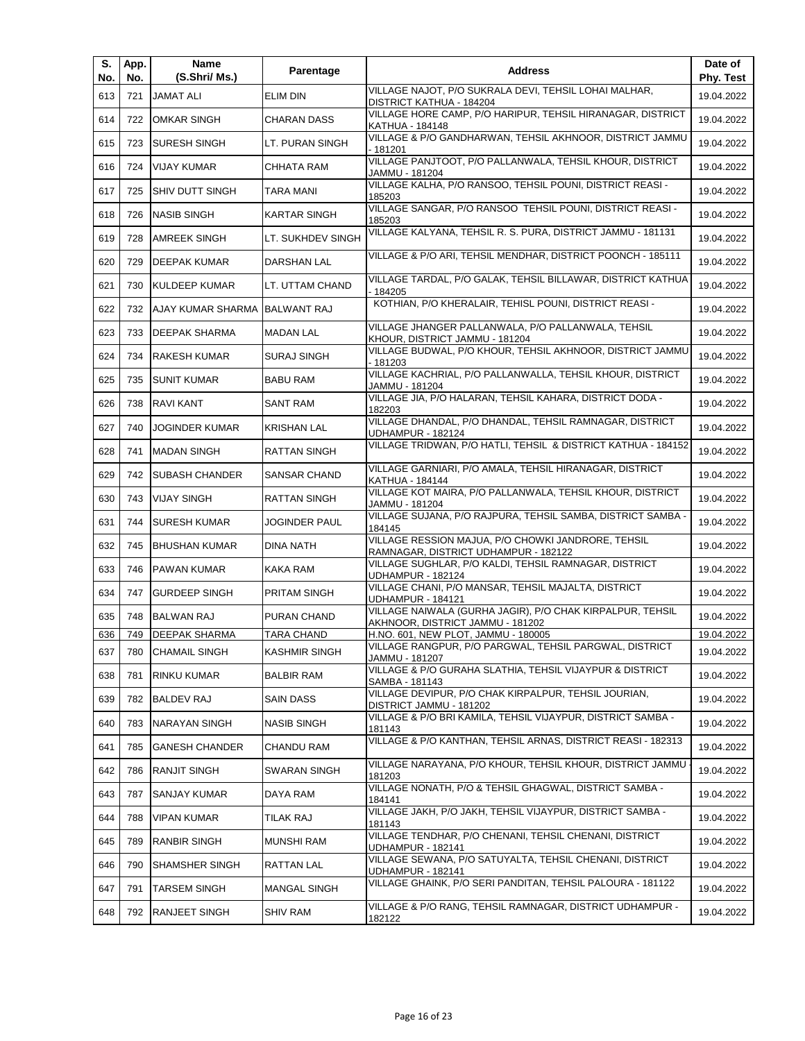| S. No. | App. No. | Name (S.Shri/ Ms.) | Parentage | Address | Date of Phy. Test |
|---|---|---|---|---|---|
| 613 | 721 | JAMAT ALI | ELIM DIN | VILLAGE NAJOT, P/O SUKRALA DEVI, TEHSIL LOHAI MALHAR, DISTRICT KATHUA - 184204 | 19.04.2022 |
| 614 | 722 | OMKAR SINGH | CHARAN DASS | VILLAGE HORE CAMP, P/O HARIPUR, TEHSIL HIRANAGAR, DISTRICT KATHUA - 184148 | 19.04.2022 |
| 615 | 723 | SURESH SINGH | LT. PURAN SINGH | VILLAGE & P/O GANDHARWAN, TEHSIL AKHNOOR, DISTRICT JAMMU - 181201 | 19.04.2022 |
| 616 | 724 | VIJAY KUMAR | CHHATA RAM | VILLAGE PANJTOOT, P/O PALLANWALA, TEHSIL KHOUR, DISTRICT JAMMU - 181204 | 19.04.2022 |
| 617 | 725 | SHIV DUTT SINGH | TARA MANI | VILLAGE KALHA, P/O RANSOO, TEHSIL POUNI, DISTRICT REASI - 185203 | 19.04.2022 |
| 618 | 726 | NASIB SINGH | KARTAR SINGH | VILLAGE SANGAR, P/O RANSOO TEHSIL POUNI, DISTRICT REASI - 185203 | 19.04.2022 |
| 619 | 728 | AMREEK SINGH | LT. SUKHDEV SINGH | VILLAGE KALYANA, TEHSIL R. S. PURA, DISTRICT JAMMU - 181131 | 19.04.2022 |
| 620 | 729 | DEEPAK KUMAR | DARSHAN LAL | VILLAGE & P/O ARI, TEHSIL MENDHAR, DISTRICT POONCH - 185111 | 19.04.2022 |
| 621 | 730 | KULDEEP KUMAR | LT. UTTAM CHAND | VILLAGE TARDAL, P/O GALAK, TEHSIL BILLAWAR, DISTRICT KATHUA - 184205 | 19.04.2022 |
| 622 | 732 | AJAY KUMAR SHARMA | BALWANT RAJ | KOTHIAN, P/O KHERALAIR, TEHISL POUNI, DISTRICT REASI - | 19.04.2022 |
| 623 | 733 | DEEPAK SHARMA | MADAN LAL | VILLAGE JHANGER PALLANWALA, P/O PALLANWALA, TEHSIL KHOUR, DISTRICT JAMMU - 181204 | 19.04.2022 |
| 624 | 734 | RAKESH KUMAR | SURAJ SINGH | VILLAGE BUDWAL, P/O KHOUR, TEHSIL AKHNOOR, DISTRICT JAMMU - 181203 | 19.04.2022 |
| 625 | 735 | SUNIT KUMAR | BABU RAM | VILLAGE KACHRIAL, P/O PALLANWALLA, TEHSIL KHOUR, DISTRICT JAMMU - 181204 | 19.04.2022 |
| 626 | 738 | RAVI KANT | SANT RAM | VILLAGE JIA, P/O HALARAN, TEHSIL KAHARA, DISTRICT DODA - 182203 | 19.04.2022 |
| 627 | 740 | JOGINDER KUMAR | KRISHAN LAL | VILLAGE DHANDAL, P/O DHANDAL, TEHSIL RAMNAGAR, DISTRICT UDHAMPUR - 182124 | 19.04.2022 |
| 628 | 741 | MADAN SINGH | RATTAN SINGH | VILLAGE TRIDWAN, P/O HATLI, TEHSIL & DISTRICT KATHUA - 184152 | 19.04.2022 |
| 629 | 742 | SUBASH CHANDER | SANSAR CHAND | VILLAGE GARNIARI, P/O AMALA, TEHSIL HIRANAGAR, DISTRICT KATHUA - 184144 | 19.04.2022 |
| 630 | 743 | VIJAY SINGH | RATTAN SINGH | VILLAGE KOT MAIRA, P/O PALLANWALA, TEHSIL KHOUR, DISTRICT JAMMU - 181204 | 19.04.2022 |
| 631 | 744 | SURESH KUMAR | JOGINDER PAUL | VILLAGE SUJANA, P/O RAJPURA, TEHSIL SAMBA, DISTRICT SAMBA - 184145 | 19.04.2022 |
| 632 | 745 | BHUSHAN KUMAR | DINA NATH | VILLAGE RESSION MAJUA, P/O CHOWKI JANDRORE, TEHSIL RAMNAGAR, DISTRICT UDHAMPUR - 182122 | 19.04.2022 |
| 633 | 746 | PAWAN KUMAR | KAKA RAM | VILLAGE SUGHLAR, P/O KALDI, TEHSIL RAMNAGAR, DISTRICT UDHAMPUR - 182124 | 19.04.2022 |
| 634 | 747 | GURDEEP SINGH | PRITAM SINGH | VILLAGE CHANI, P/O MANSAR, TEHSIL MAJALTA, DISTRICT UDHAMPUR - 184121 | 19.04.2022 |
| 635 | 748 | BALWAN RAJ | PURAN CHAND | VILLAGE NAIWALA (GURHA JAGIR), P/O CHAK KIRPALPUR, TEHSIL AKHNOOR, DISTRICT JAMMU - 181202 | 19.04.2022 |
| 636 | 749 | DEEPAK SHARMA | TARA CHAND | H.NO. 601, NEW PLOT, JAMMU - 180005 | 19.04.2022 |
| 637 | 780 | CHAMAIL SINGH | KASHMIR SINGH | VILLAGE RANGPUR, P/O PARGWAL, TEHSIL PARGWAL, DISTRICT JAMMU - 181207 | 19.04.2022 |
| 638 | 781 | RINKU KUMAR | BALBIR RAM | VILLAGE & P/O GURAHA SLATHIA, TEHSIL VIJAYPUR & DISTRICT SAMBA - 181143 | 19.04.2022 |
| 639 | 782 | BALDEV RAJ | SAIN DASS | VILLAGE DEVIPUR, P/O CHAK KIRPALPUR, TEHSIL JOURIAN, DISTRICT JAMMU - 181202 | 19.04.2022 |
| 640 | 783 | NARAYAN SINGH | NASIB SINGH | VILLAGE & P/O BRI KAMILA, TEHSIL VIJAYPUR, DISTRICT SAMBA - 181143 | 19.04.2022 |
| 641 | 785 | GANESH CHANDER | CHANDU RAM | VILLAGE & P/O KANTHAN, TEHSIL ARNAS, DISTRICT REASI - 182313 | 19.04.2022 |
| 642 | 786 | RANJIT SINGH | SWARAN SINGH | VILLAGE NARAYANA, P/O KHOUR, TEHSIL KHOUR, DISTRICT JAMMU - 181203 | 19.04.2022 |
| 643 | 787 | SANJAY KUMAR | DAYA RAM | VILLAGE NONATH, P/O & TEHSIL GHAGWAL, DISTRICT SAMBA - 184141 | 19.04.2022 |
| 644 | 788 | VIPAN KUMAR | TILAK RAJ | VILLAGE JAKH, P/O JAKH, TEHSIL VIJAYPUR, DISTRICT SAMBA - 181143 | 19.04.2022 |
| 645 | 789 | RANBIR SINGH | MUNSHI RAM | VILLAGE TENDHAR, P/O CHENANI, TEHSIL CHENANI, DISTRICT UDHAMPUR - 182141 | 19.04.2022 |
| 646 | 790 | SHAMSHER SINGH | RATTAN LAL | VILLAGE SEWANA, P/O SATUYALTA, TEHSIL CHENANI, DISTRICT UDHAMPUR - 182141 | 19.04.2022 |
| 647 | 791 | TARSEM SINGH | MANGAL SINGH | VILLAGE GHAINK, P/O SERI PANDITAN, TEHSIL PALOURA - 181122 | 19.04.2022 |
| 648 | 792 | RANJEET SINGH | SHIV RAM | VILLAGE & P/O RANG, TEHSIL RAMNAGAR, DISTRICT UDHAMPUR - 182122 | 19.04.2022 |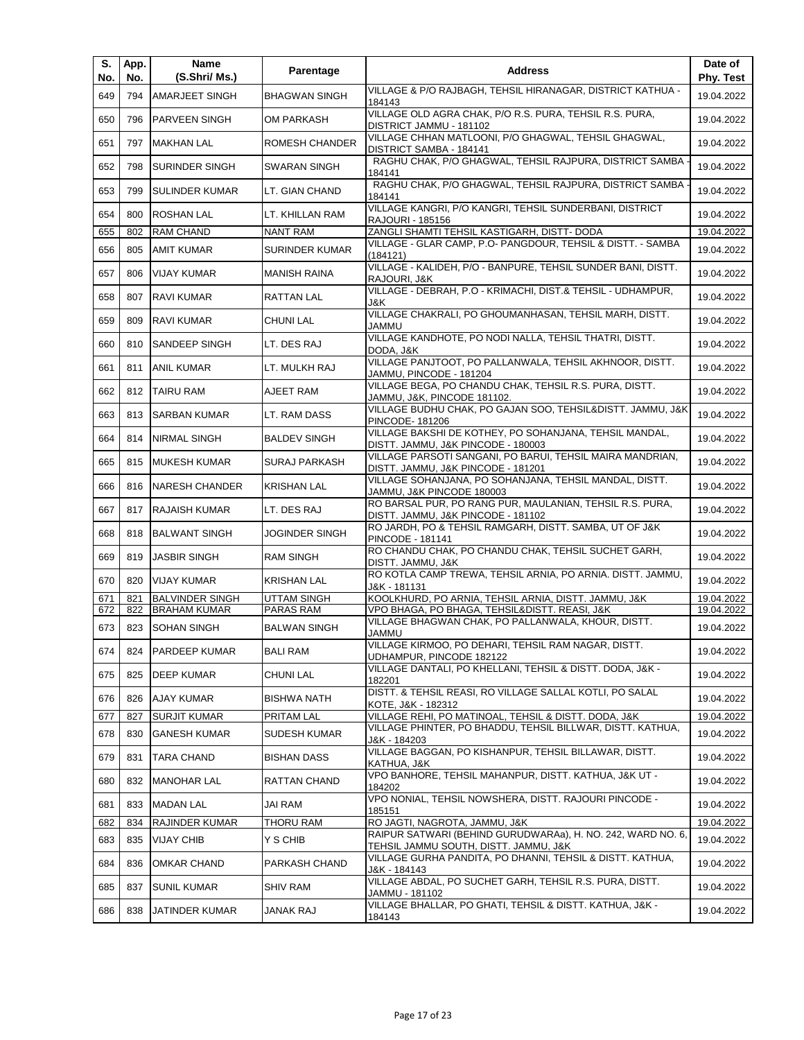| S. No. | App. No. | Name (S.Shri/ Ms.) | Parentage | Address | Date of Phy. Test |
|---|---|---|---|---|---|
| 649 | 794 | AMARJEET SINGH | BHAGWAN SINGH | VILLAGE & P/O RAJBAGH, TEHSIL HIRANAGAR, DISTRICT KATHUA - 184143 | 19.04.2022 |
| 650 | 796 | PARVEEN SINGH | OM PARKASH | VILLAGE OLD AGRA CHAK, P/O R.S. PURA, TEHSIL R.S. PURA, DISTRICT JAMMU - 181102 | 19.04.2022 |
| 651 | 797 | MAKHAN LAL | ROMESH CHANDER | VILLAGE CHHAN MATLOONI, P/O GHAGWAL, TEHSIL GHAGWAL, DISTRICT SAMBA - 184141 | 19.04.2022 |
| 652 | 798 | SURINDER SINGH | SWARAN SINGH | RAGHU CHAK, P/O GHAGWAL, TEHSIL RAJPURA, DISTRICT SAMBA - 184141 | 19.04.2022 |
| 653 | 799 | SULINDER KUMAR | LT. GIAN CHAND | RAGHU CHAK, P/O GHAGWAL, TEHSIL RAJPURA, DISTRICT SAMBA - 184141 | 19.04.2022 |
| 654 | 800 | ROSHAN LAL | LT. KHILLAN RAM | VILLAGE KANGRI, P/O KANGRI, TEHSIL SUNDERBANI, DISTRICT RAJOURI - 185156 | 19.04.2022 |
| 655 | 802 | RAM CHAND | NANT RAM | ZANGLI SHAMTI TEHSIL KASTIGARH, DISTT- DODA | 19.04.2022 |
| 656 | 805 | AMIT KUMAR | SURINDER KUMAR | VILLAGE - GLAR CAMP, P.O- PANGDOUR, TEHSIL & DISTT. - SAMBA (184121) | 19.04.2022 |
| 657 | 806 | VIJAY KUMAR | MANISH RAINA | VILLAGE - KALIDEH, P/O - BANPURE, TEHSIL SUNDER BANI, DISTT. RAJOURI, J&K | 19.04.2022 |
| 658 | 807 | RAVI KUMAR | RATTAN LAL | VILLAGE - DEBRAH, P.O - KRIMACHI, DIST.& TEHSIL - UDHAMPUR, J&K | 19.04.2022 |
| 659 | 809 | RAVI KUMAR | CHUNI LAL | VILLAGE CHAKRALI, PO GHOUMANHASAN, TEHSIL MARH, DISTT. JAMMU | 19.04.2022 |
| 660 | 810 | SANDEEP SINGH | LT. DES RAJ | VILLAGE KANDHOTE, PO NODI NALLA, TEHSIL THATRI, DISTT. DODA, J&K | 19.04.2022 |
| 661 | 811 | ANIL KUMAR | LT. MULKH RAJ | VILLAGE PANJTOOT, PO PALLANWALA, TEHSIL AKHNOOR, DISTT. JAMMU, PINCODE - 181204 | 19.04.2022 |
| 662 | 812 | TAIRU RAM | AJEET RAM | VILLAGE BEGA, PO CHANDU CHAK, TEHSIL R.S. PURA, DISTT. JAMMU, J&K, PINCODE 181102. | 19.04.2022 |
| 663 | 813 | SARBAN KUMAR | LT. RAM DASS | VILLAGE BUDHU CHAK, PO GAJAN SOO, TEHSIL&DISTT. JAMMU, J&K PINCODE- 181206 | 19.04.2022 |
| 664 | 814 | NIRMAL SINGH | BALDEV SINGH | VILLAGE BAKSHI DE KOTHEY, PO SOHANJANA, TEHSIL MANDAL, DISTT. JAMMU, J&K PINCODE - 180003 | 19.04.2022 |
| 665 | 815 | MUKESH KUMAR | SURAJ PARKASH | VILLAGE PARSOTI SANGANI, PO BARUI, TEHSIL MAIRA MANDRIAN, DISTT. JAMMU, J&K PINCODE - 181201 | 19.04.2022 |
| 666 | 816 | NARESH CHANDER | KRISHAN LAL | VILLAGE SOHANJANA, PO SOHANJANA, TEHSIL MANDAL, DISTT. JAMMU, J&K PINCODE 180003 | 19.04.2022 |
| 667 | 817 | RAJAISH KUMAR | LT. DES RAJ | RO BARSAL PUR, PO RANG PUR, MAULANIAN, TEHSIL R.S. PURA, DISTT. JAMMU, J&K PINCODE - 181102 | 19.04.2022 |
| 668 | 818 | BALWANT SINGH | JOGINDER SINGH | RO JARDH, PO & TEHSIL RAMGARH, DISTT. SAMBA, UT OF J&K PINCODE - 181141 | 19.04.2022 |
| 669 | 819 | JASBIR SINGH | RAM SINGH | RO CHANDU CHAK, PO CHANDU CHAK, TEHSIL SUCHET GARH, DISTT. JAMMU, J&K | 19.04.2022 |
| 670 | 820 | VIJAY KUMAR | KRISHAN LAL | RO KOTLA CAMP TREWA, TEHSIL ARNIA, PO ARNIA. DISTT. JAMMU, J&K - 181131 | 19.04.2022 |
| 671 | 821 | BALVINDER SINGH | UTTAM SINGH | KOOLKHURD, PO ARNIA, TEHSIL ARNIA, DISTT. JAMMU, J&K | 19.04.2022 |
| 672 | 822 | BRAHAM KUMAR | PARAS RAM | VPO BHAGA, PO BHAGA, TEHSIL&DISTT. REASI, J&K | 19.04.2022 |
| 673 | 823 | SOHAN SINGH | BALWAN SINGH | VILLAGE BHAGWAN CHAK, PO PALLANWALA, KHOUR, DISTT. JAMMU | 19.04.2022 |
| 674 | 824 | PARDEEP KUMAR | BALI RAM | VILLAGE KIRMOO, PO DEHARI, TEHSIL RAM NAGAR, DISTT. UDHAMPUR, PINCODE 182122 | 19.04.2022 |
| 675 | 825 | DEEP KUMAR | CHUNI LAL | VILLAGE DANTALI, PO KHELLANI, TEHSIL & DISTT. DODA, J&K - 182201 | 19.04.2022 |
| 676 | 826 | AJAY KUMAR | BISHWA NATH | DISTT. & TEHSIL REASI, RO VILLAGE SALLAL KOTLI, PO SALAL KOTE, J&K - 182312 | 19.04.2022 |
| 677 | 827 | SURJIT KUMAR | PRITAM LAL | VILLAGE REHI, PO MATINOAL, TEHSIL & DISTT. DODA, J&K | 19.04.2022 |
| 678 | 830 | GANESH KUMAR | SUDESH KUMAR | VILLAGE PHINTER, PO BHADDU, TEHSIL BILLWAR, DISTT. KATHUA, J&K - 184203 | 19.04.2022 |
| 679 | 831 | TARA CHAND | BISHAN DASS | VILLAGE BAGGAN, PO KISHANPUR, TEHSIL BILLAWAR, DISTT. KATHUA, J&K | 19.04.2022 |
| 680 | 832 | MANOHAR LAL | RATTAN CHAND | VPO BANHORE, TEHSIL MAHANPUR, DISTT. KATHUA, J&K UT - 184202 | 19.04.2022 |
| 681 | 833 | MADAN LAL | JAI RAM | VPO NONIAL, TEHSIL NOWSHERA, DISTT. RAJOURI PINCODE - 185151 | 19.04.2022 |
| 682 | 834 | RAJINDER KUMAR | THORU RAM | RO JAGTI, NAGROTA, JAMMU, J&K | 19.04.2022 |
| 683 | 835 | VIJAY CHIB | Y S CHIB | RAIPUR SATWARI (BEHIND GURUDWARAa), H. NO. 242, WARD NO. 6, TEHSIL JAMMU SOUTH, DISTT. JAMMU, J&K | 19.04.2022 |
| 684 | 836 | OMKAR CHAND | PARKASH CHAND | VILLAGE GURHA PANDITA, PO DHANNI, TEHSIL & DISTT. KATHUA, J&K - 184143 | 19.04.2022 |
| 685 | 837 | SUNIL KUMAR | SHIV RAM | VILLAGE ABDAL, PO SUCHET GARH, TEHSIL R.S. PURA, DISTT. JAMMU - 181102 | 19.04.2022 |
| 686 | 838 | JATINDER KUMAR | JANAK RAJ | VILLAGE BHALLAR, PO GHATI, TEHSIL & DISTT. KATHUA, J&K - 184143 | 19.04.2022 |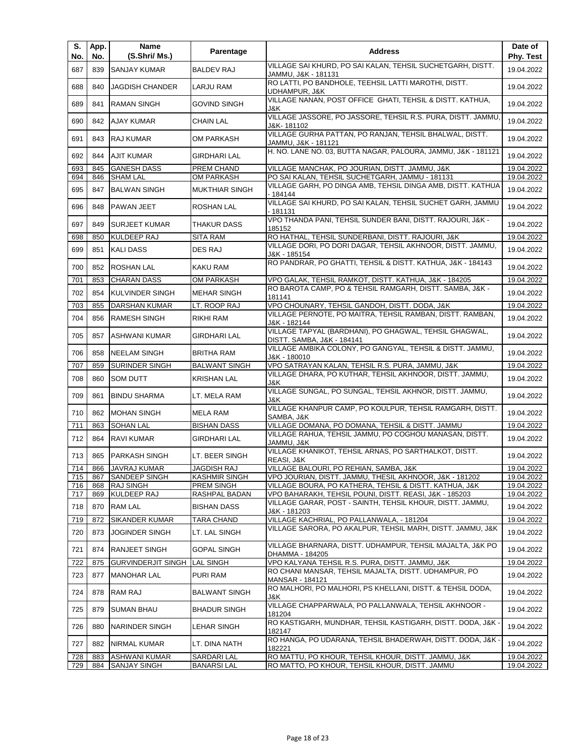| S. No. | App. No. | Name (S.Shri/ Ms.) | Parentage | Address | Date of Phy. Test |
|---|---|---|---|---|---|
| 687 | 839 | SANJAY KUMAR | BALDEV RAJ | VILLAGE SAI KHURD, PO SAI KALAN, TEHSIL SUCHETGARH, DISTT. JAMMU, J&K - 181131 | 19.04.2022 |
| 688 | 840 | JAGDISH CHANDER | LARJU RAM | RO LATTI, PO BANDHOLE, TEEHSIL LATTI MAROTHI, DISTT. UDHAMPUR, J&K | 19.04.2022 |
| 689 | 841 | RAMAN SINGH | GOVIND SINGH | VILLAGE NANAN, POST OFFICE GHATI, TEHSIL & DISTT. KATHUA, J&K | 19.04.2022 |
| 690 | 842 | AJAY KUMAR | CHAIN LAL | VILLAGE JASSORE, PO JASSORE, TEHSIL R.S. PURA, DISTT. JAMMU, J&K- 181102 | 19.04.2022 |
| 691 | 843 | RAJ KUMAR | OM PARKASH | VILLAGE GURHA PATTAN, PO RANJAN, TEHSIL BHALWAL, DISTT. JAMMU, J&K - 181121 | 19.04.2022 |
| 692 | 844 | AJIT KUMAR | GIRDHARI LAL | H. NO. LANE NO. 03, BUTTA NAGAR, PALOURA, JAMMU, J&K - 181121 | 19.04.2022 |
| 693 | 845 | GANESH DASS | PREM CHAND | VILLAGE MANCHAK, PO JOURIAN, DISTT. JAMMU, J&K | 19.04.2022 |
| 694 | 846 | SHAM LAL | OM PARKASH | PO SAI KALAN, TEHSIL SUCHETGARH, JAMMU - 181131 | 19.04.2022 |
| 695 | 847 | BALWAN SINGH | MUKHTIAR SINGH | VILLAGE GARH, PO DINGA AMB, TEHSIL DINGA AMB, DISTT. KATHUA - 184144 | 19.04.2022 |
| 696 | 848 | PAWAN JEET | ROSHAN LAL | VILLAGE SAI KHURD, PO SAI KALAN, TEHSIL SUCHET GARH, JAMMU - 181131 | 19.04.2022 |
| 697 | 849 | SURJEET KUMAR | THAKUR DASS | VPO THANDA PANI, TEHSIL SUNDER BANI, DISTT. RAJOURI, J&K - 185152 | 19.04.2022 |
| 698 | 850 | KULDEEP RAJ | SITA RAM | RO HATHAL, TEHSIL SUNDERBANI, DISTT. RAJOURI, J&K | 19.04.2022 |
| 699 | 851 | KALI DASS | DES RAJ | VILLAGE DORI, PO DORI DAGAR, TEHSIL AKHNOOR, DISTT. JAMMU, J&K - 185154 | 19.04.2022 |
| 700 | 852 | ROSHAN LAL | KAKU RAM | RO PANDRAR, PO GHATTI, TEHSIL & DISTT. KATHUA, J&K - 184143 | 19.04.2022 |
| 701 | 853 | CHARAN DASS | OM PARKASH | VPO GALAK, TEHSIL RAMKOT, DISTT. KATHUA, J&K - 184205 | 19.04.2022 |
| 702 | 854 | KULVINDER SINGH | MEHAR SINGH | RO BAROTA CAMP, PO & TEHSIL RAMGARH, DISTT. SAMBA, J&K - 181141 | 19.04.2022 |
| 703 | 855 | DARSHAN KUMAR | LT. ROOP RAJ | VPO CHOUNARY, TEHSIL GANDOH, DISTT. DODA, J&K | 19.04.2022 |
| 704 | 856 | RAMESH SINGH | RIKHI RAM | VILLAGE PERNOTE, PO MAITRA, TEHSIL RAMBAN, DISTT. RAMBAN, J&K - 182144 | 19.04.2022 |
| 705 | 857 | ASHWANI KUMAR | GIRDHARI LAL | VILLAGE TAPYAL (BARDHANI), PO GHAGWAL, TEHSIL GHAGWAL, DISTT. SAMBA, J&K - 184141 | 19.04.2022 |
| 706 | 858 | NEELAM SINGH | BRITHA RAM | VILLAGE AMBIKA COLONY, PO GANGYAL, TEHSIL & DISTT. JAMMU, J&K - 180010 | 19.04.2022 |
| 707 | 859 | SURINDER SINGH | BALWANT SINGH | VPO SATRAYAN KALAN, TEHSIL R.S. PURA, JAMMU, J&K | 19.04.2022 |
| 708 | 860 | SOM DUTT | KRISHAN LAL | VILLAGE DHARA, PO KUTHAR, TEHSIL AKHNOOR, DISTT. JAMMU, J&K | 19.04.2022 |
| 709 | 861 | BINDU SHARMA | LT. MELA RAM | VILLAGE SUNGAL, PO SUNGAL, TEHSIL AKHNOR, DISTT. JAMMU, J&K | 19.04.2022 |
| 710 | 862 | MOHAN SINGH | MELA RAM | VILLAGE KHANPUR CAMP, PO KOULPUR, TEHSIL RAMGARH, DISTT. SAMBA, J&K | 19.04.2022 |
| 711 | 863 | SOHAN LAL | BISHAN DASS | VILLAGE DOMANA, PO DOMANA, TEHSIL & DISTT. JAMMU | 19.04.2022 |
| 712 | 864 | RAVI KUMAR | GIRDHARI LAL | VILLAGE RAHUA, TEHSIL JAMMU, PO COGHOU MANASAN, DISTT. JAMMU, J&K | 19.04.2022 |
| 713 | 865 | PARKASH SINGH | LT. BEER SINGH | VILLAGE KHANIKOT, TEHSIL ARNAS, PO SARTHALKOT, DISTT. REASI, J&K | 19.04.2022 |
| 714 | 866 | JAVRAJ KUMAR | JAGDISH RAJ | VILLAGE BALOURI, PO REHIAN, SAMBA, J&K | 19.04.2022 |
| 715 | 867 | SANDEEP SINGH | KASHMIR SINGH | VPO JOURIAN, DISTT. JAMMU, THESIL AKHNOOR, J&K - 181202 | 19.04.2022 |
| 716 | 868 | RAJ SINGH | PREM SINGH | VILLAGE BOURA, PO KATHERA, TEHSIL & DISTT. KATHUA, J&K | 19.04.2022 |
| 717 | 869 | KULDEEP RAJ | RASHPAL BADAN | VPO BAHARAKH, TEHSIL POUNI, DISTT. REASI, J&K - 185203 | 19.04.2022 |
| 718 | 870 | RAM LAL | BISHAN DASS | VILLAGE GARAR, POST - SAINTH, TEHSIL KHOUR, DISTT. JAMMU, J&K - 181203 | 19.04.2022 |
| 719 | 872 | SIKANDER KUMAR | TARA CHAND | VILLAGE KACHRIAL, PO PALLANWALA, - 181204 | 19.04.2022 |
| 720 | 873 | JOGINDER SINGH | LT. LAL SINGH | VILLAGE SARORA, PO AKALPUR, TEHSIL MARH, DISTT. JAMMU, J&K | 19.04.2022 |
| 721 | 874 | RANJEET SINGH | GOPAL SINGH | VILLAGE BHARNARA, DISTT. UDHAMPUR, TEHSIL MAJALTA, J&K PO DHAMMA - 184205 | 19.04.2022 |
| 722 | 875 | GURVINDERJIT SINGH | LAL SINGH | VPO KALYANA TEHSIL R.S. PURA, DISTT. JAMMU, J&K | 19.04.2022 |
| 723 | 877 | MANOHAR LAL | PURI RAM | RO CHANI MANSAR, TEHSIL MAJALTA, DISTT. UDHAMPUR, PO MANSAR - 184121 | 19.04.2022 |
| 724 | 878 | RAM RAJ | BALWANT SINGH | RO MALHORI, PO MALHORI, PS KHELLANI, DISTT. & TEHSIL DODA, J&K | 19.04.2022 |
| 725 | 879 | SUMAN BHAU | BHADUR SINGH | VILLAGE CHAPPARWALA, PO PALLANWALA, TEHSIL AKHNOOR - 181204 | 19.04.2022 |
| 726 | 880 | NARINDER SINGH | LEHAR SINGH | RO KASTIGARH, MUNDHAR, TEHSIL KASTIGARH, DISTT. DODA, J&K - 182147 | 19.04.2022 |
| 727 | 882 | NIRMAL KUMAR | LT. DINA NATH | RO HANGA, PO UDARANA, TEHSIL BHADERWAH, DISTT. DODA, J&K - 182221 | 19.04.2022 |
| 728 | 883 | ASHWANI KUMAR | SARDARI LAL | RO MATTU, PO KHOUR, TEHSIL KHOUR, DISTT. JAMMU, J&K | 19.04.2022 |
| 729 | 884 | SANJAY SINGH | BANARSI LAL | RO MATTO, PO KHOUR, TEHSIL KHOUR, DISTT. JAMMU | 19.04.2022 |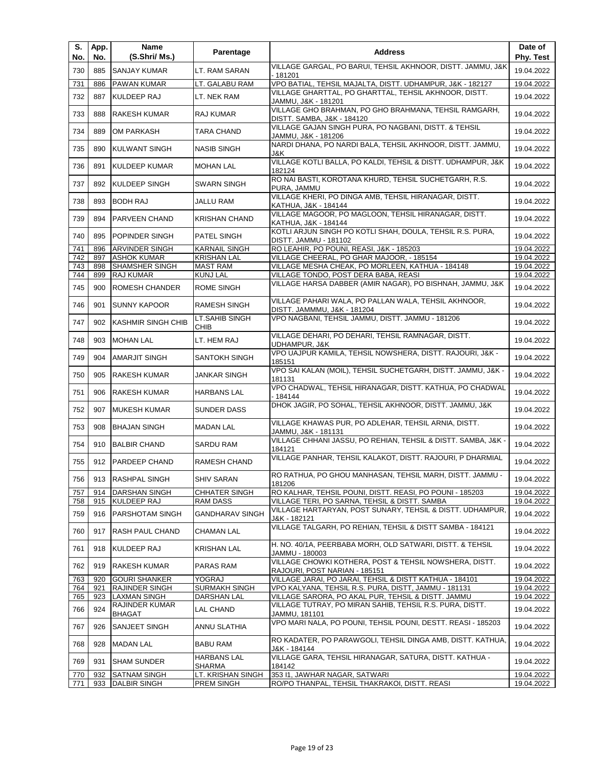| S. No. | App. No. | Name (S.Shri/ Ms.) | Parentage | Address | Date of Phy. Test |
|---|---|---|---|---|---|
| 730 | 885 | SANJAY KUMAR | LT. RAM SARAN | VILLAGE GARGAL, PO BARUI, TEHSIL AKHNOOR, DISTT. JAMMU, J&K - 181201 | 19.04.2022 |
| 731 | 886 | PAWAN KUMAR | LT. GALABU RAM | VPO BATIAL, TEHSIL MAJALTA, DISTT. UDHAMPUR, J&K - 182127 | 19.04.2022 |
| 732 | 887 | KULDEEP RAJ | LT. NEK RAM | VILLAGE GHARTTAL, PO GHARTTAL, TEHSIL AKHNOOR, DISTT. JAMMU, J&K - 181201 | 19.04.2022 |
| 733 | 888 | RAKESH KUMAR | RAJ KUMAR | VILLAGE GHO BRAHMAN, PO GHO BRAHMANA, TEHSIL RAMGARH, DISTT. SAMBA, J&K - 184120 | 19.04.2022 |
| 734 | 889 | OM PARKASH | TARA CHAND | VILLAGE GAJAN SINGH PURA, PO NAGBANI, DISTT. & TEHSIL JAMMU, J&K - 181206 | 19.04.2022 |
| 735 | 890 | KULWANT SINGH | NASIB SINGH | NARDI DHANA, PO NARDI BALA, TEHSIL AKHNOOR, DISTT. JAMMU, J&K | 19.04.2022 |
| 736 | 891 | KULDEEP KUMAR | MOHAN LAL | VILLAGE KOTLI BALLA, PO KALDI, TEHSIL & DISTT. UDHAMPUR, J&K 182124 | 19.04.2022 |
| 737 | 892 | KULDEEP SINGH | SWARN SINGH | RO NAI BASTI, KOROTANA KHURD, TEHSIL SUCHETGARH, R.S. PURA, JAMMU | 19.04.2022 |
| 738 | 893 | BODH RAJ | JALLU RAM | VILLAGE KHERI, PO DINGA AMB, TEHSIL HIRANAGAR, DISTT. KATHUA, J&K - 184144 | 19.04.2022 |
| 739 | 894 | PARVEEN CHAND | KRISHAN CHAND | VILLAGE MAGOOR, PO MAGLOON, TEHSIL HIRANAGAR, DISTT. KATHUA, J&K - 184144 | 19.04.2022 |
| 740 | 895 | POPINDER SINGH | PATEL SINGH | KOTLI ARJUN SINGH PO KOTLI SHAH, DOULA, TEHSIL R.S. PURA, DISTT. JAMMU - 181102 | 19.04.2022 |
| 741 | 896 | ARVINDER SINGH | KARNAIL SINGH | RO LEAHIR, PO POUNI, REASI, J&K - 185203 | 19.04.2022 |
| 742 | 897 | ASHOK KUMAR | KRISHAN LAL | VILLAGE CHEERAL, PO GHAR MAJOOR, - 185154 | 19.04.2022 |
| 743 | 898 | SHAMSHER SINGH | MAST RAM | VILLAGE MESHA CHEAK, PO MORLEEN, KATHUA - 184148 | 19.04.2022 |
| 744 | 899 | RAJ KUMAR | KUNJ LAL | VILLAGE TONDO, POST DERA BABA, REASI | 19.04.2022 |
| 745 | 900 | ROMESH CHANDER | ROME SINGH | VILLAGE HARSA DABBER (AMIR NAGAR), PO BISHNAH, JAMMU, J&K | 19.04.2022 |
| 746 | 901 | SUNNY KAPOOR | RAMESH SINGH | VILLAGE PAHARI WALA, PO PALLAN WALA, TEHSIL AKHNOOR, DISTT. JAMMMU, J&K - 181204 | 19.04.2022 |
| 747 | 902 | KASHMIR SINGH CHIB | LT.SAHIB SINGH CHIB | VPO NAGBANI, TEHSIL JAMMU, DISTT. JAMMU - 181206 | 19.04.2022 |
| 748 | 903 | MOHAN LAL | LT. HEM RAJ | VILLAGE DEHARI, PO DEHARI, TEHSIL RAMNAGAR, DISTT. UDHAMPUR, J&K | 19.04.2022 |
| 749 | 904 | AMARJIT SINGH | SANTOKH SINGH | VPO UAJPUR KAMILA, TEHSIL NOWSHERA, DISTT. RAJOURI, J&K - 185151 | 19.04.2022 |
| 750 | 905 | RAKESH KUMAR | JANKAR SINGH | VPO SAI KALAN (MOIL), TEHSIL SUCHETGARH, DISTT. JAMMU, J&K - 181131 | 19.04.2022 |
| 751 | 906 | RAKESH KUMAR | HARBANS LAL | VPO CHADWAL, TEHSIL HIRANAGAR, DISTT. KATHUA, PO CHADWAL - 184144 | 19.04.2022 |
| 752 | 907 | MUKESH KUMAR | SUNDER DASS | DHOK JAGIR, PO SOHAL, TEHSIL AKHNOOR, DISTT. JAMMU, J&K | 19.04.2022 |
| 753 | 908 | BHAJAN SINGH | MADAN LAL | VILLAGE KHAWAS PUR, PO ADLEHAR, TEHSIL ARNIA, DISTT. JAMMU, J&K - 181131 | 19.04.2022 |
| 754 | 910 | BALBIR CHAND | SARDU RAM | VILLAGE CHHANI JASSU, PO REHIAN, TEHSIL & DISTT. SAMBA, J&K - 184121 | 19.04.2022 |
| 755 | 912 | PARDEEP CHAND | RAMESH CHAND | VILLAGE PANHAR, TEHSIL KALAKOT, DISTT. RAJOURI, P DHARMIAL | 19.04.2022 |
| 756 | 913 | RASHPAL SINGH | SHIV SARAN | RO RATHUA, PO GHOU MANHASAN, TEHSIL MARH, DISTT. JAMMU - 181206 | 19.04.2022 |
| 757 | 914 | DARSHAN SINGH | CHHATER SINGH | RO KALHAR, TEHSIL POUNI, DISTT. REASI, PO POUNI - 185203 | 19.04.2022 |
| 758 | 915 | KULDEEP RAJ | RAM DASS | VILLAGE TERI, PO SARNA, TEHSIL & DISTT. SAMBA | 19.04.2022 |
| 759 | 916 | PARSHOTAM SINGH | GANDHARAV SINGH | VILLAGE HARTARYAN, POST SUNARY, TEHSIL & DISTT. UDHAMPUR, J&K - 182121 | 19.04.2022 |
| 760 | 917 | RASH PAUL CHAND | CHAMAN LAL | VILLAGE TALGARH, PO REHIAN, TEHSIL & DISTT SAMBA - 184121 | 19.04.2022 |
| 761 | 918 | KULDEEP RAJ | KRISHAN LAL | H. NO. 40/1A, PEERBABA MORH, OLD SATWARI, DISTT. & TEHSIL JAMMU - 180003 | 19.04.2022 |
| 762 | 919 | RAKESH KUMAR | PARAS RAM | VILLAGE CHOWKI KOTHERA, POST & TEHSIL NOWSHERA, DISTT. RAJOURI, POST NARIAN - 185151 | 19.04.2022 |
| 763 | 920 | GOURI SHANKER | YOGRAJ | VILLAGE JARAI, PO JARAI, TEHSIL & DISTT KATHUA - 184101 | 19.04.2022 |
| 764 | 921 | RAJINDER SINGH | SURMAKH SINGH | VPO KALYANA, TEHSIL R.S. PURA, DISTT, JAMMU - 181131 | 19.04.2022 |
| 765 | 923 | LAXMAN SINGH | DARSHAN LAL | VILLAGE SARORA, PO AKAL PUR, TEHSIL & DISTT. JAMMU | 19.04.2022 |
| 766 | 924 | RAJINDER KUMAR BHAGAT | LAL CHAND | VILLAGE TUTRAY, PO MIRAN SAHIB, TEHSIL R.S. PURA, DISTT. JAMMU, 181101 | 19.04.2022 |
| 767 | 926 | SANJEET SINGH | ANNU SLATHIA | VPO MARI NALA, PO POUNI, TEHSIL POUNI, DESTT. REASI - 185203 | 19.04.2022 |
| 768 | 928 | MADAN LAL | BABU RAM | RO KADATER, PO PARAWGOLI, TEHSIL DINGA AMB, DISTT. KATHUA, J&K - 184144 | 19.04.2022 |
| 769 | 931 | SHAM SUNDER | HARBANS LAL SHARMA | VILLAGE GARA, TEHSIL HIRANAGAR, SATURA, DISTT. KATHUA - 184142 | 19.04.2022 |
| 770 | 932 | SATNAM SINGH | LT. KRISHAN SINGH | 353 I1, JAWHAR NAGAR, SATWARI | 19.04.2022 |
| 771 | 933 | DALBIR SINGH | PREM SINGH | RO/PO THANPAL, TEHSIL THAKRAKOI, DISTT. REASI | 19.04.2022 |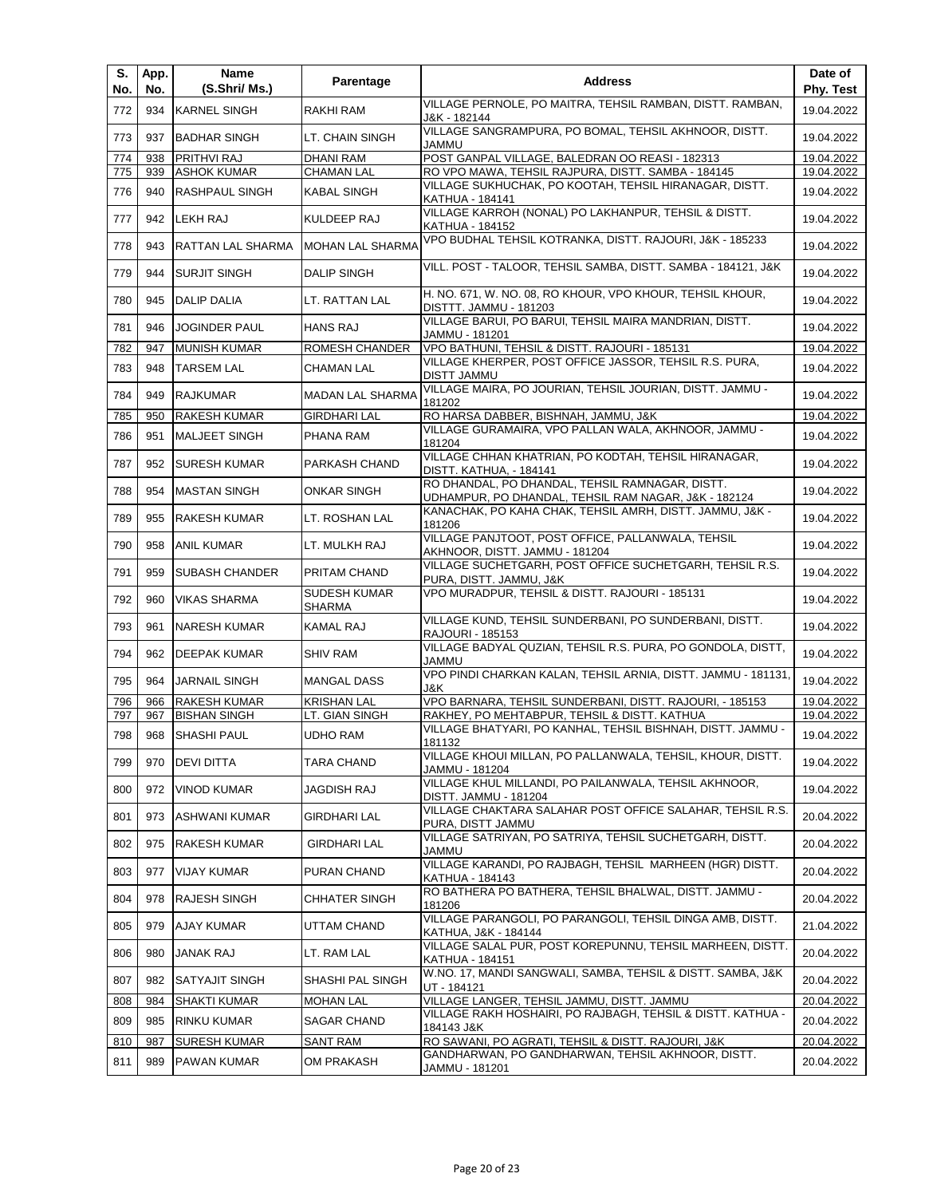| S. No. | App. No. | Name (S.Shri/ Ms.) | Parentage | Address | Date of Phy. Test |
|---|---|---|---|---|---|
| 772 | 934 | KARNEL SINGH | RAKHI RAM | VILLAGE PERNOLE, PO MAITRA, TEHSIL RAMBAN, DISTT. RAMBAN, J&K - 182144 | 19.04.2022 |
| 773 | 937 | BADHAR SINGH | LT. CHAIN SINGH | VILLAGE SANGRAMPURA, PO BOMAL, TEHSIL AKHNOOR, DISTT. JAMMU | 19.04.2022 |
| 774 | 938 | PRITHVI RAJ | DHANI RAM | POST GANPAL VILLAGE, BALEDRAN OO REASI - 182313 | 19.04.2022 |
| 775 | 939 | ASHOK KUMAR | CHAMAN LAL | RO VPO MAWA, TEHSIL RAJPURA, DISTT. SAMBA - 184145 | 19.04.2022 |
| 776 | 940 | RASHPAUL SINGH | KABAL SINGH | VILLAGE SUKHUCHAK, PO KOOTAH, TEHSIL HIRANAGAR, DISTT. KATHUA - 184141 | 19.04.2022 |
| 777 | 942 | LEKH RAJ | KULDEEP RAJ | VILLAGE KARROH (NONAL) PO LAKHANPUR, TEHSIL & DISTT. KATHUA - 184152 | 19.04.2022 |
| 778 | 943 | RATTAN LAL SHARMA | MOHAN LAL SHARMA | VPO BUDHAL TEHSIL KOTRANKA, DISTT. RAJOURI, J&K - 185233 | 19.04.2022 |
| 779 | 944 | SURJIT SINGH | DALIP SINGH | VILL. POST - TALOOR, TEHSIL SAMBA, DISTT. SAMBA - 184121, J&K | 19.04.2022 |
| 780 | 945 | DALIP DALIA | LT. RATTAN LAL | H. NO. 671, W. NO. 08, RO KHOUR, VPO KHOUR, TEHSIL KHOUR, DISTTT. JAMMU - 181203 | 19.04.2022 |
| 781 | 946 | JOGINDER PAUL | HANS RAJ | VILLAGE BARUI, PO BARUI, TEHSIL MAIRA MANDRIAN, DISTT. JAMMU - 181201 | 19.04.2022 |
| 782 | 947 | MUNISH KUMAR | ROMESH CHANDER | VPO BATHUNI, TEHSIL & DISTT. RAJOURI - 185131 | 19.04.2022 |
| 783 | 948 | TARSEM LAL | CHAMAN LAL | VILLAGE KHERPER, POST OFFICE JASSOR, TEHSIL R.S. PURA, DISTT JAMMU | 19.04.2022 |
| 784 | 949 | RAJKUMAR | MADAN LAL SHARMA | VILLAGE MAIRA, PO JOURIAN, TEHSIL JOURIAN, DISTT. JAMMU - 181202 | 19.04.2022 |
| 785 | 950 | RAKESH KUMAR | GIRDHARI LAL | RO HARSA DABBER, BISHNAH, JAMMU, J&K | 19.04.2022 |
| 786 | 951 | MALJEET SINGH | PHANA RAM | VILLAGE GURAMAIRA, VPO PALLAN WALA, AKHNOOR, JAMMU - 181204 | 19.04.2022 |
| 787 | 952 | SURESH KUMAR | PARKASH CHAND | VILLAGE CHHAN KHATRIAN, PO KODTAH, TEHSIL HIRANAGAR, DISTT. KATHUA, - 184141 | 19.04.2022 |
| 788 | 954 | MASTAN SINGH | ONKAR SINGH | RO DHANDAL, PO DHANDAL, TEHSIL RAMNAGAR, DISTT. UDHAMPUR, PO DHANDAL, TEHSIL RAM NAGAR, J&K - 182124 | 19.04.2022 |
| 789 | 955 | RAKESH KUMAR | LT. ROSHAN LAL | KANACHAK, PO KAHA CHAK, TEHSIL AMRH, DISTT. JAMMU, J&K - 181206 | 19.04.2022 |
| 790 | 958 | ANIL KUMAR | LT. MULKH RAJ | VILLAGE PANJTOOT, POST OFFICE, PALLANWALA, TEHSIL AKHNOOR, DISTT. JAMMU - 181204 | 19.04.2022 |
| 791 | 959 | SUBASH CHANDER | PRITAM CHAND | VILLAGE SUCHETGARH, POST OFFICE SUCHETGARH, TEHSIL R.S. PURA, DISTT. JAMMU, J&K | 19.04.2022 |
| 792 | 960 | VIKAS SHARMA | SUDESH KUMAR SHARMA | VPO MURADPUR, TEHSIL & DISTT. RAJOURI - 185131 | 19.04.2022 |
| 793 | 961 | NARESH KUMAR | KAMAL RAJ | VILLAGE KUND, TEHSIL SUNDERBANI, PO SUNDERBANI, DISTT. RAJOURI - 185153 | 19.04.2022 |
| 794 | 962 | DEEPAK KUMAR | SHIV RAM | VILLAGE BADYAL QUZIAN, TEHSIL R.S. PURA, PO GONDOLA, DISTT, JAMMU | 19.04.2022 |
| 795 | 964 | JARNAIL SINGH | MANGAL DASS | VPO PINDI CHARKAN KALAN, TEHSIL ARNIA, DISTT. JAMMU - 181131, J&K | 19.04.2022 |
| 796 | 966 | RAKESH KUMAR | KRISHAN LAL | VPO BARNARA, TEHSIL SUNDERBANI, DISTT. RAJOURI, - 185153 | 19.04.2022 |
| 797 | 967 | BISHAN SINGH | LT. GIAN SINGH | RAKHEY, PO MEHTABPUR, TEHSIL & DISTT. KATHUA | 19.04.2022 |
| 798 | 968 | SHASHI PAUL | UDHO RAM | VILLAGE BHATYARI, PO KANHAL, TEHSIL BISHNAH, DISTT. JAMMU - 181132 | 19.04.2022 |
| 799 | 970 | DEVI DITTA | TARA CHAND | VILLAGE KHOUI MILLAN, PO PALLANWALA, TEHSIL, KHOUR, DISTT. JAMMU - 181204 | 19.04.2022 |
| 800 | 972 | VINOD KUMAR | JAGDISH RAJ | VILLAGE KHUL MILLANDI, PO PAILANWALA, TEHSIL AKHNOOR, DISTT. JAMMU - 181204 | 19.04.2022 |
| 801 | 973 | ASHWANI KUMAR | GIRDHARI LAL | VILLAGE CHAKTARA SALAHAR POST OFFICE SALAHAR, TEHSIL R.S. PURA, DISTT JAMMU | 20.04.2022 |
| 802 | 975 | RAKESH KUMAR | GIRDHARI LAL | VILLAGE SATRIYAN, PO SATRIYA, TEHSIL SUCHETGARH, DISTT. JAMMU | 20.04.2022 |
| 803 | 977 | VIJAY KUMAR | PURAN CHAND | VILLAGE KARANDI, PO RAJBAGH, TEHSIL MARHEEN (HGR) DISTT. KATHUA - 184143 | 20.04.2022 |
| 804 | 978 | RAJESH SINGH | CHHATER SINGH | RO BATHERA PO BATHERA, TEHSIL BHALWAL, DISTT. JAMMU - 181206 | 20.04.2022 |
| 805 | 979 | AJAY KUMAR | UTTAM CHAND | VILLAGE PARANGOLI, PO PARANGOLI, TEHSIL DINGA AMB, DISTT. KATHUA, J&K - 184144 | 21.04.2022 |
| 806 | 980 | JANAK RAJ | LT. RAM LAL | VILLAGE SALAL PUR, POST KOREPUNNU, TEHSIL MARHEEN, DISTT. KATHUA - 184151 | 20.04.2022 |
| 807 | 982 | SATYAJIT SINGH | SHASHI PAL SINGH | W.NO. 17, MANDI SANGWALI, SAMBA, TEHSIL & DISTT. SAMBA, J&K UT - 184121 | 20.04.2022 |
| 808 | 984 | SHAKTI KUMAR | MOHAN LAL | VILLAGE LANGER, TEHSIL JAMMU, DISTT. JAMMU | 20.04.2022 |
| 809 | 985 | RINKU KUMAR | SAGAR CHAND | VILLAGE RAKH HOSHAIRI, PO RAJBAGH, TEHSIL & DISTT. KATHUA - 184143 J&K | 20.04.2022 |
| 810 | 987 | SURESH KUMAR | SANT RAM | RO SAWANI, PO AGRATI, TEHSIL & DISTT. RAJOURI, J&K | 20.04.2022 |
| 811 | 989 | PAWAN KUMAR | OM PRAKASH | GANDHARWAN, PO GANDHARWAN, TEHSIL AKHNOOR, DISTT. JAMMU - 181201 | 20.04.2022 |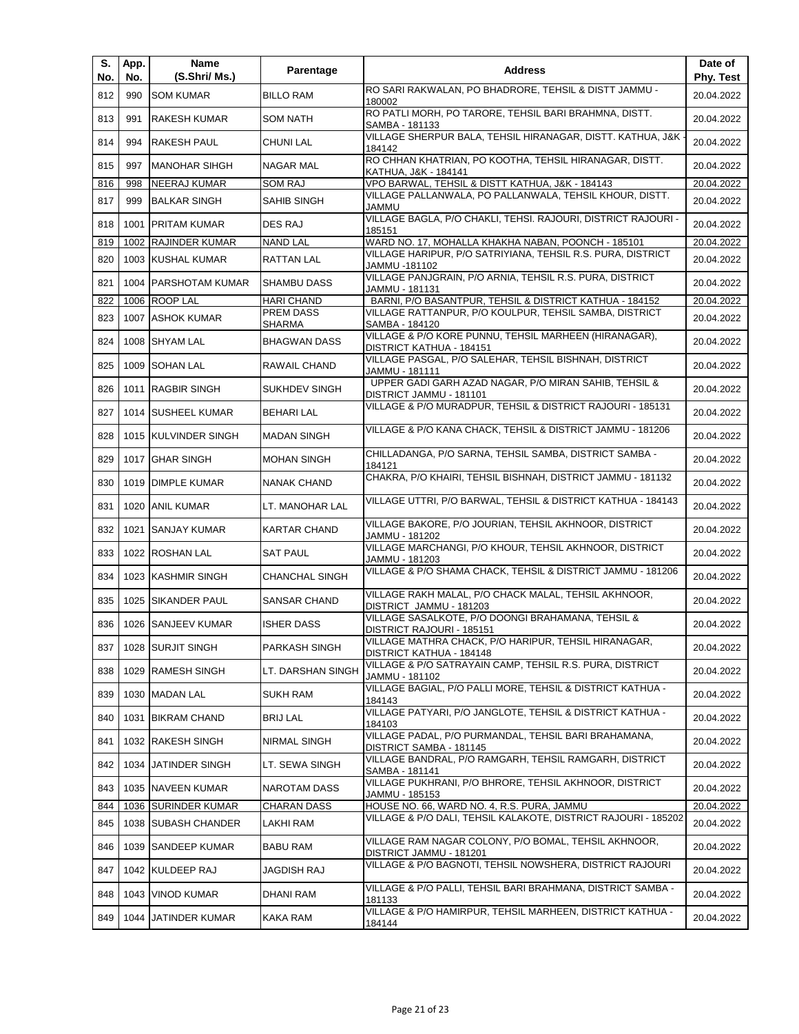| S. No. | App. No. | Name (S.Shri/ Ms.) | Parentage | Address | Date of Phy. Test |
|---|---|---|---|---|---|
| 812 | 990 | SOM KUMAR | BILLO RAM | RO SARI RAKWALAN, PO BHADRORE, TEHSIL & DISTT JAMMU - 180002 | 20.04.2022 |
| 813 | 991 | RAKESH KUMAR | SOM NATH | RO PATLI MORH, PO TARORE, TEHSIL BARI BRAHMNA, DISTT. SAMBA - 181133 | 20.04.2022 |
| 814 | 994 | RAKESH PAUL | CHUNI LAL | VILLAGE SHERPUR BALA, TEHSIL HIRANAGAR, DISTT. KATHUA, J&K - 184142 | 20.04.2022 |
| 815 | 997 | MANOHAR SIHGH | NAGAR MAL | RO CHHAN KHATRIAN, PO KOOTHA, TEHSIL HIRANAGAR, DISTT. KATHUA, J&K - 184141 | 20.04.2022 |
| 816 | 998 | NEERAJ KUMAR | SOM RAJ | VPO BARWAL, TEHSIL & DISTT KATHUA, J&K - 184143 | 20.04.2022 |
| 817 | 999 | BALKAR SINGH | SAHIB SINGH | VILLAGE PALLANWALA, PO PALLANWALA, TEHSIL KHOUR, DISTT. JAMMU | 20.04.2022 |
| 818 | 1001 | PRITAM KUMAR | DES RAJ | VILLAGE BAGLA, P/O CHAKLI, TEHSI. RAJOURI, DISTRICT RAJOURI - 185151 | 20.04.2022 |
| 819 | 1002 | RAJINDER KUMAR | NAND LAL | WARD NO. 17, MOHALLA KHAKHA NABAN, POONCH - 185101 | 20.04.2022 |
| 820 | 1003 | KUSHAL KUMAR | RATTAN LAL | VILLAGE HARIPUR, P/O SATRIYIANA, TEHSIL R.S. PURA, DISTRICT JAMMU -181102 | 20.04.2022 |
| 821 | 1004 | PARSHOTAM KUMAR | SHAMBU DASS | VILLAGE PANJGRAIN, P/O ARNIA, TEHSIL R.S. PURA, DISTRICT JAMMU - 181131 | 20.04.2022 |
| 822 | 1006 | ROOP LAL | HARI CHAND | BARNI, P/O BASANTPUR, TEHSIL & DISTRICT KATHUA - 184152 | 20.04.2022 |
| 823 | 1007 | ASHOK KUMAR | PREM DASS SHARMA | VILLAGE RATTANPUR, P/O KOULPUR, TEHSIL SAMBA, DISTRICT SAMBA - 184120 | 20.04.2022 |
| 824 | 1008 | SHYAM LAL | BHAGWAN DASS | VILLAGE & P/O KORE PUNNU, TEHSIL MARHEEN (HIRANAGAR), DISTRICT KATHUA - 184151 | 20.04.2022 |
| 825 | 1009 | SOHAN LAL | RAWAIL CHAND | VILLAGE PASGAL, P/O SALEHAR, TEHSIL BISHNAH, DISTRICT JAMMU - 181111 | 20.04.2022 |
| 826 | 1011 | RAGBIR SINGH | SUKHDEV SINGH | UPPER GADI GARH AZAD NAGAR, P/O MIRAN SAHIB, TEHSIL & DISTRICT JAMMU - 181101 | 20.04.2022 |
| 827 | 1014 | SUSHEEL KUMAR | BEHARI LAL | VILLAGE & P/O MURADPUR, TEHSIL & DISTRICT RAJOURI - 185131 | 20.04.2022 |
| 828 | 1015 | KULVINDER SINGH | MADAN SINGH | VILLAGE & P/O KANA CHACK, TEHSIL & DISTRICT JAMMU - 181206 | 20.04.2022 |
| 829 | 1017 | GHAR SINGH | MOHAN SINGH | CHILLADANGA, P/O SARNA, TEHSIL SAMBA, DISTRICT SAMBA - 184121 | 20.04.2022 |
| 830 | 1019 | DIMPLE KUMAR | NANAK CHAND | CHAKRA, P/O KHAIRI, TEHSIL BISHNAH, DISTRICT JAMMU - 181132 | 20.04.2022 |
| 831 | 1020 | ANIL KUMAR | LT. MANOHAR LAL | VILLAGE UTTRI, P/O BARWAL, TEHSIL & DISTRICT KATHUA - 184143 | 20.04.2022 |
| 832 | 1021 | SANJAY KUMAR | KARTAR CHAND | VILLAGE BAKORE, P/O JOURIAN, TEHSIL AKHNOOR, DISTRICT JAMMU - 181202 | 20.04.2022 |
| 833 | 1022 | ROSHAN LAL | SAT PAUL | VILLAGE MARCHANGI, P/O KHOUR, TEHSIL AKHNOOR, DISTRICT JAMMU - 181203 | 20.04.2022 |
| 834 | 1023 | KASHMIR SINGH | CHANCHAL SINGH | VILLAGE & P/O SHAMA CHACK, TEHSIL & DISTRICT JAMMU - 181206 | 20.04.2022 |
| 835 | 1025 | SIKANDER PAUL | SANSAR CHAND | VILLAGE RAKH MALAL, P/O CHACK MALAL, TEHSIL AKHNOOR, DISTRICT JAMMU - 181203 | 20.04.2022 |
| 836 | 1026 | SANJEEV KUMAR | ISHER DASS | VILLAGE SASALKOTE, P/O DOONGI BRAHAMANA, TEHSIL & DISTRICT RAJOURI - 185151 | 20.04.2022 |
| 837 | 1028 | SURJIT SINGH | PARKASH SINGH | VILLAGE MATHRA CHACK, P/O HARIPUR, TEHSIL HIRANAGAR, DISTRICT KATHUA - 184148 | 20.04.2022 |
| 838 | 1029 | RAMESH SINGH | LT. DARSHAN SINGH | VILLAGE & P/O SATRAYAIN CAMP, TEHSIL R.S. PURA, DISTRICT JAMMU - 181102 | 20.04.2022 |
| 839 | 1030 | MADAN LAL | SUKH RAM | VILLAGE BAGIAL, P/O PALLI MORE, TEHSIL & DISTRICT KATHUA - 184143 | 20.04.2022 |
| 840 | 1031 | BIKRAM CHAND | BRIJ LAL | VILLAGE PATYARI, P/O JANGLOTE, TEHSIL & DISTRICT KATHUA - 184103 | 20.04.2022 |
| 841 | 1032 | RAKESH SINGH | NIRMAL SINGH | VILLAGE PADAL, P/O PURMANDAL, TEHSIL BARI BRAHAMANA, DISTRICT SAMBA - 181145 | 20.04.2022 |
| 842 | 1034 | JATINDER SINGH | LT. SEWA SINGH | VILLAGE BANDRAL, P/O RAMGARH, TEHSIL RAMGARH, DISTRICT SAMBA - 181141 | 20.04.2022 |
| 843 | 1035 | NAVEEN KUMAR | NAROTAM DASS | VILLAGE PUKHRANI, P/O BHRORE, TEHSIL AKHNOOR, DISTRICT JAMMU - 185153 | 20.04.2022 |
| 844 | 1036 | SURINDER KUMAR | CHARAN DASS | HOUSE NO. 66, WARD NO. 4, R.S. PURA, JAMMU | 20.04.2022 |
| 845 | 1038 | SUBASH CHANDER | LAKHI RAM | VILLAGE & P/O DALI, TEHSIL KALAKOTE, DISTRICT RAJOURI - 185202 | 20.04.2022 |
| 846 | 1039 | SANDEEP KUMAR | BABU RAM | VILLAGE RAM NAGAR COLONY, P/O BOMAL, TEHSIL AKHNOOR, DISTRICT JAMMU - 181201 | 20.04.2022 |
| 847 | 1042 | KULDEEP RAJ | JAGDISH RAJ | VILLAGE & P/O BAGNOTI, TEHSIL NOWSHERA, DISTRICT RAJOURI | 20.04.2022 |
| 848 | 1043 | VINOD KUMAR | DHANI RAM | VILLAGE & P/O PALLI, TEHSIL BARI BRAHMANA, DISTRICT SAMBA - 181133 | 20.04.2022 |
| 849 | 1044 | JATINDER KUMAR | KAKA RAM | VILLAGE & P/O HAMIRPUR, TEHSIL MARHEEN, DISTRICT KATHUA - 184144 | 20.04.2022 |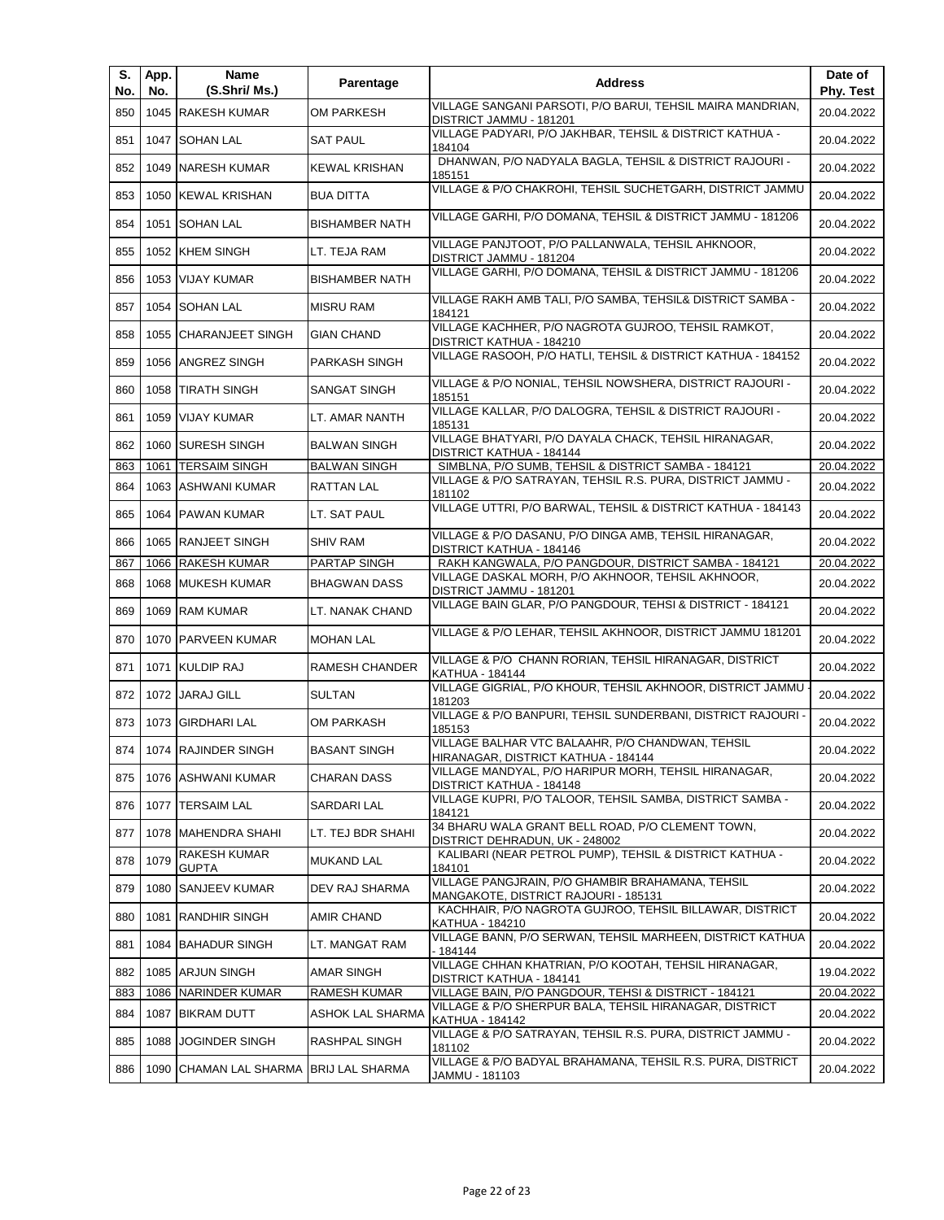| S. No. | App. No. | Name (S.Shri/ Ms.) | Parentage | Address | Date of Phy. Test |
|---|---|---|---|---|---|
| 850 | 1045 | RAKESH KUMAR | OM PARKESH | VILLAGE SANGANI PARSOTI, P/O BARUI, TEHSIL MAIRA MANDRIAN, DISTRICT JAMMU - 181201 | 20.04.2022 |
| 851 | 1047 | SOHAN LAL | SAT PAUL | VILLAGE PADYARI, P/O JAKHBAR, TEHSIL & DISTRICT KATHUA - 184104 | 20.04.2022 |
| 852 | 1049 | NARESH KUMAR | KEWAL KRISHAN | DHANWAN, P/O NADYALA BAGLA, TEHSIL & DISTRICT RAJOURI - 185151 | 20.04.2022 |
| 853 | 1050 | KEWAL KRISHAN | BUA DITTA | VILLAGE & P/O CHAKROHI, TEHSIL SUCHETGARH, DISTRICT JAMMU | 20.04.2022 |
| 854 | 1051 | SOHAN LAL | BISHAMBER NATH | VILLAGE GARHI, P/O DOMANA, TEHSIL & DISTRICT JAMMU - 181206 | 20.04.2022 |
| 855 | 1052 | KHEM SINGH | LT. TEJA RAM | VILLAGE PANJTOOT, P/O PALLANWALA, TEHSIL AHKNOOR, DISTRICT JAMMU - 181204 | 20.04.2022 |
| 856 | 1053 | VIJAY KUMAR | BISHAMBER NATH | VILLAGE GARHI, P/O DOMANA, TEHSIL & DISTRICT JAMMU - 181206 | 20.04.2022 |
| 857 | 1054 | SOHAN LAL | MISRU RAM | VILLAGE RAKH AMB TALI, P/O SAMBA, TEHSIL& DISTRICT SAMBA - 184121 | 20.04.2022 |
| 858 | 1055 | CHARANJEET SINGH | GIAN CHAND | VILLAGE KACHHER, P/O NAGROTA GUJROO, TEHSIL RAMKOT, DISTRICT KATHUA - 184210 | 20.04.2022 |
| 859 | 1056 | ANGREZ SINGH | PARKASH SINGH | VILLAGE RASOOH, P/O HATLI, TEHSIL & DISTRICT KATHUA - 184152 | 20.04.2022 |
| 860 | 1058 | TIRATH SINGH | SANGAT SINGH | VILLAGE & P/O NONIAL, TEHSIL NOWSHERA, DISTRICT RAJOURI - 185151 | 20.04.2022 |
| 861 | 1059 | VIJAY KUMAR | LT. AMAR NANTH | VILLAGE KALLAR, P/O DALOGRA, TEHSIL & DISTRICT RAJOURI - 185131 | 20.04.2022 |
| 862 | 1060 | SURESH SINGH | BALWAN SINGH | VILLAGE BHATYARI, P/O DAYALA CHACK, TEHSIL HIRANAGAR, DISTRICT KATHUA - 184144 | 20.04.2022 |
| 863 | 1061 | TERSAIM SINGH | BALWAN SINGH | SIMBLNA, P/O SUMB, TEHSIL & DISTRICT SAMBA - 184121 | 20.04.2022 |
| 864 | 1063 | ASHWANI KUMAR | RATTAN LAL | VILLAGE & P/O SATRAYAN, TEHSIL R.S. PURA, DISTRICT JAMMU - 181102 | 20.04.2022 |
| 865 | 1064 | PAWAN KUMAR | LT. SAT PAUL | VILLAGE UTTRI, P/O BARWAL, TEHSIL & DISTRICT KATHUA - 184143 | 20.04.2022 |
| 866 | 1065 | RANJEET SINGH | SHIV RAM | VILLAGE & P/O DASANU, P/O DINGA AMB, TEHSIL HIRANAGAR, DISTRICT KATHUA - 184146 | 20.04.2022 |
| 867 | 1066 | RAKESH KUMAR | PARTAP SINGH | RAKH KANGWALA, P/O PANGDOUR, DISTRICT SAMBA - 184121 | 20.04.2022 |
| 868 | 1068 | MUKESH KUMAR | BHAGWAN DASS | VILLAGE DASKAL MORH, P/O AKHNOOR, TEHSIL AKHNOOR, DISTRICT JAMMU - 181201 | 20.04.2022 |
| 869 | 1069 | RAM KUMAR | LT. NANAK CHAND | VILLAGE BAIN GLAR, P/O PANGDOUR, TEHSI & DISTRICT - 184121 | 20.04.2022 |
| 870 | 1070 | PARVEEN KUMAR | MOHAN LAL | VILLAGE & P/O LEHAR, TEHSIL AKHNOOR, DISTRICT JAMMU 181201 | 20.04.2022 |
| 871 | 1071 | KULDIP RAJ | RAMESH CHANDER | VILLAGE & P/O CHANN RORIAN, TEHSIL HIRANAGAR, DISTRICT KATHUA - 184144 | 20.04.2022 |
| 872 | 1072 | JARAJ GILL | SULTAN | VILLAGE GIGRIAL, P/O KHOUR, TEHSIL AKHNOOR, DISTRICT JAMMU - 181203 | 20.04.2022 |
| 873 | 1073 | GIRDHARI LAL | OM PARKASH | VILLAGE & P/O BANPURI, TEHSIL SUNDERBANI, DISTRICT RAJOURI - 185153 | 20.04.2022 |
| 874 | 1074 | RAJINDER SINGH | BASANT SINGH | VILLAGE BALHAR VTC BALAAHR, P/O CHANDWAN, TEHSIL HIRANAGAR, DISTRICT KATHUA - 184144 | 20.04.2022 |
| 875 | 1076 | ASHWANI KUMAR | CHARAN DASS | VILLAGE MANDYAL, P/O HARIPUR MORH, TEHSIL HIRANAGAR, DISTRICT KATHUA - 184148 | 20.04.2022 |
| 876 | 1077 | TERSAIM LAL | SARDARI LAL | VILLAGE KUPRI, P/O TALOOR, TEHSIL SAMBA, DISTRICT SAMBA - 184121 | 20.04.2022 |
| 877 | 1078 | MAHENDRA SHAHI | LT. TEJ BDR SHAHI | 34 BHARU WALA GRANT BELL ROAD, P/O CLEMENT TOWN, DISTRICT DEHRADUN, UK - 248002 | 20.04.2022 |
| 878 | 1079 | RAKESH KUMAR GUPTA | MUKAND LAL | KALIBARI (NEAR PETROL PUMP), TEHSIL & DISTRICT KATHUA - 184101 | 20.04.2022 |
| 879 | 1080 | SANJEEV KUMAR | DEV RAJ SHARMA | VILLAGE PANGJRAIN, P/O GHAMBIR BRAHAMANA, TEHSIL MANGAKOTE, DISTRICT RAJOURI - 185131 | 20.04.2022 |
| 880 | 1081 | RANDHIR SINGH | AMIR CHAND | KACHHAIR, P/O NAGROTA GUJROO, TEHSIL BILLAWAR, DISTRICT KATHUA - 184210 | 20.04.2022 |
| 881 | 1084 | BAHADUR SINGH | LT. MANGAT RAM | VILLAGE BANN, P/O SERWAN, TEHSIL MARHEEN, DISTRICT KATHUA - 184144 | 20.04.2022 |
| 882 | 1085 | ARJUN SINGH | AMAR SINGH | VILLAGE CHHAN KHATRIAN, P/O KOOTAH, TEHSIL HIRANAGAR, DISTRICT KATHUA - 184141 | 19.04.2022 |
| 883 | 1086 | NARINDER KUMAR | RAMESH KUMAR | VILLAGE BAIN, P/O PANGDOUR, TEHSI & DISTRICT - 184121 | 20.04.2022 |
| 884 | 1087 | BIKRAM DUTT | ASHOK LAL SHARMA | VILLAGE & P/O SHERPUR BALA, TEHSIL HIRANAGAR, DISTRICT KATHUA - 184142 | 20.04.2022 |
| 885 | 1088 | JOGINDER SINGH | RASHPAL SINGH | VILLAGE & P/O SATRAYAN, TEHSIL R.S. PURA, DISTRICT JAMMU - 181102 | 20.04.2022 |
| 886 | 1090 | CHAMAN LAL SHARMA | BRIJ LAL SHARMA | VILLAGE & P/O BADYAL BRAHAMANA, TEHSIL R.S. PURA, DISTRICT JAMMU - 181103 | 20.04.2022 |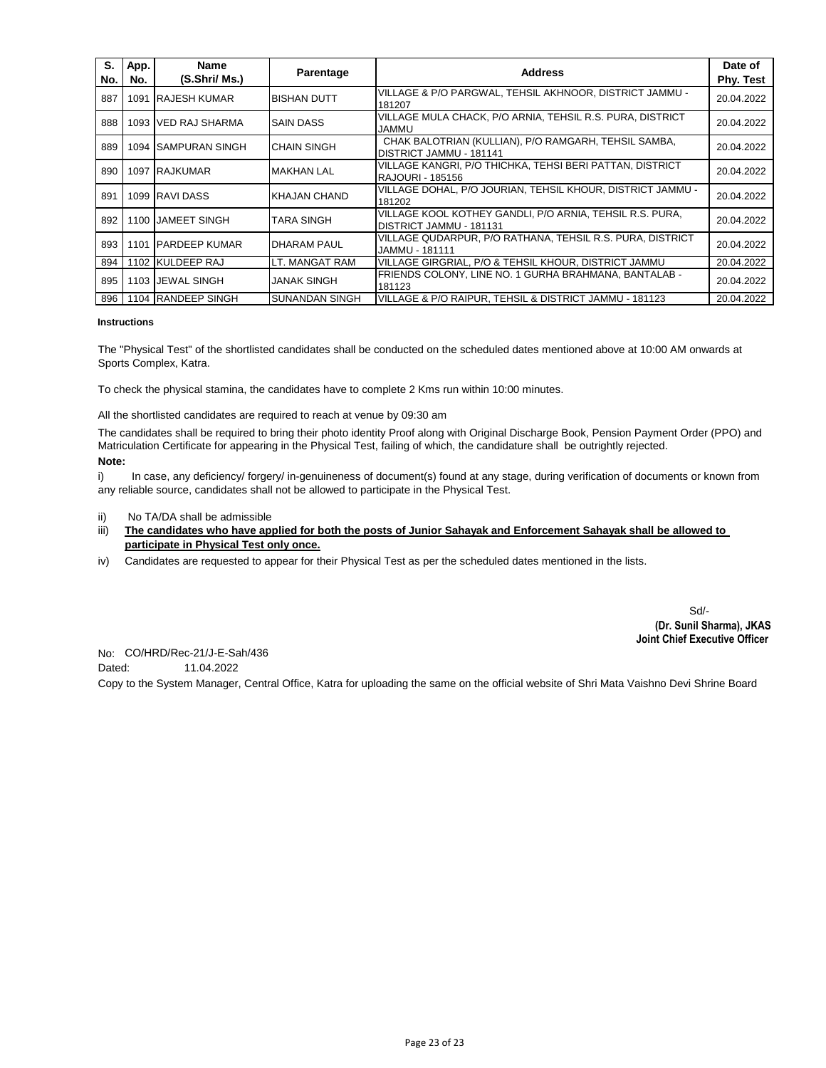| S. No. | App. No. | Name (S.Shri/ Ms.) | Parentage | Address | Date of Phy. Test |
|---|---|---|---|---|---|
| 887 | 1091 | RAJESH KUMAR | BISHAN DUTT | VILLAGE & P/O PARGWAL, TEHSIL AKHNOOR, DISTRICT JAMMU - 181207 | 20.04.2022 |
| 888 | 1093 | VED RAJ SHARMA | SAIN DASS | VILLAGE MULA CHACK, P/O ARNIA, TEHSIL R.S. PURA, DISTRICT JAMMU | 20.04.2022 |
| 889 | 1094 | SAMPURAN SINGH | CHAIN SINGH | CHAK BALOTRIAN (KULLIAN), P/O RAMGARH, TEHSIL SAMBA, DISTRICT JAMMU - 181141 | 20.04.2022 |
| 890 | 1097 | RAJKUMAR | MAKHAN LAL | VILLAGE KANGRI, P/O THICHKA, TEHSI BERI PATTAN, DISTRICT RAJOURI - 185156 | 20.04.2022 |
| 891 | 1099 | RAVI DASS | KHAJAN CHAND | VILLAGE DOHAL, P/O JOURIAN, TEHSIL KHOUR, DISTRICT JAMMU - 181202 | 20.04.2022 |
| 892 | 1100 | JAMEET SINGH | TARA SINGH | VILLAGE KOOL KOTHEY GANDLI, P/O ARNIA, TEHSIL R.S. PURA, DISTRICT JAMMU - 181131 | 20.04.2022 |
| 893 | 1101 | PARDEEP KUMAR | DHARAM PAUL | VILLAGE QUDARPUR, P/O RATHANA, TEHSIL R.S. PURA, DISTRICT JAMMU - 181111 | 20.04.2022 |
| 894 | 1102 | KULDEEP RAJ | LT. MANGAT RAM | VILLAGE GIRGRIAL, P/O & TEHSIL KHOUR, DISTRICT JAMMU | 20.04.2022 |
| 895 | 1103 | JEWAL SINGH | JANAK SINGH | FRIENDS COLONY, LINE NO. 1 GURHA BRAHMANA, BANTALAB - 181123 | 20.04.2022 |
| 896 | 1104 | RANDEEP SINGH | SUNANDAN SINGH | VILLAGE & P/O RAIPUR, TEHSIL & DISTRICT JAMMU - 181123 | 20.04.2022 |

**Instructions**

The "Physical Test" of the shortlisted candidates shall be conducted on the scheduled dates mentioned above at 10:00 AM onwards at Sports Complex, Katra.

To check the physical stamina, the candidates have to complete 2 Kms run within 10:00 minutes.

All the shortlisted candidates are required to reach at venue by 09:30 am

The candidates shall be required to bring their photo identity Proof along with Original Discharge Book, Pension Payment Order (PPO) and Matriculation Certificate for appearing in the Physical Test, failing of which, the candidature shall be outrightly rejected.

**Note:**

i) In case, any deficiency/ forgery/ in-genuineness of document(s) found at any stage, during verification of documents or known from any reliable source, candidates shall not be allowed to participate in the Physical Test.

ii) No TA/DA shall be admissible

iii) **The candidates who have applied for both the posts of Junior Sahayak and Enforcement Sahayak shall be allowed to participate in Physical Test only once.**

iv) Candidates are requested to appear for their Physical Test as per the scheduled dates mentioned in the lists.

Sd/-

**(Dr. Sunil Sharma), JKAS**
**Joint Chief Executive Officer**

No: CO/HRD/Rec-21/J-E-Sah/436

Dated: 11.04.2022

Copy to the System Manager, Central Office, Katra for uploading the same on the official website of Shri Mata Vaishno Devi Shrine Board